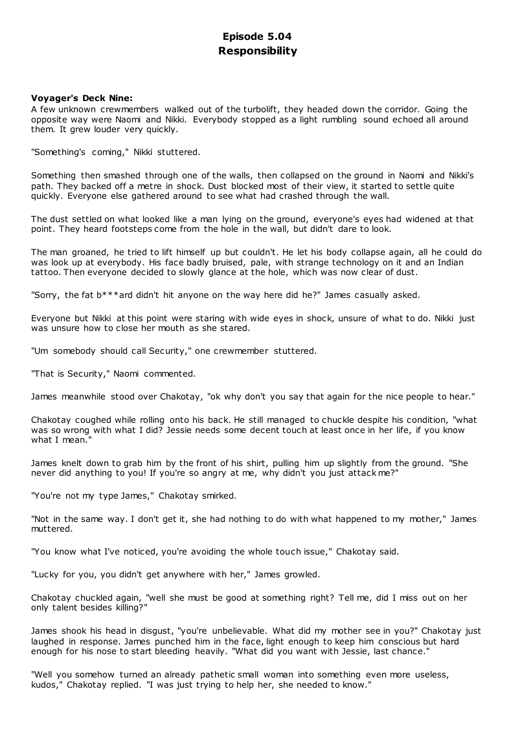# Episode 5.04
# Responsibility

**Voyager's Deck Nine:**

A few unknown crewmembers walked out of the turbolift, they headed down the corridor. Going the opposite way were Naomi and Nikki. Everybody stopped as a light rumbling sound echoed all around them. It grew louder very quickly.

"Something's coming," Nikki stuttered.

Something then smashed through one of the walls, then collapsed on the ground in Naomi and Nikki's path. They backed off a metre in shock. Dust blocked most of their view, it started to settle quite quickly. Everyone else gathered around to see what had crashed through the wall.

The dust settled on what looked like a man lying on the ground, everyone's eyes had widened at that point. They heard footsteps come from the hole in the wall, but didn't dare to look.

The man groaned, he tried to lift himself up but couldn't. He let his body collapse again, all he could do was look up at everybody. His face badly bruised, pale, with strange technology on it and an Indian tattoo. Then everyone decided to slowly glance at the hole, which was now clear of dust.

"Sorry, the fat b***ard didn't hit anyone on the way here did he?" James casually asked.

Everyone but Nikki at this point were staring with wide eyes in shock, unsure of what to do. Nikki just was unsure how to close her mouth as she stared.

"Um somebody should call Security," one crewmember stuttered.

"That is Security," Naomi commented.

James meanwhile stood over Chakotay, "ok why don't you say that again for the nice people to hear."

Chakotay coughed while rolling onto his back. He still managed to chuckle despite his condition, "what was so wrong with what I did? Jessie needs some decent touch at least once in her life, if you know what I mean."

James knelt down to grab him by the front of his shirt, pulling him up slightly from the ground. "She never did anything to you! If you're so angry at me, why didn't you just attack me?"

"You're not my type James," Chakotay smirked.

"Not in the same way. I don't get it, she had nothing to do with what happened to my mother," James muttered.

"You know what I've noticed, you're avoiding the whole touch issue," Chakotay said.

"Lucky for you, you didn't get anywhere with her," James growled.

Chakotay chuckled again, "well she must be good at something right? Tell me, did I miss out on her only talent besides killing?"

James shook his head in disgust, "you're unbelievable. What did my mother see in you?" Chakotay just laughed in response. James punched him in the face, light enough to keep him conscious but hard enough for his nose to start bleeding heavily. "What did you want with Jessie, last chance."

"Well you somehow turned an already pathetic small woman into something even more useless, kudos," Chakotay replied. "I was just trying to help her, she needed to know."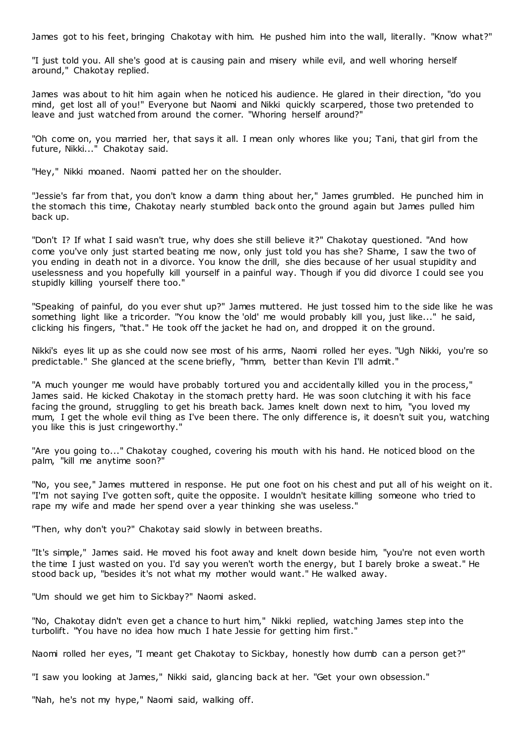James got to his feet, bringing Chakotay with him. He pushed him into the wall, literally. "Know what?"

"I just told you. All she's good at is causing pain and misery while evil, and well whoring herself around," Chakotay replied.

James was about to hit him again when he noticed his audience. He glared in their direction, "do you mind, get lost all of you!" Everyone but Naomi and Nikki quickly scarpered, those two pretended to leave and just watched from around the corner. "Whoring herself around?"

"Oh come on, you married her, that says it all. I mean only whores like you; Tani, that girl from the future, Nikki..." Chakotay said.

"Hey," Nikki moaned. Naomi patted her on the shoulder.

"Jessie's far from that, you don't know a damn thing about her," James grumbled. He punched him in the stomach this time, Chakotay nearly stumbled back onto the ground again but James pulled him back up.

"Don't I? If what I said wasn't true, why does she still believe it?" Chakotay questioned. "And how come you've only just started beating me now, only just told you has she? Shame, I saw the two of you ending in death not in a divorce. You know the drill, she dies because of her usual stupidity and uselessness and you hopefully kill yourself in a painful way. Though if you did divorce I could see you stupidly killing yourself there too."

"Speaking of painful, do you ever shut up?" James muttered. He just tossed him to the side like he was something light like a tricorder. "You know the 'old' me would probably kill you, just like..." he said, clicking his fingers, "that." He took off the jacket he had on, and dropped it on the ground.

Nikki's eyes lit up as she could now see most of his arms, Naomi rolled her eyes. "Ugh Nikki, you're so predictable." She glanced at the scene briefly, "hmm, better than Kevin I'll admit."

"A much younger me would have probably tortured you and accidentally killed you in the process," James said. He kicked Chakotay in the stomach pretty hard. He was soon clutching it with his face facing the ground, struggling to get his breath back. James knelt down next to him, "you loved my mum, I get the whole evil thing as I've been there. The only difference is, it doesn't suit you, watching you like this is just cringeworthy."

"Are you going to..." Chakotay coughed, covering his mouth with his hand. He noticed blood on the palm, "kill me anytime soon?"

"No, you see," James muttered in response. He put one foot on his chest and put all of his weight on it. "I'm not saying I've gotten soft, quite the opposite. I wouldn't hesitate killing someone who tried to rape my wife and made her spend over a year thinking she was useless."

"Then, why don't you?" Chakotay said slowly in between breaths.

"It's simple," James said. He moved his foot away and knelt down beside him, "you're not even worth the time I just wasted on you. I'd say you weren't worth the energy, but I barely broke a sweat." He stood back up, "besides it's not what my mother would want." He walked away.

"Um should we get him to Sickbay?" Naomi asked.

"No, Chakotay didn't even get a chance to hurt him," Nikki replied, watching James step into the turbolift. "You have no idea how much I hate Jessie for getting him first."

Naomi rolled her eyes, "I meant get Chakotay to Sickbay, honestly how dumb can a person get?"

"I saw you looking at James," Nikki said, glancing back at her. "Get your own obsession."

"Nah, he's not my hype," Naomi said, walking off.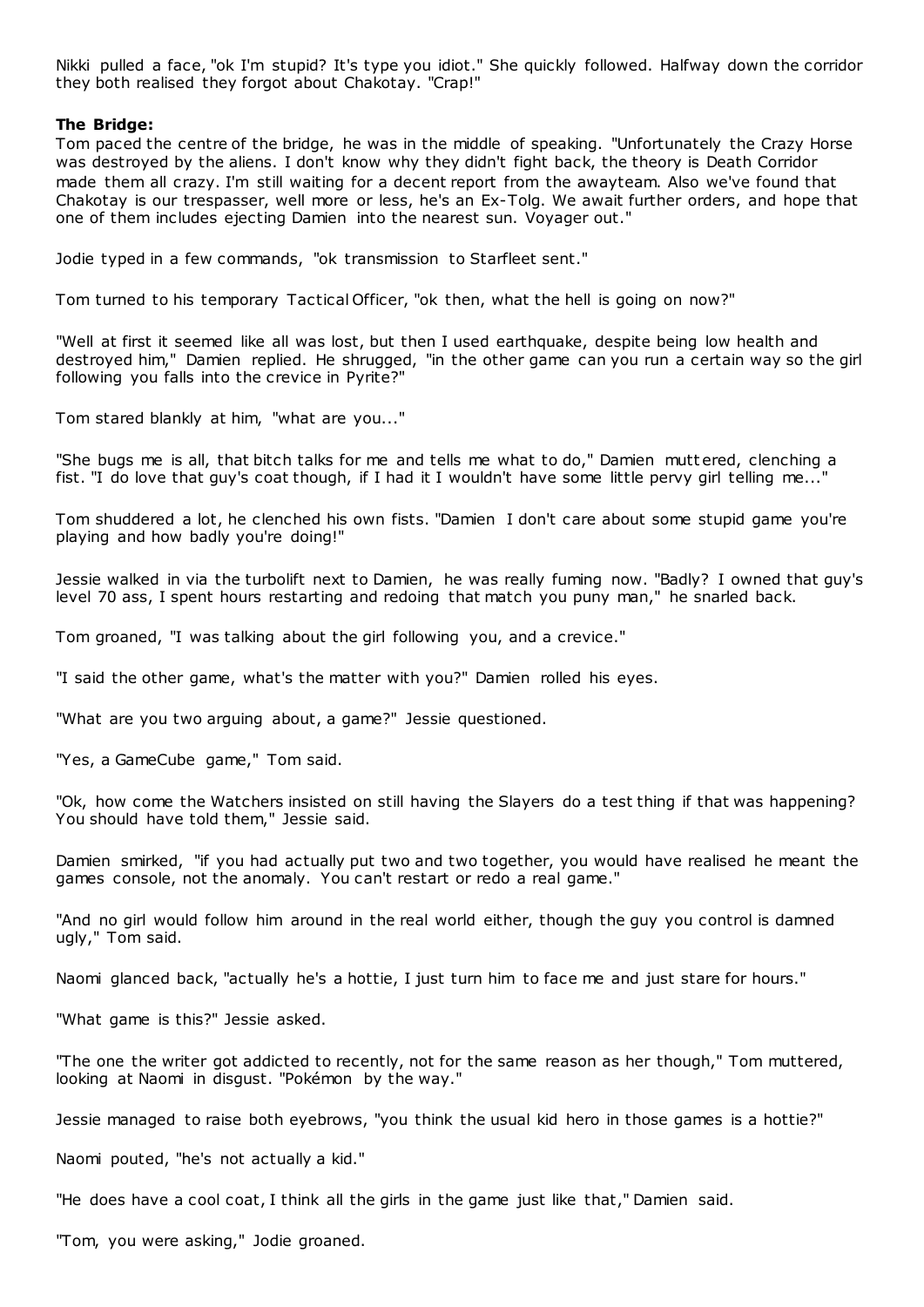Nikki pulled a face, "ok I'm stupid? It's type you idiot." She quickly followed. Halfway down the corridor they both realised they forgot about Chakotay. "Crap!"

**The Bridge:**

Tom paced the centre of the bridge, he was in the middle of speaking. "Unfortunately the Crazy Horse was destroyed by the aliens. I don't know why they didn't fight back, the theory is Death Corridor made them all crazy. I'm still waiting for a decent report from the awayteam. Also we've found that Chakotay is our trespasser, well more or less, he's an Ex-Tolg. We await further orders, and hope that one of them includes ejecting Damien into the nearest sun. Voyager out."

Jodie typed in a few commands, "ok transmission to Starfleet sent."

Tom turned to his temporary Tactical Officer, "ok then, what the hell is going on now?"

"Well at first it seemed like all was lost, but then I used earthquake, despite being low health and destroyed him," Damien replied. He shrugged, "in the other game can you run a certain way so the girl following you falls into the crevice in Pyrite?"

Tom stared blankly at him, "what are you..."

"She bugs me is all, that bitch talks for me and tells me what to do," Damien muttered, clenching a fist. "I do love that guy's coat though, if I had it I wouldn't have some little pervy girl telling me..."

Tom shuddered a lot, he clenched his own fists. "Damien I don't care about some stupid game you're playing and how badly you're doing!"

Jessie walked in via the turbolift next to Damien, he was really fuming now. "Badly? I owned that guy's level 70 ass, I spent hours restarting and redoing that match you puny man," he snarled back.

Tom groaned, "I was talking about the girl following you, and a crevice."

"I said the other game, what's the matter with you?" Damien rolled his eyes.

"What are you two arguing about, a game?" Jessie questioned.

"Yes, a GameCube game," Tom said.

"Ok, how come the Watchers insisted on still having the Slayers do a test thing if that was happening? You should have told them," Jessie said.

Damien smirked, "if you had actually put two and two together, you would have realised he meant the games console, not the anomaly. You can't restart or redo a real game."

"And no girl would follow him around in the real world either, though the guy you control is damned ugly," Tom said.

Naomi glanced back, "actually he's a hottie, I just turn him to face me and just stare for hours."

"What game is this?" Jessie asked.

"The one the writer got addicted to recently, not for the same reason as her though," Tom muttered, looking at Naomi in disgust. "Pokémon by the way."

Jessie managed to raise both eyebrows, "you think the usual kid hero in those games is a hottie?"

Naomi pouted, "he's not actually a kid."

"He does have a cool coat, I think all the girls in the game just like that," Damien said.

"Tom, you were asking," Jodie groaned.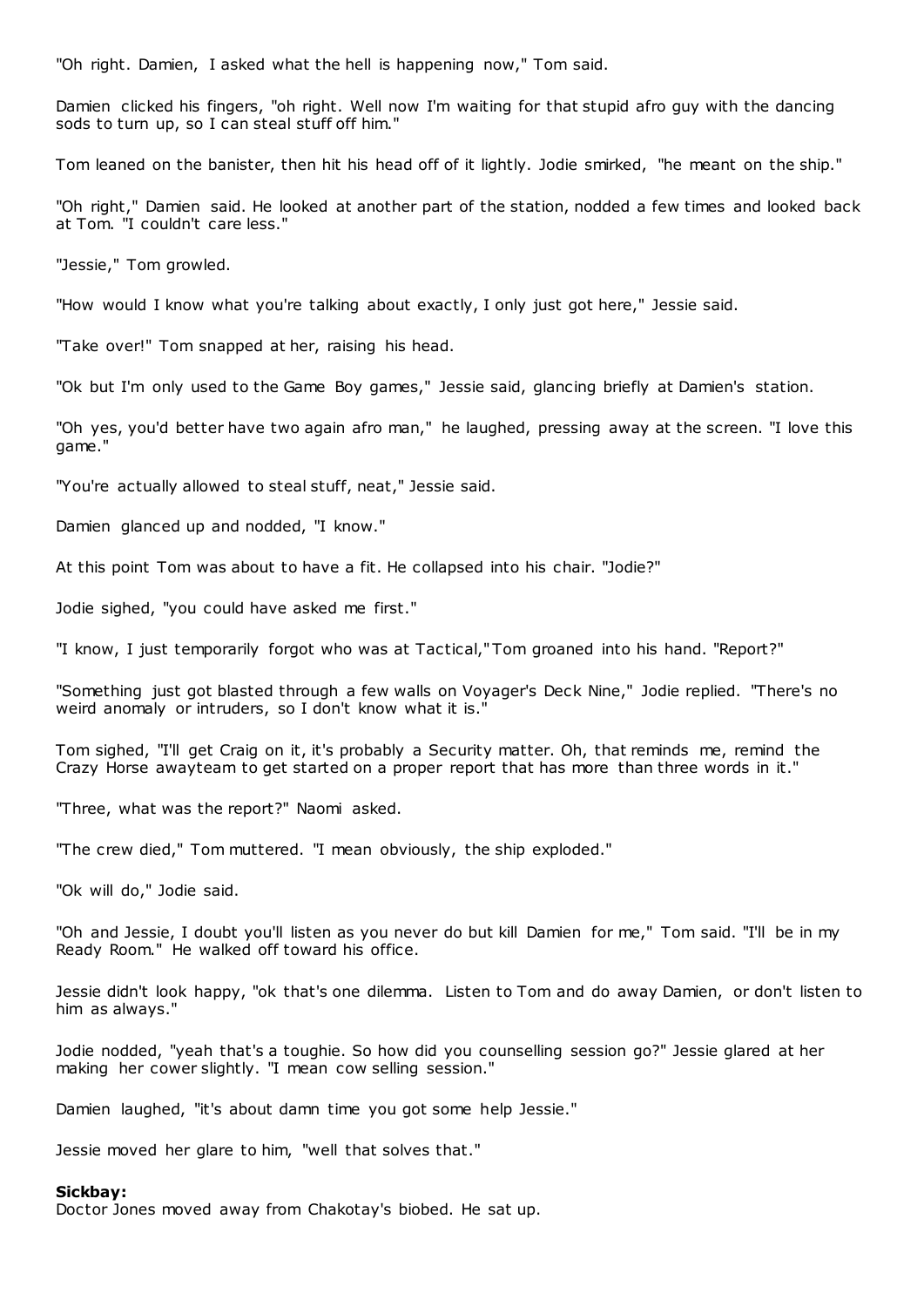"Oh right. Damien, I asked what the hell is happening now," Tom said.

Damien clicked his fingers, "oh right. Well now I'm waiting for that stupid afro guy with the dancing sods to turn up, so I can steal stuff off him."

Tom leaned on the banister, then hit his head off of it lightly. Jodie smirked, "he meant on the ship."

"Oh right," Damien said. He looked at another part of the station, nodded a few times and looked back at Tom. "I couldn't care less."

"Jessie," Tom growled.

"How would I know what you're talking about exactly, I only just got here," Jessie said.

"Take over!" Tom snapped at her, raising his head.

"Ok but I'm only used to the Game Boy games," Jessie said, glancing briefly at Damien's station.

"Oh yes, you'd better have two again afro man," he laughed, pressing away at the screen. "I love this game."

"You're actually allowed to steal stuff, neat," Jessie said.

Damien glanced up and nodded, "I know."

At this point Tom was about to have a fit. He collapsed into his chair. "Jodie?"

Jodie sighed, "you could have asked me first."

"I know, I just temporarily forgot who was at Tactical," Tom groaned into his hand. "Report?"

"Something just got blasted through a few walls on Voyager's Deck Nine," Jodie replied. "There's no weird anomaly or intruders, so I don't know what it is."

Tom sighed, "I'll get Craig on it, it's probably a Security matter. Oh, that reminds me, remind the Crazy Horse awayteam to get started on a proper report that has more than three words in it."

"Three, what was the report?" Naomi asked.

"The crew died," Tom muttered. "I mean obviously, the ship exploded."

"Ok will do," Jodie said.

"Oh and Jessie, I doubt you'll listen as you never do but kill Damien for me," Tom said. "I'll be in my Ready Room." He walked off toward his office.

Jessie didn't look happy, "ok that's one dilemma. Listen to Tom and do away Damien, or don't listen to him as always."

Jodie nodded, "yeah that's a toughie. So how did you counselling session go?" Jessie glared at her making her cower slightly. "I mean cow selling session."

Damien laughed, "it's about damn time you got some help Jessie."

Jessie moved her glare to him, "well that solves that."

**Sickbay:**
Doctor Jones moved away from Chakotay's biobed. He sat up.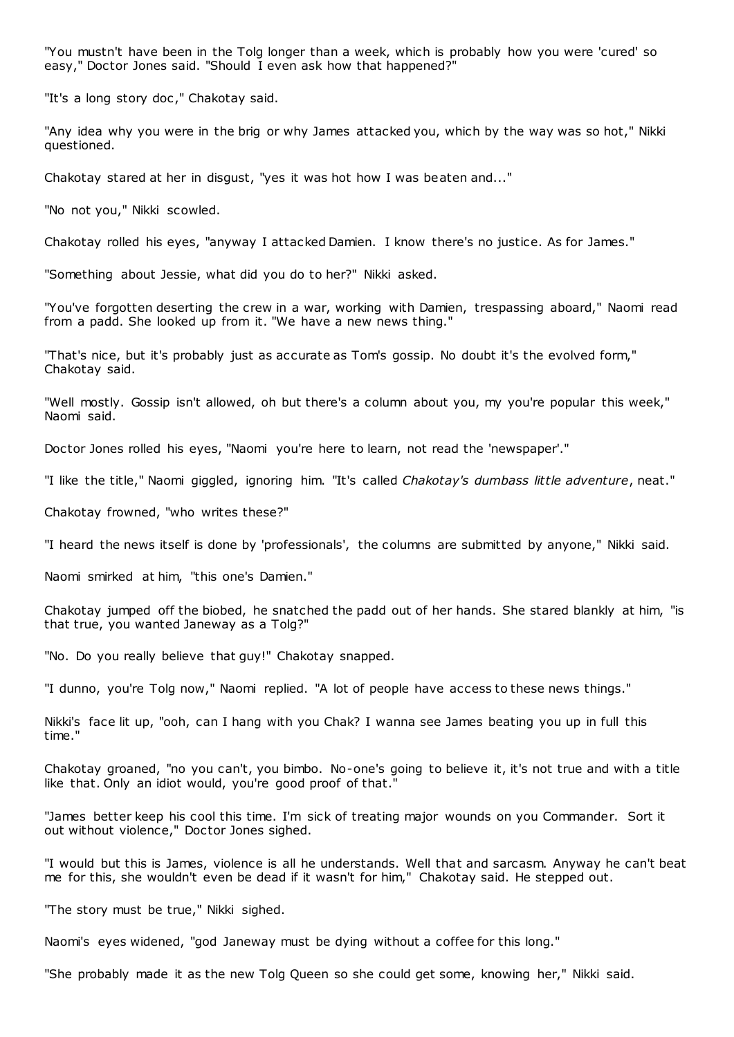"You mustn't have been in the Tolg longer than a week, which is probably how you were 'cured' so easy," Doctor Jones said. "Should I even ask how that happened?"

"It's a long story doc," Chakotay said.

"Any idea why you were in the brig or why James attacked you, which by the way was so hot," Nikki questioned.

Chakotay stared at her in disgust, "yes it was hot how I was beaten and..."

"No not you," Nikki scowled.

Chakotay rolled his eyes, "anyway I attacked Damien. I know there's no justice. As for James."

"Something about Jessie, what did you do to her?" Nikki asked.

"You've forgotten deserting the crew in a war, working with Damien, trespassing aboard," Naomi read from a padd. She looked up from it. "We have a new news thing."

"That's nice, but it's probably just as accurate as Tom's gossip. No doubt it's the evolved form," Chakotay said.

"Well mostly. Gossip isn't allowed, oh but there's a column about you, my you're popular this week," Naomi said.

Doctor Jones rolled his eyes, "Naomi you're here to learn, not read the 'newspaper'."

"I like the title," Naomi giggled, ignoring him. "It's called *Chakotay's dumbass little adventure*, neat."

Chakotay frowned, "who writes these?"

"I heard the news itself is done by 'professionals', the columns are submitted by anyone," Nikki said.

Naomi smirked at him, "this one's Damien."

Chakotay jumped off the biobed, he snatched the padd out of her hands. She stared blankly at him, "is that true, you wanted Janeway as a Tolg?"

"No. Do you really believe that guy!" Chakotay snapped.

"I dunno, you're Tolg now," Naomi replied. "A lot of people have access to these news things."

Nikki's face lit up, "ooh, can I hang with you Chak? I wanna see James beating you up in full this time."

Chakotay groaned, "no you can't, you bimbo. No-one's going to believe it, it's not true and with a title like that. Only an idiot would, you're good proof of that."

"James better keep his cool this time. I'm sick of treating major wounds on you Commander. Sort it out without violence," Doctor Jones sighed.

"I would but this is James, violence is all he understands. Well that and sarcasm. Anyway he can't beat me for this, she wouldn't even be dead if it wasn't for him," Chakotay said. He stepped out.

"The story must be true," Nikki sighed.

Naomi's eyes widened, "god Janeway must be dying without a coffee for this long."

"She probably made it as the new Tolg Queen so she could get some, knowing her," Nikki said.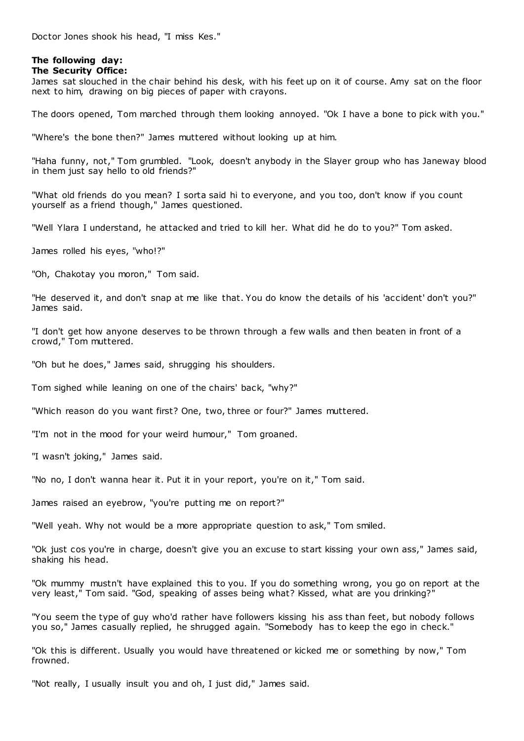Doctor Jones shook his head, "I miss Kes."

**The following day:**
**The Security Office:**

James sat slouched in the chair behind his desk, with his feet up on it of course. Amy sat on the floor next to him, drawing on big pieces of paper with crayons.

The doors opened, Tom marched through them looking annoyed. "Ok I have a bone to pick with you."

"Where's the bone then?" James muttered without looking up at him.

"Haha funny, not," Tom grumbled. "Look, doesn't anybody in the Slayer group who has Janeway blood in them just say hello to old friends?"

"What old friends do you mean? I sorta said hi to everyone, and you too, don't know if you count yourself as a friend though," James questioned.

"Well Ylara I understand, he attacked and tried to kill her. What did he do to you?" Tom asked.

James rolled his eyes, "who!?"

"Oh, Chakotay you moron," Tom said.

"He deserved it, and don't snap at me like that. You do know the details of his 'accident' don't you?" James said.

"I don't get how anyone deserves to be thrown through a few walls and then beaten in front of a crowd," Tom muttered.

"Oh but he does," James said, shrugging his shoulders.

Tom sighed while leaning on one of the chairs' back, "why?"

"Which reason do you want first? One, two, three or four?" James muttered.

"I'm not in the mood for your weird humour," Tom groaned.

"I wasn't joking," James said.

"No no, I don't wanna hear it. Put it in your report, you're on it," Tom said.

James raised an eyebrow, "you're putting me on report?"

"Well yeah. Why not would be a more appropriate question to ask," Tom smiled.

"Ok just cos you're in charge, doesn't give you an excuse to start kissing your own ass," James said, shaking his head.

"Ok mummy mustn't have explained this to you. If you do something wrong, you go on report at the very least," Tom said. "God, speaking of asses being what? Kissed, what are you drinking?"

"You seem the type of guy who'd rather have followers kissing his ass than feet, but nobody follows you so," James casually replied, he shrugged again. "Somebody has to keep the ego in check."

"Ok this is different. Usually you would have threatened or kicked me or something by now," Tom frowned.

"Not really, I usually insult you and oh, I just did," James said.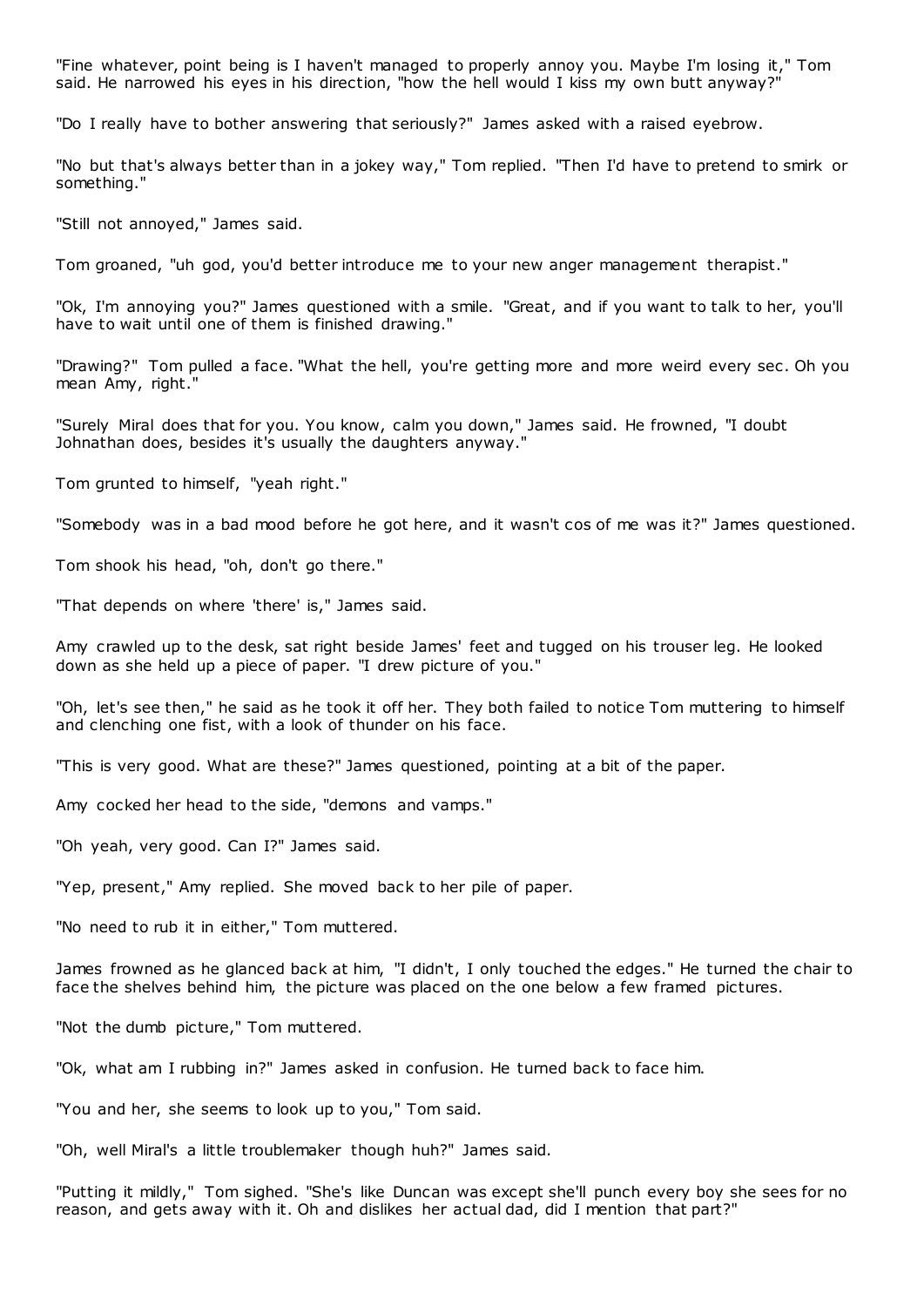"Fine whatever, point being is I haven't managed to properly annoy you. Maybe I'm losing it," Tom said. He narrowed his eyes in his direction, "how the hell would I kiss my own butt anyway?"

"Do I really have to bother answering that seriously?" James asked with a raised eyebrow.

"No but that's always better than in a jokey way," Tom replied. "Then I'd have to pretend to smirk or something."

"Still not annoyed," James said.

Tom groaned, "uh god, you'd better introduce me to your new anger management therapist."

"Ok, I'm annoying you?" James questioned with a smile. "Great, and if you want to talk to her, you'll have to wait until one of them is finished drawing."

"Drawing?" Tom pulled a face. "What the hell, you're getting more and more weird every sec. Oh you mean Amy, right."

"Surely Miral does that for you. You know, calm you down," James said. He frowned, "I doubt Johnathan does, besides it's usually the daughters anyway."

Tom grunted to himself, "yeah right."

"Somebody was in a bad mood before he got here, and it wasn't cos of me was it?" James questioned.

Tom shook his head, "oh, don't go there."

"That depends on where 'there' is," James said.

Amy crawled up to the desk, sat right beside James' feet and tugged on his trouser leg. He looked down as she held up a piece of paper. "I drew picture of you."

"Oh, let's see then," he said as he took it off her. They both failed to notice Tom muttering to himself and clenching one fist, with a look of thunder on his face.

"This is very good. What are these?" James questioned, pointing at a bit of the paper.

Amy cocked her head to the side, "demons and vamps."

"Oh yeah, very good. Can I?" James said.

"Yep, present," Amy replied. She moved back to her pile of paper.

"No need to rub it in either," Tom muttered.

James frowned as he glanced back at him, "I didn't, I only touched the edges." He turned the chair to face the shelves behind him, the picture was placed on the one below a few framed pictures.

"Not the dumb picture," Tom muttered.

"Ok, what am I rubbing in?" James asked in confusion. He turned back to face him.

"You and her, she seems to look up to you," Tom said.

"Oh, well Miral's a little troublemaker though huh?" James said.

"Putting it mildly," Tom sighed. "She's like Duncan was except she'll punch every boy she sees for no reason, and gets away with it. Oh and dislikes her actual dad, did I mention that part?"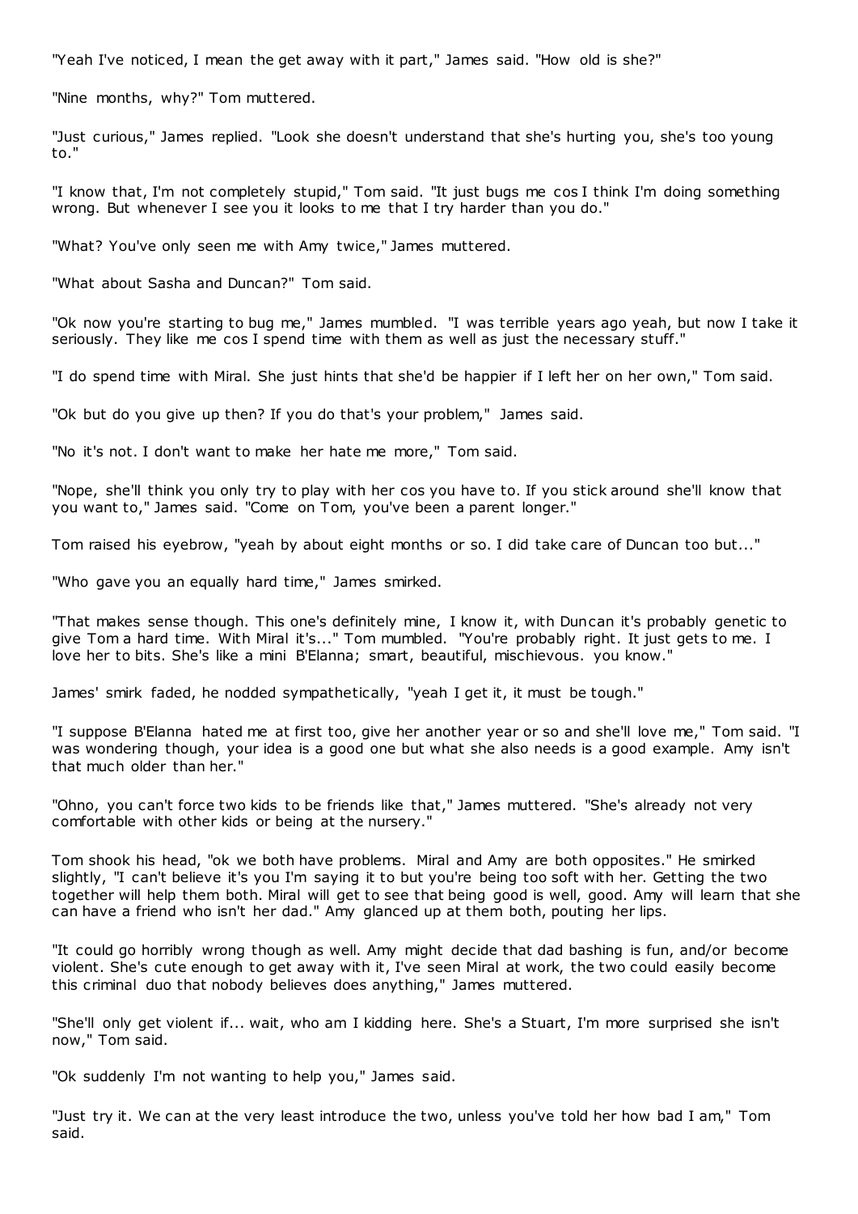"Yeah I've noticed, I mean the get away with it part," James said. "How old is she?"

"Nine months, why?" Tom muttered.

"Just curious," James replied. "Look she doesn't understand that she's hurting you, she's too young to."

"I know that, I'm not completely stupid," Tom said. "It just bugs me cos I think I'm doing something wrong. But whenever I see you it looks to me that I try harder than you do."

"What? You've only seen me with Amy twice," James muttered.

"What about Sasha and Duncan?" Tom said.

"Ok now you're starting to bug me," James mumbled. "I was terrible years ago yeah, but now I take it seriously. They like me cos I spend time with them as well as just the necessary stuff."

"I do spend time with Miral. She just hints that she'd be happier if I left her on her own," Tom said.

"Ok but do you give up then? If you do that's your problem," James said.

"No it's not. I don't want to make her hate me more," Tom said.

"Nope, she'll think you only try to play with her cos you have to. If you stick around she'll know that you want to," James said. "Come on Tom, you've been a parent longer."

Tom raised his eyebrow, "yeah by about eight months or so. I did take care of Duncan too but..."

"Who gave you an equally hard time," James smirked.

"That makes sense though. This one's definitely mine, I know it, with Duncan it's probably genetic to give Tom a hard time. With Miral it's..." Tom mumbled. "You're probably right. It just gets to me. I love her to bits. She's like a mini B'Elanna; smart, beautiful, mischievous. you know."

James' smirk faded, he nodded sympathetically, "yeah I get it, it must be tough."

"I suppose B'Elanna hated me at first too, give her another year or so and she'll love me," Tom said. "I was wondering though, your idea is a good one but what she also needs is a good example. Amy isn't that much older than her."

"Ohno, you can't force two kids to be friends like that," James muttered. "She's already not very comfortable with other kids or being at the nursery."

Tom shook his head, "ok we both have problems. Miral and Amy are both opposites." He smirked slightly, "I can't believe it's you I'm saying it to but you're being too soft with her. Getting the two together will help them both. Miral will get to see that being good is well, good. Amy will learn that she can have a friend who isn't her dad." Amy glanced up at them both, pouting her lips.

"It could go horribly wrong though as well. Amy might decide that dad bashing is fun, and/or become violent. She's cute enough to get away with it, I've seen Miral at work, the two could easily become this criminal duo that nobody believes does anything," James muttered.

"She'll only get violent if... wait, who am I kidding here. She's a Stuart, I'm more surprised she isn't now," Tom said.

"Ok suddenly I'm not wanting to help you," James said.

"Just try it. We can at the very least introduce the two, unless you've told her how bad I am," Tom said.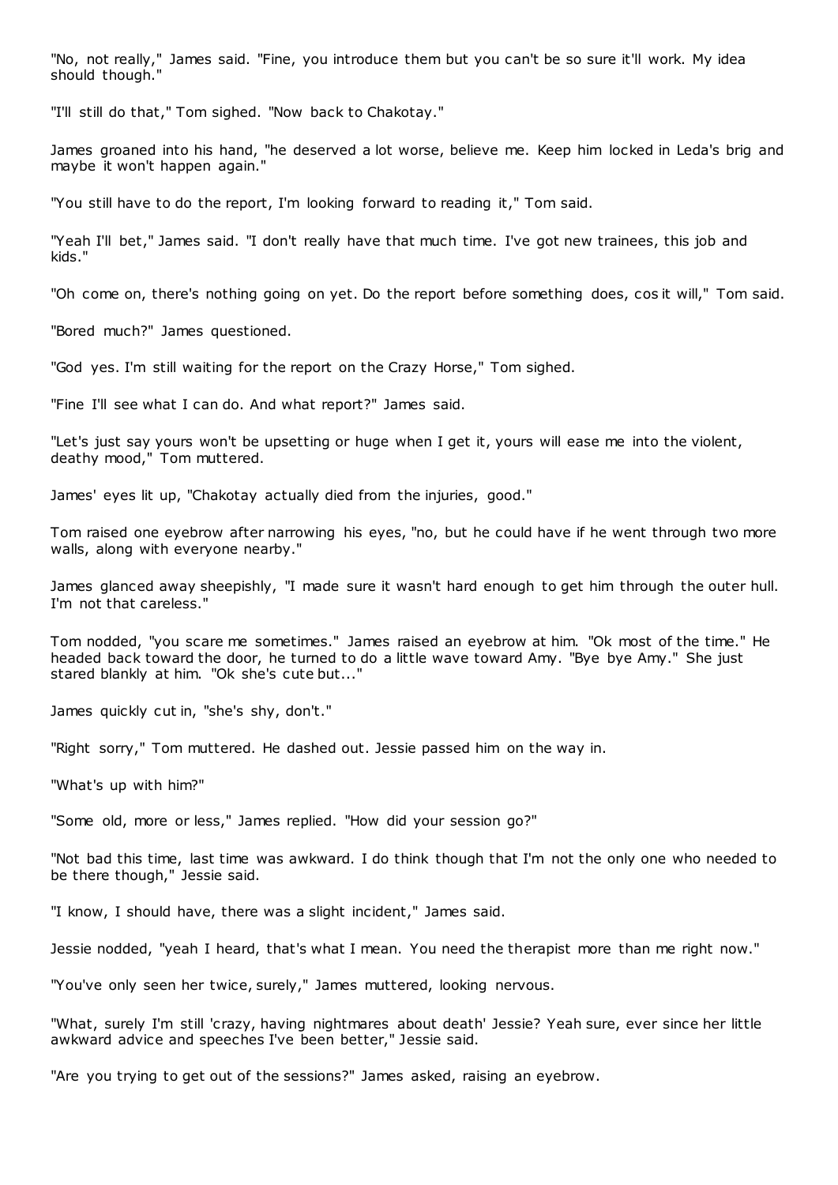"No, not really," James said. "Fine, you introduce them but you can't be so sure it'll work. My idea should though."

"I'll still do that," Tom sighed. "Now back to Chakotay."

James groaned into his hand, "he deserved a lot worse, believe me. Keep him locked in Leda's brig and maybe it won't happen again."

"You still have to do the report, I'm looking forward to reading it," Tom said.

"Yeah I'll bet," James said. "I don't really have that much time. I've got new trainees, this job and kids."

"Oh come on, there's nothing going on yet. Do the report before something does, cos it will," Tom said.

"Bored much?" James questioned.

"God yes. I'm still waiting for the report on the Crazy Horse," Tom sighed.

"Fine I'll see what I can do. And what report?" James said.

"Let's just say yours won't be upsetting or huge when I get it, yours will ease me into the violent, deathy mood," Tom muttered.

James' eyes lit up, "Chakotay actually died from the injuries, good."

Tom raised one eyebrow after narrowing his eyes, "no, but he could have if he went through two more walls, along with everyone nearby."

James glanced away sheepishly, "I made sure it wasn't hard enough to get him through the outer hull. I'm not that careless."

Tom nodded, "you scare me sometimes." James raised an eyebrow at him. "Ok most of the time." He headed back toward the door, he turned to do a little wave toward Amy. "Bye bye Amy." She just stared blankly at him. "Ok she's cute but..."

James quickly cut in, "she's shy, don't."

"Right sorry," Tom muttered. He dashed out. Jessie passed him on the way in.

"What's up with him?"

"Some old, more or less," James replied. "How did your session go?"

"Not bad this time, last time was awkward. I do think though that I'm not the only one who needed to be there though," Jessie said.

"I know, I should have, there was a slight incident," James said.

Jessie nodded, "yeah I heard, that's what I mean. You need the therapist more than me right now."

"You've only seen her twice, surely," James muttered, looking nervous.

"What, surely I'm still 'crazy, having nightmares about death' Jessie? Yeah sure, ever since her little awkward advice and speeches I've been better," Jessie said.

"Are you trying to get out of the sessions?" James asked, raising an eyebrow.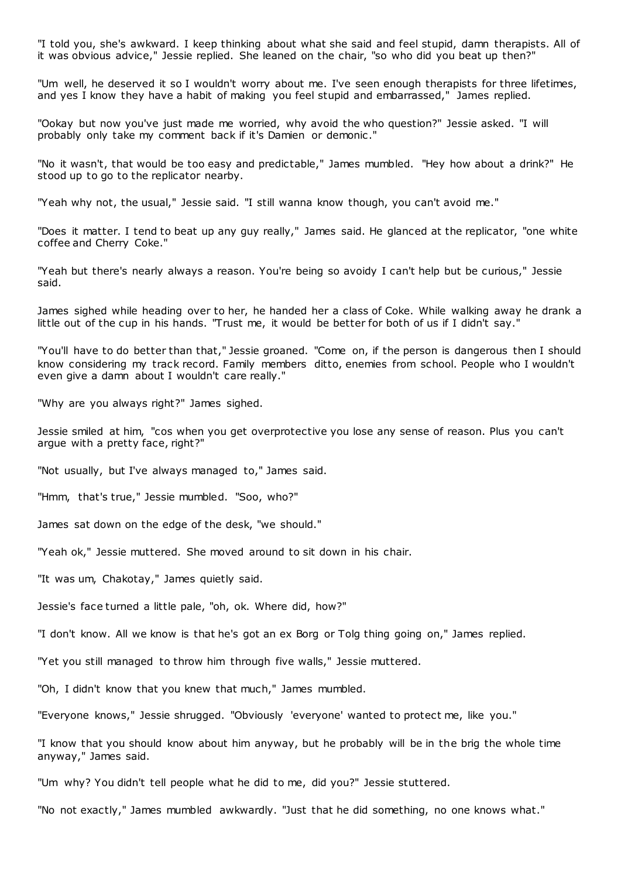"I told you, she's awkward. I keep thinking about what she said and feel stupid, damn therapists. All of it was obvious advice," Jessie replied. She leaned on the chair, "so who did you beat up then?"

"Um well, he deserved it so I wouldn't worry about me. I've seen enough therapists for three lifetimes, and yes I know they have a habit of making you feel stupid and embarrassed," James replied.

"Ookay but now you've just made me worried, why avoid the who question?" Jessie asked. "I will probably only take my comment back if it's Damien or demonic."

"No it wasn't, that would be too easy and predictable," James mumbled. "Hey how about a drink?" He stood up to go to the replicator nearby.

"Yeah why not, the usual," Jessie said. "I still wanna know though, you can't avoid me."

"Does it matter. I tend to beat up any guy really," James said. He glanced at the replicator, "one white coffee and Cherry Coke."

"Yeah but there's nearly always a reason. You're being so avoidy I can't help but be curious," Jessie said.

James sighed while heading over to her, he handed her a class of Coke. While walking away he drank a little out of the cup in his hands. "Trust me, it would be better for both of us if I didn't say."

"You'll have to do better than that," Jessie groaned. "Come on, if the person is dangerous then I should know considering my track record. Family members ditto, enemies from school. People who I wouldn't even give a damn about I wouldn't care really."

"Why are you always right?" James sighed.

Jessie smiled at him, "cos when you get overprotective you lose any sense of reason. Plus you can't argue with a pretty face, right?"

"Not usually, but I've always managed to," James said.

"Hmm, that's true," Jessie mumbled. "Soo, who?"

James sat down on the edge of the desk, "we should."

"Yeah ok," Jessie muttered. She moved around to sit down in his chair.

"It was um, Chakotay," James quietly said.

Jessie's face turned a little pale, "oh, ok. Where did, how?"

"I don't know. All we know is that he's got an ex Borg or Tolg thing going on," James replied.

"Yet you still managed to throw him through five walls," Jessie muttered.

"Oh, I didn't know that you knew that much," James mumbled.

"Everyone knows," Jessie shrugged. "Obviously 'everyone' wanted to protect me, like you."

"I know that you should know about him anyway, but he probably will be in the brig the whole time anyway," James said.

"Um why? You didn't tell people what he did to me, did you?" Jessie stuttered.

"No not exactly," James mumbled awkwardly. "Just that he did something, no one knows what."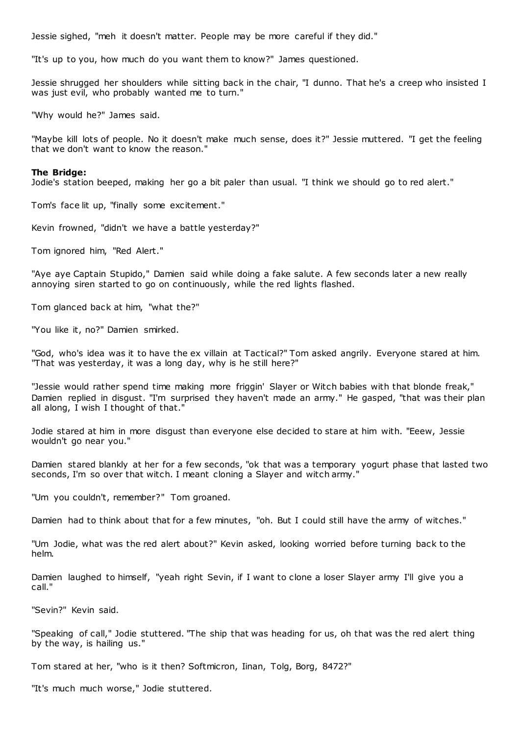Jessie sighed, "meh it doesn't matter. People may be more careful if they did."

"It's up to you, how much do you want them to know?" James questioned.

Jessie shrugged her shoulders while sitting back in the chair, "I dunno. That he's a creep who insisted I was just evil, who probably wanted me to turn."

"Why would he?" James said.

"Maybe kill lots of people. No it doesn't make much sense, does it?" Jessie muttered. "I get the feeling that we don't want to know the reason."

**The Bridge:**
Jodie's station beeped, making her go a bit paler than usual. "I think we should go to red alert."

Tom's face lit up, "finally some excitement."

Kevin frowned, "didn't we have a battle yesterday?"

Tom ignored him, "Red Alert."

"Aye aye Captain Stupido," Damien said while doing a fake salute. A few seconds later a new really annoying siren started to go on continuously, while the red lights flashed.

Tom glanced back at him, "what the?"

"You like it, no?" Damien smirked.

"God, who's idea was it to have the ex villain at Tactical?" Tom asked angrily. Everyone stared at him. "That was yesterday, it was a long day, why is he still here?"

"Jessie would rather spend time making more friggin' Slayer or Witch babies with that blonde freak," Damien replied in disgust. "I'm surprised they haven't made an army." He gasped, "that was their plan all along, I wish I thought of that."

Jodie stared at him in more disgust than everyone else decided to stare at him with. "Eeew, Jessie wouldn't go near you."

Damien stared blankly at her for a few seconds, "ok that was a temporary yogurt phase that lasted two seconds, I'm so over that witch. I meant cloning a Slayer and witch army."

"Um you couldn't, remember?" Tom groaned.

Damien had to think about that for a few minutes, "oh. But I could still have the army of witches."

"Um Jodie, what was the red alert about?" Kevin asked, looking worried before turning back to the helm.

Damien laughed to himself, "yeah right Sevin, if I want to clone a loser Slayer army I'll give you a call."

"Sevin?" Kevin said.

"Speaking of call," Jodie stuttered. "The ship that was heading for us, oh that was the red alert thing by the way, is hailing us."

Tom stared at her, "who is it then? Softmicron, Iinan, Tolg, Borg, 8472?"

"It's much much worse," Jodie stuttered.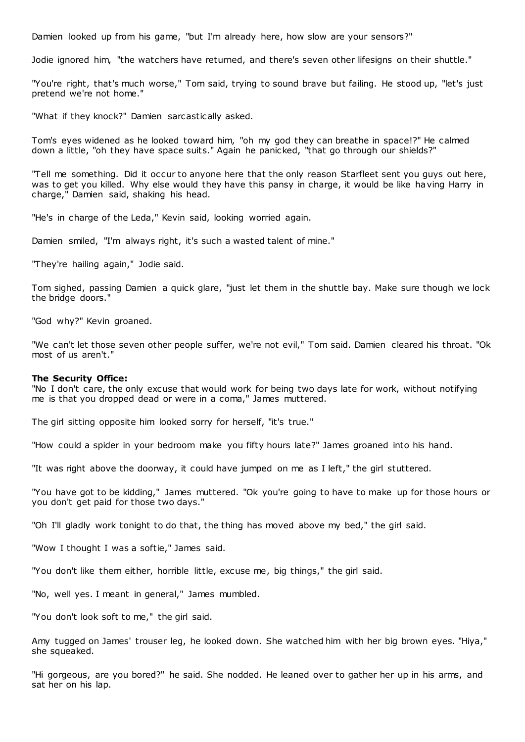Damien looked up from his game, "but I'm already here, how slow are your sensors?"

Jodie ignored him, "the watchers have returned, and there's seven other lifesigns on their shuttle."

"You're right, that's much worse," Tom said, trying to sound brave but failing. He stood up, "let's just pretend we're not home."

"What if they knock?" Damien sarcastically asked.

Tom's eyes widened as he looked toward him, "oh my god they can breathe in space!?" He calmed down a little, "oh they have space suits." Again he panicked, "that go through our shields?"

"Tell me something. Did it occur to anyone here that the only reason Starfleet sent you guys out here, was to get you killed. Why else would they have this pansy in charge, it would be like having Harry in charge," Damien said, shaking his head.

"He's in charge of the Leda," Kevin said, looking worried again.

Damien smiled, "I'm always right, it's such a wasted talent of mine."

"They're hailing again," Jodie said.

Tom sighed, passing Damien a quick glare, "just let them in the shuttle bay. Make sure though we lock the bridge doors."

"God why?" Kevin groaned.

"We can't let those seven other people suffer, we're not evil," Tom said. Damien cleared his throat. "Ok most of us aren't."

**The Security Office:**

"No I don't care, the only excuse that would work for being two days late for work, without notifying me is that you dropped dead or were in a coma," James muttered.

The girl sitting opposite him looked sorry for herself, "it's true."

"How could a spider in your bedroom make you fifty hours late?" James groaned into his hand.

"It was right above the doorway, it could have jumped on me as I left," the girl stuttered.

"You have got to be kidding," James muttered. "Ok you're going to have to make up for those hours or you don't get paid for those two days."

"Oh I'll gladly work tonight to do that, the thing has moved above my bed," the girl said.

"Wow I thought I was a softie," James said.

"You don't like them either, horrible little, excuse me, big things," the girl said.

"No, well yes. I meant in general," James mumbled.

"You don't look soft to me," the girl said.

Amy tugged on James' trouser leg, he looked down. She watched him with her big brown eyes. "Hiya," she squeaked.

"Hi gorgeous, are you bored?" he said. She nodded. He leaned over to gather her up in his arms, and sat her on his lap.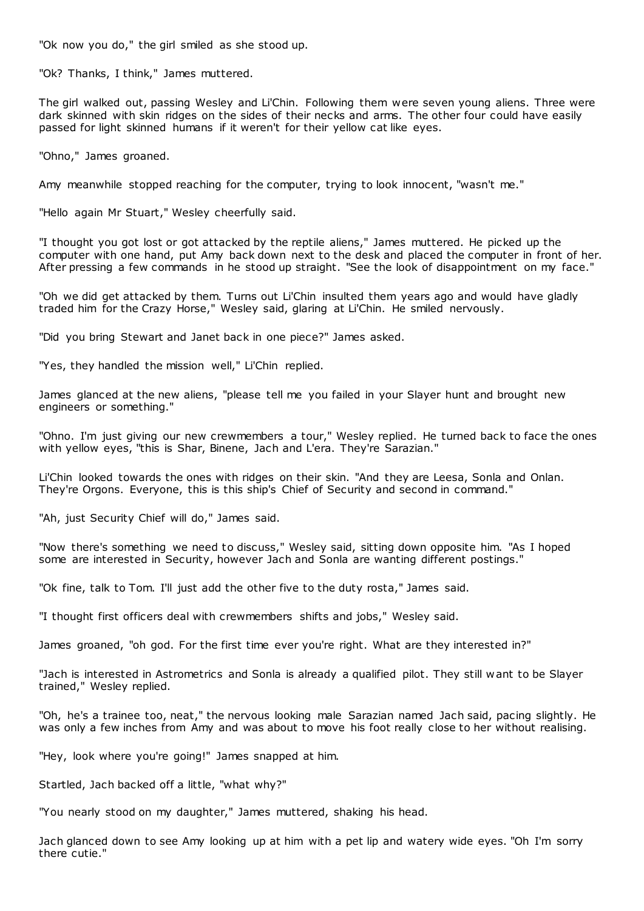"Ok now you do," the girl smiled as she stood up.

"Ok? Thanks, I think," James muttered.

The girl walked out, passing Wesley and Li'Chin. Following them were seven young aliens. Three were dark skinned with skin ridges on the sides of their necks and arms. The other four could have easily passed for light skinned humans if it weren't for their yellow cat like eyes.

"Ohno," James groaned.

Amy meanwhile stopped reaching for the computer, trying to look innocent, "wasn't me."

"Hello again Mr Stuart," Wesley cheerfully said.

"I thought you got lost or got attacked by the reptile aliens," James muttered. He picked up the computer with one hand, put Amy back down next to the desk and placed the computer in front of her. After pressing a few commands in he stood up straight. "See the look of disappointment on my face."

"Oh we did get attacked by them. Turns out Li'Chin insulted them years ago and would have gladly traded him for the Crazy Horse," Wesley said, glaring at Li'Chin. He smiled nervously.

"Did you bring Stewart and Janet back in one piece?" James asked.

"Yes, they handled the mission well," Li'Chin replied.

James glanced at the new aliens, "please tell me you failed in your Slayer hunt and brought new engineers or something."

"Ohno. I'm just giving our new crewmembers a tour," Wesley replied. He turned back to face the ones with yellow eyes, "this is Shar, Binene, Jach and L'era. They're Sarazian."

Li'Chin looked towards the ones with ridges on their skin. "And they are Leesa, Sonla and Onlan. They're Orgons. Everyone, this is this ship's Chief of Security and second in command."

"Ah, just Security Chief will do," James said.

"Now there's something we need to discuss," Wesley said, sitting down opposite him. "As I hoped some are interested in Security, however Jach and Sonla are wanting different postings."

"Ok fine, talk to Tom. I'll just add the other five to the duty rosta," James said.

"I thought first officers deal with crewmembers shifts and jobs," Wesley said.

James groaned, "oh god. For the first time ever you're right. What are they interested in?"

"Jach is interested in Astrometrics and Sonla is already a qualified pilot. They still want to be Slayer trained," Wesley replied.

"Oh, he's a trainee too, neat," the nervous looking male Sarazian named Jach said, pacing slightly. He was only a few inches from Amy and was about to move his foot really close to her without realising.

"Hey, look where you're going!" James snapped at him.

Startled, Jach backed off a little, "what why?"

"You nearly stood on my daughter," James muttered, shaking his head.

Jach glanced down to see Amy looking up at him with a pet lip and watery wide eyes. "Oh I'm sorry there cutie."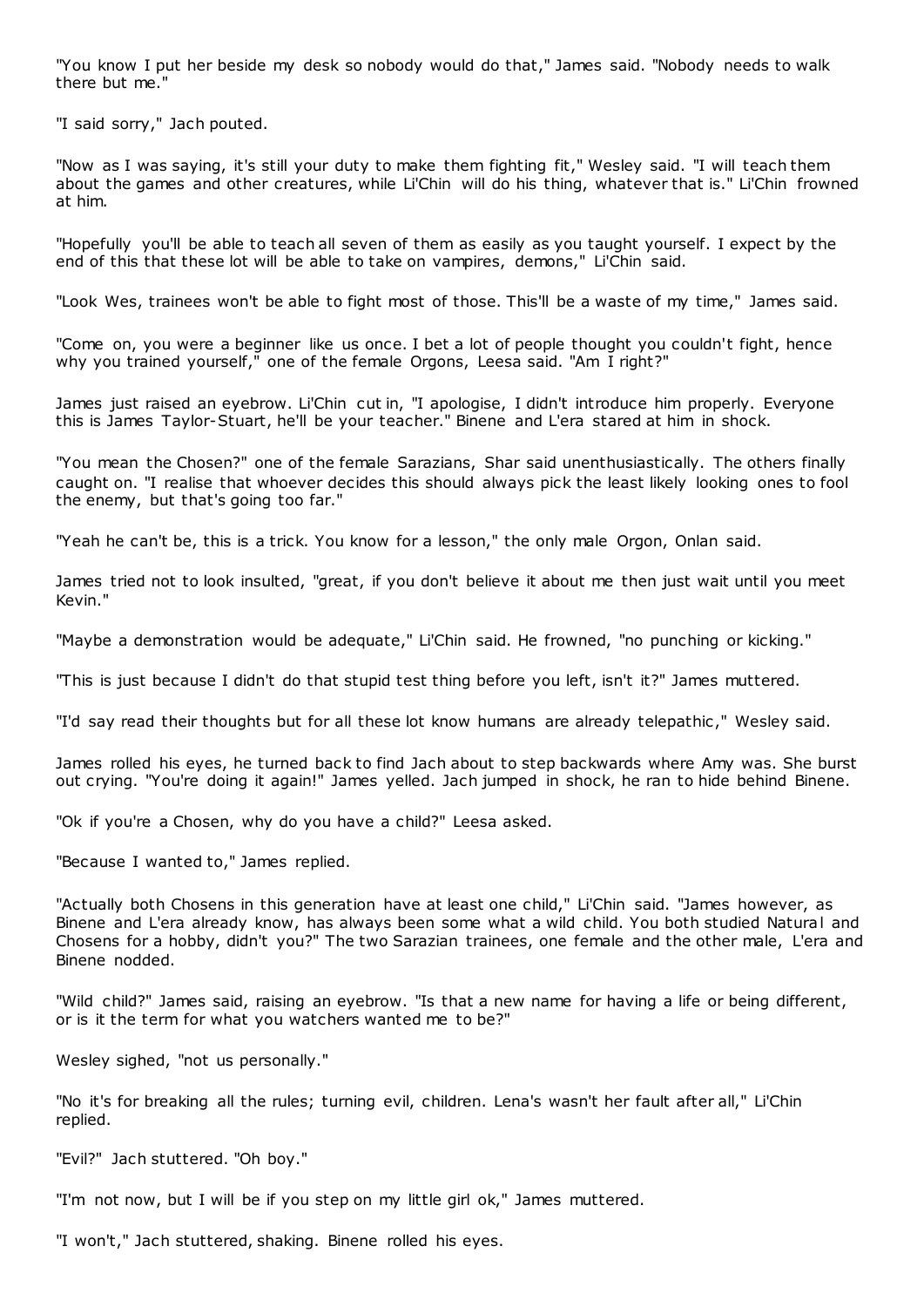"You know I put her beside my desk so nobody would do that," James said. "Nobody needs to walk there but me."

"I said sorry," Jach pouted.

"Now as I was saying, it's still your duty to make them fighting fit," Wesley said. "I will teach them about the games and other creatures, while Li'Chin will do his thing, whatever that is." Li'Chin frowned at him.

"Hopefully you'll be able to teach all seven of them as easily as you taught yourself. I expect by the end of this that these lot will be able to take on vampires, demons," Li'Chin said.

"Look Wes, trainees won't be able to fight most of those. This'll be a waste of my time," James said.

"Come on, you were a beginner like us once. I bet a lot of people thought you couldn't fight, hence why you trained yourself," one of the female Orgons, Leesa said. "Am I right?"

James just raised an eyebrow. Li'Chin cut in, "I apologise, I didn't introduce him properly. Everyone this is James Taylor-Stuart, he'll be your teacher." Binene and L'era stared at him in shock.

"You mean the Chosen?" one of the female Sarazians, Shar said unenthusiastically. The others finally caught on. "I realise that whoever decides this should always pick the least likely looking ones to fool the enemy, but that's going too far."

"Yeah he can't be, this is a trick. You know for a lesson," the only male Orgon, Onlan said.

James tried not to look insulted, "great, if you don't believe it about me then just wait until you meet Kevin."

"Maybe a demonstration would be adequate," Li'Chin said. He frowned, "no punching or kicking."

"This is just because I didn't do that stupid test thing before you left, isn't it?" James muttered.

"I'd say read their thoughts but for all these lot know humans are already telepathic," Wesley said.

James rolled his eyes, he turned back to find Jach about to step backwards where Amy was. She burst out crying. "You're doing it again!" James yelled. Jach jumped in shock, he ran to hide behind Binene.

"Ok if you're a Chosen, why do you have a child?" Leesa asked.

"Because I wanted to," James replied.

"Actually both Chosens in this generation have at least one child," Li'Chin said. "James however, as Binene and L'era already know, has always been some what a wild child. You both studied Natural and Chosens for a hobby, didn't you?" The two Sarazian trainees, one female and the other male, L'era and Binene nodded.

"Wild child?" James said, raising an eyebrow. "Is that a new name for having a life or being different, or is it the term for what you watchers wanted me to be?"

Wesley sighed, "not us personally."

"No it's for breaking all the rules; turning evil, children. Lena's wasn't her fault after all," Li'Chin replied.

"Evil?" Jach stuttered. "Oh boy."

"I'm not now, but I will be if you step on my little girl ok," James muttered.

"I won't," Jach stuttered, shaking. Binene rolled his eyes.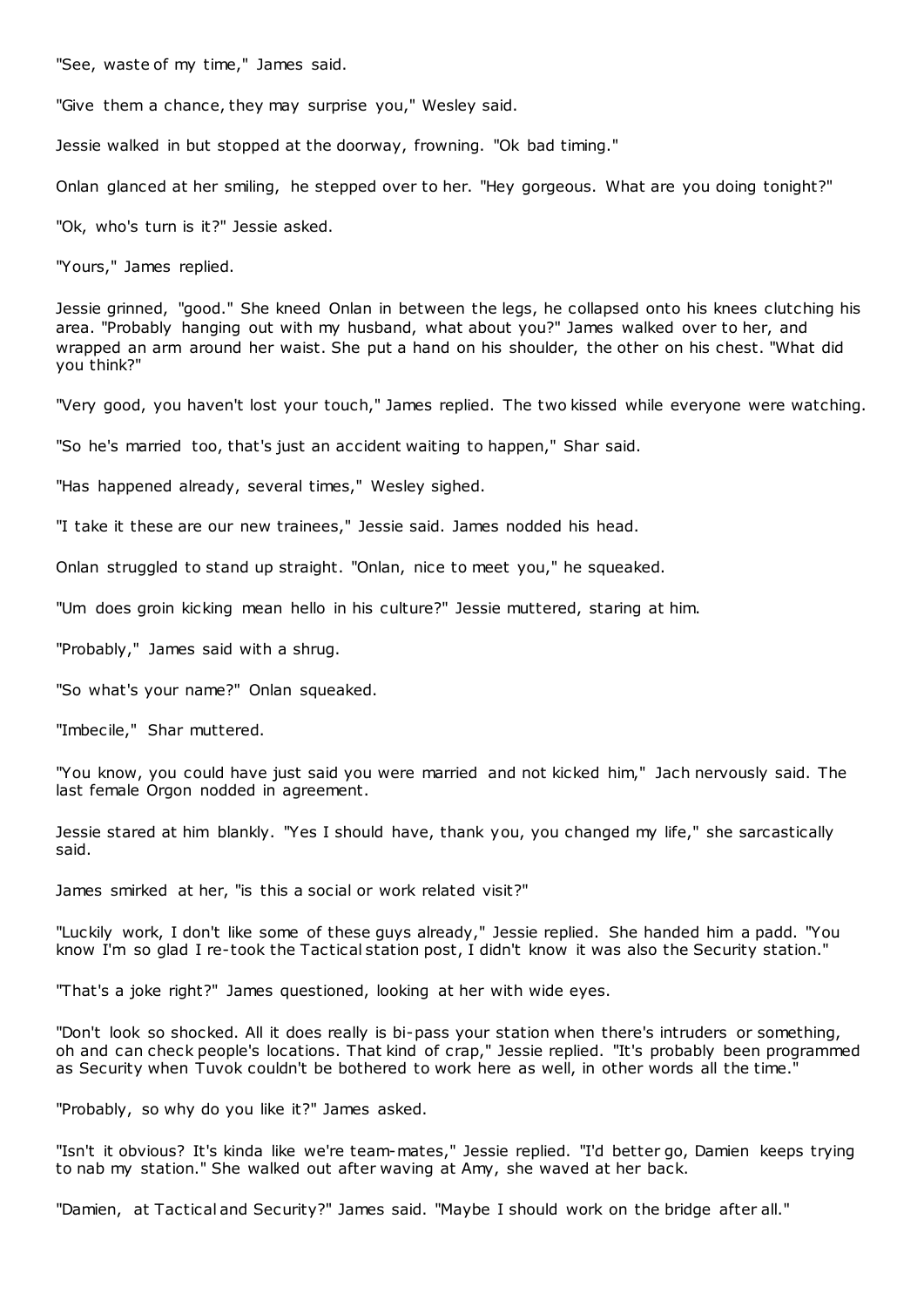"See, waste of my time," James said.

"Give them a chance, they may surprise you," Wesley said.

Jessie walked in but stopped at the doorway, frowning. "Ok bad timing."

Onlan glanced at her smiling, he stepped over to her. "Hey gorgeous. What are you doing tonight?"

"Ok, who's turn is it?" Jessie asked.

"Yours," James replied.

Jessie grinned, "good." She kneed Onlan in between the legs, he collapsed onto his knees clutching his area. "Probably hanging out with my husband, what about you?" James walked over to her, and wrapped an arm around her waist. She put a hand on his shoulder, the other on his chest. "What did you think?"

"Very good, you haven't lost your touch," James replied. The two kissed while everyone were watching.

"So he's married too, that's just an accident waiting to happen," Shar said.

"Has happened already, several times," Wesley sighed.

"I take it these are our new trainees," Jessie said. James nodded his head.

Onlan struggled to stand up straight. "Onlan, nice to meet you," he squeaked.

"Um does groin kicking mean hello in his culture?" Jessie muttered, staring at him.

"Probably," James said with a shrug.

"So what's your name?" Onlan squeaked.

"Imbecile," Shar muttered.

"You know, you could have just said you were married and not kicked him," Jach nervously said. The last female Orgon nodded in agreement.

Jessie stared at him blankly. "Yes I should have, thank you, you changed my life," she sarcastically said.

James smirked at her, "is this a social or work related visit?"

"Luckily work, I don't like some of these guys already," Jessie replied. She handed him a padd. "You know I'm so glad I re-took the Tactical station post, I didn't know it was also the Security station."

"That's a joke right?" James questioned, looking at her with wide eyes.

"Don't look so shocked. All it does really is bi-pass your station when there's intruders or something, oh and can check people's locations. That kind of crap," Jessie replied. "It's probably been programmed as Security when Tuvok couldn't be bothered to work here as well, in other words all the time."

"Probably, so why do you like it?" James asked.

"Isn't it obvious? It's kinda like we're team-mates," Jessie replied. "I'd better go, Damien keeps trying to nab my station." She walked out after waving at Amy, she waved at her back.

"Damien, at Tactical and Security?" James said. "Maybe I should work on the bridge after all."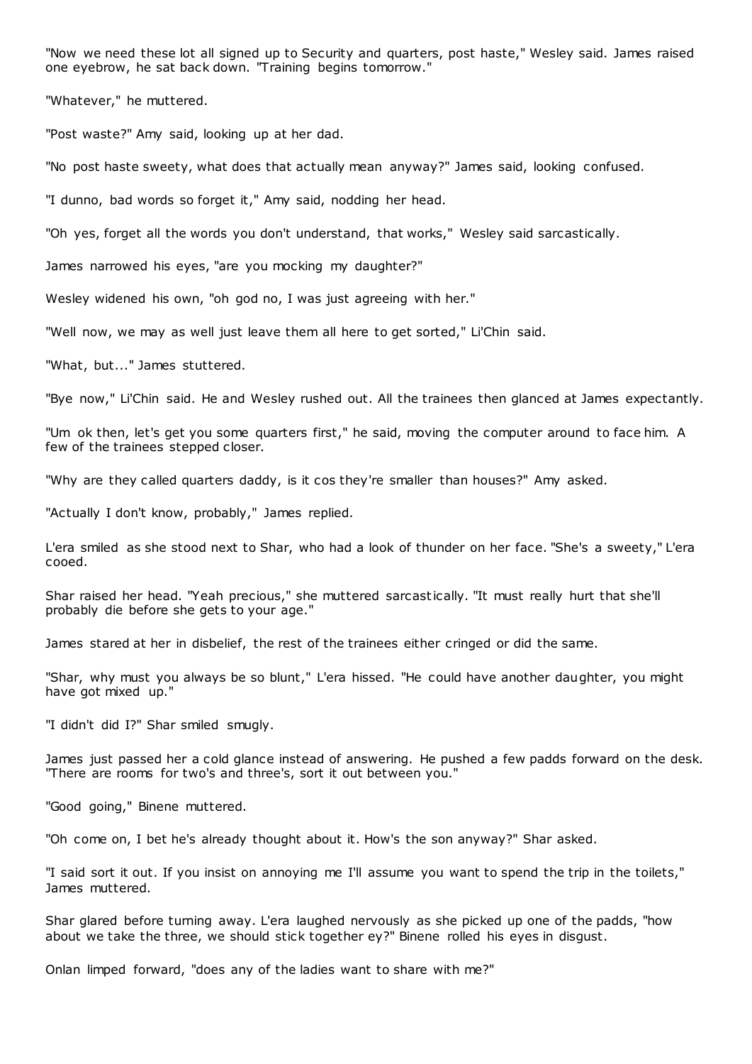"Now we need these lot all signed up to Security and quarters, post haste," Wesley said. James raised one eyebrow, he sat back down. "Training begins tomorrow."

"Whatever," he muttered.

"Post waste?" Amy said, looking up at her dad.

"No post haste sweety, what does that actually mean anyway?" James said, looking confused.

"I dunno, bad words so forget it," Amy said, nodding her head.

"Oh yes, forget all the words you don't understand, that works," Wesley said sarcastically.

James narrowed his eyes, "are you mocking my daughter?"

Wesley widened his own, "oh god no, I was just agreeing with her."

"Well now, we may as well just leave them all here to get sorted," Li'Chin said.

"What, but..." James stuttered.

"Bye now," Li'Chin said. He and Wesley rushed out. All the trainees then glanced at James expectantly.

"Um ok then, let's get you some quarters first," he said, moving the computer around to face him. A few of the trainees stepped closer.

"Why are they called quarters daddy, is it cos they're smaller than houses?" Amy asked.

"Actually I don't know, probably," James replied.

L'era smiled as she stood next to Shar, who had a look of thunder on her face. "She's a sweety," L'era cooed.

Shar raised her head. "Yeah precious," she muttered sarcastically. "It must really hurt that she'll probably die before she gets to your age."

James stared at her in disbelief, the rest of the trainees either cringed or did the same.

"Shar, why must you always be so blunt," L'era hissed. "He could have another daughter, you might have got mixed up."

"I didn't did I?" Shar smiled smugly.

James just passed her a cold glance instead of answering. He pushed a few padds forward on the desk. "There are rooms for two's and three's, sort it out between you."

"Good going," Binene muttered.

"Oh come on, I bet he's already thought about it. How's the son anyway?" Shar asked.

"I said sort it out. If you insist on annoying me I'll assume you want to spend the trip in the toilets," James muttered.

Shar glared before turning away. L'era laughed nervously as she picked up one of the padds, "how about we take the three, we should stick together ey?" Binene rolled his eyes in disgust.

Onlan limped forward, "does any of the ladies want to share with me?"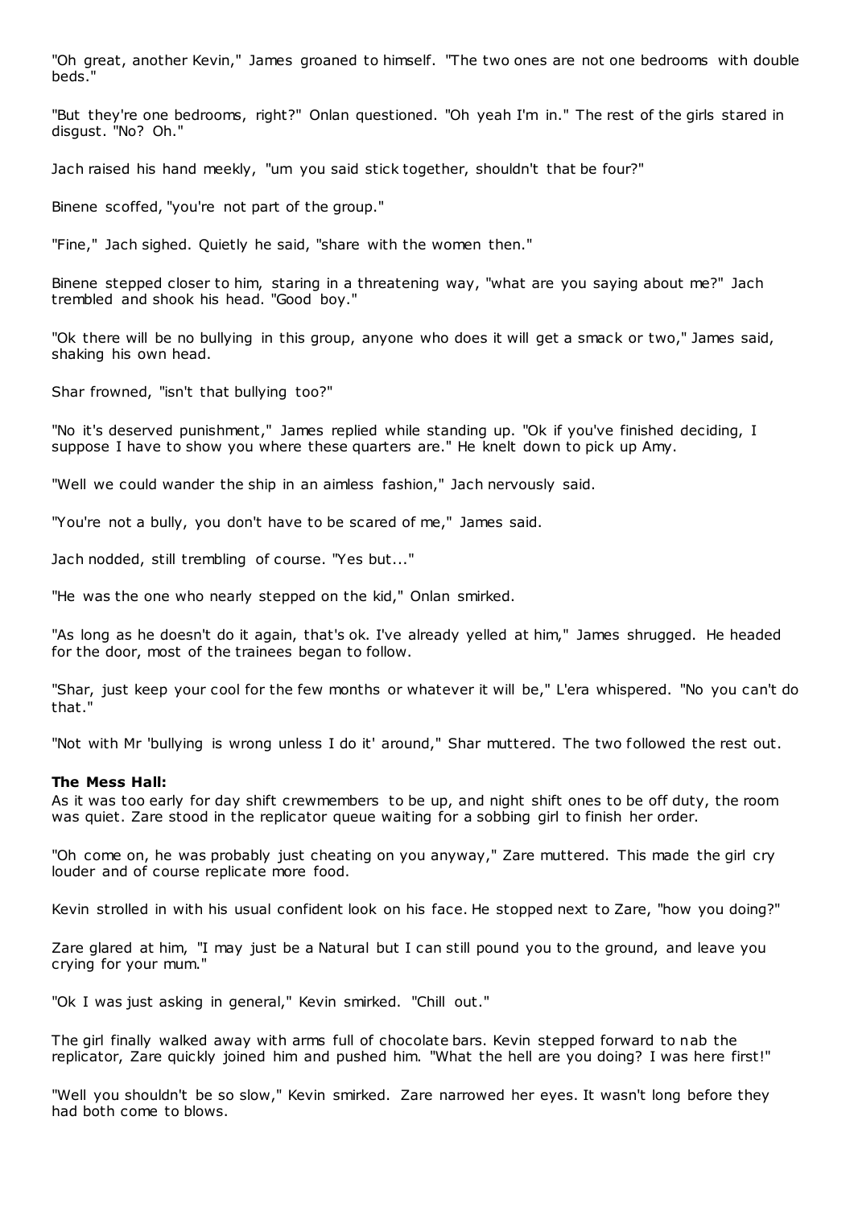"Oh great, another Kevin," James groaned to himself. "The two ones are not one bedrooms with double beds."

"But they're one bedrooms, right?" Onlan questioned. "Oh yeah I'm in." The rest of the girls stared in disgust. "No? Oh."

Jach raised his hand meekly, "um you said stick together, shouldn't that be four?"

Binene scoffed, "you're not part of the group."

"Fine," Jach sighed. Quietly he said, "share with the women then."

Binene stepped closer to him, staring in a threatening way, "what are you saying about me?" Jach trembled and shook his head. "Good boy."

"Ok there will be no bullying in this group, anyone who does it will get a smack or two," James said, shaking his own head.

Shar frowned, "isn't that bullying too?"

"No it's deserved punishment," James replied while standing up. "Ok if you've finished deciding, I suppose I have to show you where these quarters are." He knelt down to pick up Amy.

"Well we could wander the ship in an aimless fashion," Jach nervously said.

"You're not a bully, you don't have to be scared of me," James said.

Jach nodded, still trembling of course. "Yes but..."

"He was the one who nearly stepped on the kid," Onlan smirked.

"As long as he doesn't do it again, that's ok. I've already yelled at him," James shrugged. He headed for the door, most of the trainees began to follow.

"Shar, just keep your cool for the few months or whatever it will be," L'era whispered. "No you can't do that."

"Not with Mr 'bullying is wrong unless I do it' around," Shar muttered. The two followed the rest out.

**The Mess Hall:**
As it was too early for day shift crewmembers to be up, and night shift ones to be off duty, the room was quiet. Zare stood in the replicator queue waiting for a sobbing girl to finish her order.

"Oh come on, he was probably just cheating on you anyway," Zare muttered. This made the girl cry louder and of course replicate more food.

Kevin strolled in with his usual confident look on his face. He stopped next to Zare, "how you doing?"

Zare glared at him, "I may just be a Natural but I can still pound you to the ground, and leave you crying for your mum."

"Ok I was just asking in general," Kevin smirked. "Chill out."

The girl finally walked away with arms full of chocolate bars. Kevin stepped forward to nab the replicator, Zare quickly joined him and pushed him. "What the hell are you doing? I was here first!"

"Well you shouldn't be so slow," Kevin smirked. Zare narrowed her eyes. It wasn't long before they had both come to blows.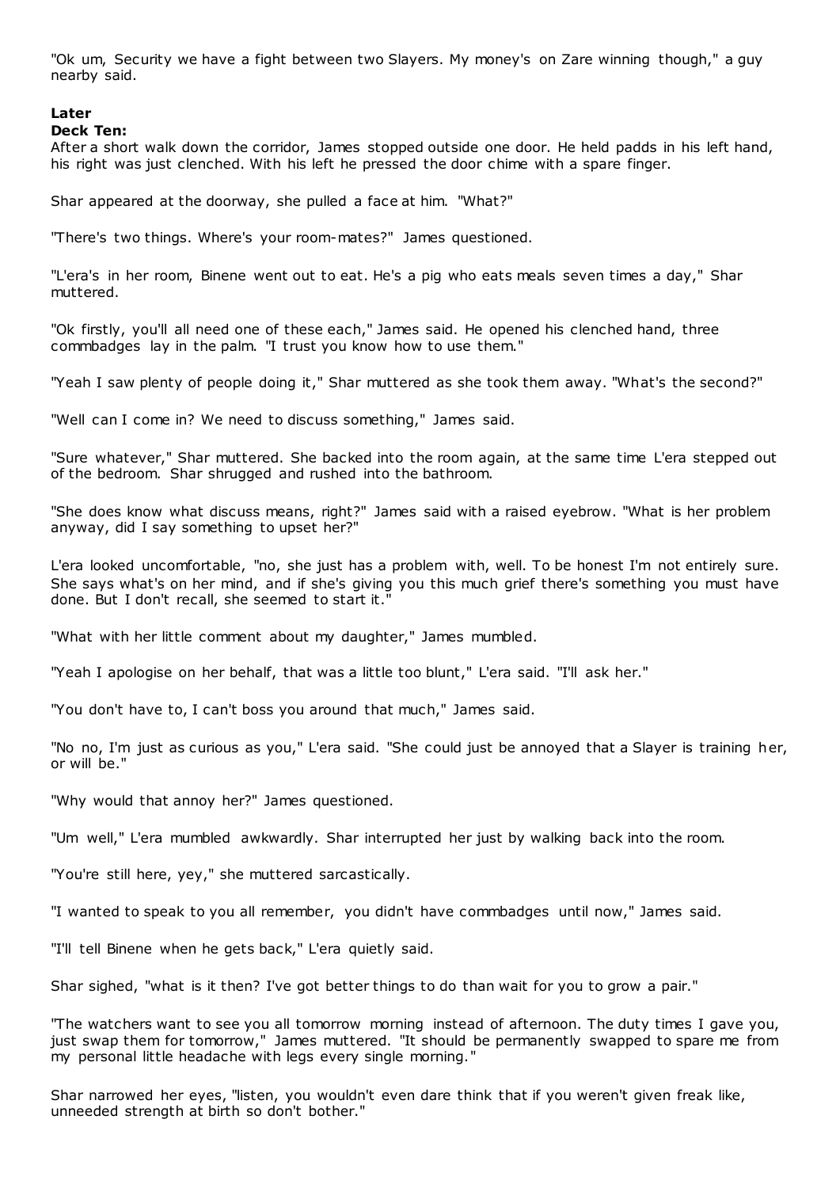"Ok um, Security we have a fight between two Slayers. My money's on Zare winning though," a guy nearby said.

**Later**
**Deck Ten:**
After a short walk down the corridor, James stopped outside one door. He held padds in his left hand, his right was just clenched. With his left he pressed the door chime with a spare finger.

Shar appeared at the doorway, she pulled a face at him. "What?"

"There's two things. Where's your room-mates?" James questioned.

"L'era's in her room, Binene went out to eat. He's a pig who eats meals seven times a day," Shar muttered.

"Ok firstly, you'll all need one of these each," James said. He opened his clenched hand, three commbadges lay in the palm. "I trust you know how to use them."

"Yeah I saw plenty of people doing it," Shar muttered as she took them away. "What's the second?"

"Well can I come in? We need to discuss something," James said.

"Sure whatever," Shar muttered. She backed into the room again, at the same time L'era stepped out of the bedroom. Shar shrugged and rushed into the bathroom.

"She does know what discuss means, right?" James said with a raised eyebrow. "What is her problem anyway, did I say something to upset her?"

L'era looked uncomfortable, "no, she just has a problem with, well. To be honest I'm not entirely sure. She says what's on her mind, and if she's giving you this much grief there's something you must have done. But I don't recall, she seemed to start it."

"What with her little comment about my daughter," James mumbled.

"Yeah I apologise on her behalf, that was a little too blunt," L'era said. "I'll ask her."

"You don't have to, I can't boss you around that much," James said.

"No no, I'm just as curious as you," L'era said. "She could just be annoyed that a Slayer is training her, or will be."

"Why would that annoy her?" James questioned.

"Um well," L'era mumbled awkwardly. Shar interrupted her just by walking back into the room.

"You're still here, yey," she muttered sarcastically.

"I wanted to speak to you all remember, you didn't have commbadges until now," James said.

"I'll tell Binene when he gets back," L'era quietly said.

Shar sighed, "what is it then? I've got better things to do than wait for you to grow a pair."

"The watchers want to see you all tomorrow morning instead of afternoon. The duty times I gave you, just swap them for tomorrow," James muttered. "It should be permanently swapped to spare me from my personal little headache with legs every single morning."

Shar narrowed her eyes, "listen, you wouldn't even dare think that if you weren't given freak like, unneeded strength at birth so don't bother."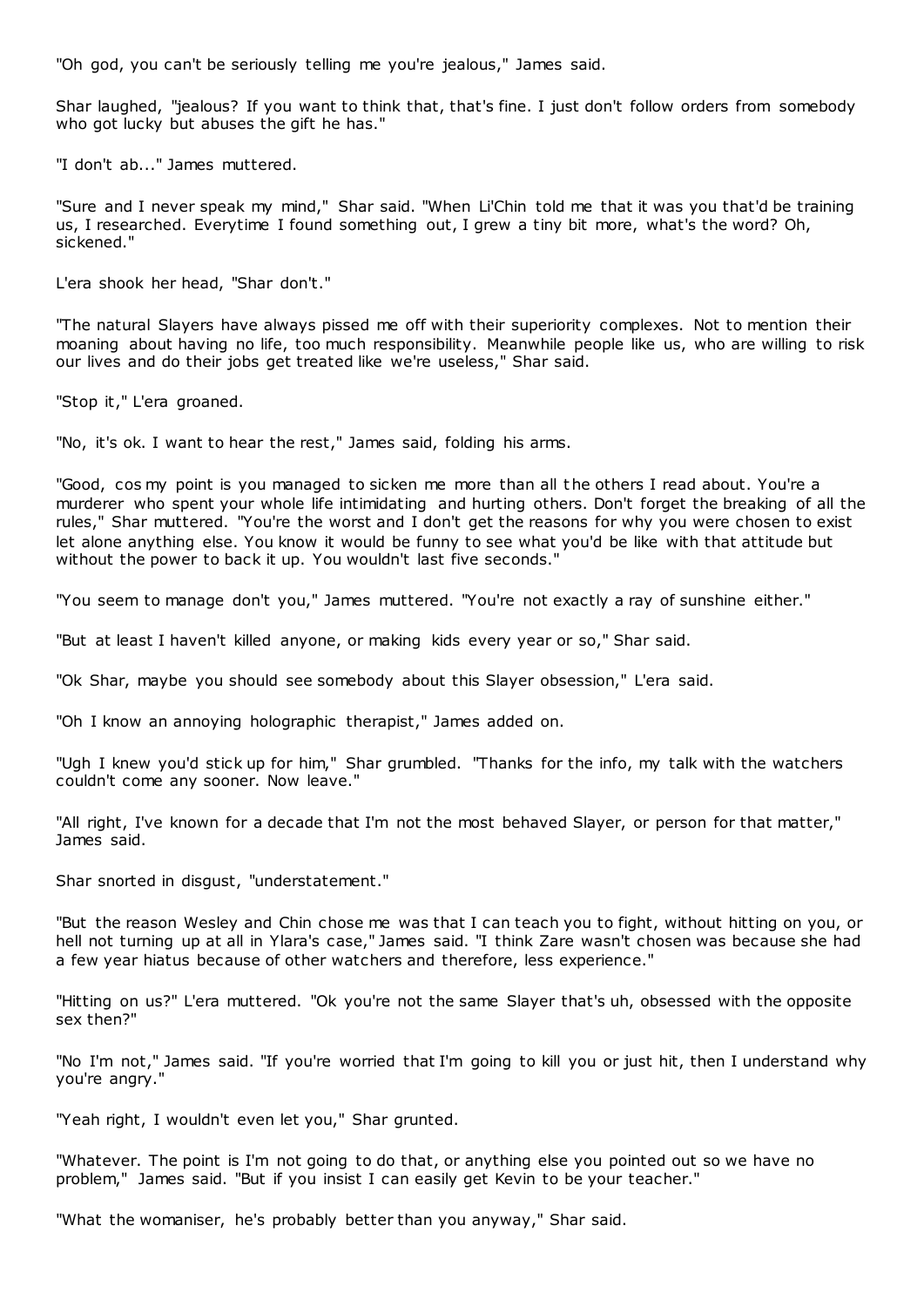"Oh god, you can't be seriously telling me you're jealous," James said.

Shar laughed, "jealous? If you want to think that, that's fine. I just don't follow orders from somebody who got lucky but abuses the gift he has."

"I don't ab..." James muttered.

"Sure and I never speak my mind," Shar said. "When Li'Chin told me that it was you that'd be training us, I researched. Everytime I found something out, I grew a tiny bit more, what's the word? Oh, sickened."

L'era shook her head, "Shar don't."

"The natural Slayers have always pissed me off with their superiority complexes. Not to mention their moaning about having no life, too much responsibility. Meanwhile people like us, who are willing to risk our lives and do their jobs get treated like we're useless," Shar said.

"Stop it," L'era groaned.

"No, it's ok. I want to hear the rest," James said, folding his arms.

"Good, cos my point is you managed to sicken me more than all the others I read about. You're a murderer who spent your whole life intimidating and hurting others. Don't forget the breaking of all the rules," Shar muttered. "You're the worst and I don't get the reasons for why you were chosen to exist let alone anything else. You know it would be funny to see what you'd be like with that attitude but without the power to back it up. You wouldn't last five seconds."

"You seem to manage don't you," James muttered. "You're not exactly a ray of sunshine either."

"But at least I haven't killed anyone, or making kids every year or so," Shar said.

"Ok Shar, maybe you should see somebody about this Slayer obsession," L'era said.

"Oh I know an annoying holographic therapist," James added on.

"Ugh I knew you'd stick up for him," Shar grumbled. "Thanks for the info, my talk with the watchers couldn't come any sooner. Now leave."

"All right, I've known for a decade that I'm not the most behaved Slayer, or person for that matter," James said.

Shar snorted in disgust, "understatement."

"But the reason Wesley and Chin chose me was that I can teach you to fight, without hitting on you, or hell not turning up at all in Ylara's case," James said. "I think Zare wasn't chosen was because she had a few year hiatus because of other watchers and therefore, less experience."

"Hitting on us?" L'era muttered. "Ok you're not the same Slayer that's uh, obsessed with the opposite sex then?"

"No I'm not," James said. "If you're worried that I'm going to kill you or just hit, then I understand why you're angry."

"Yeah right, I wouldn't even let you," Shar grunted.

"Whatever. The point is I'm not going to do that, or anything else you pointed out so we have no problem," James said. "But if you insist I can easily get Kevin to be your teacher."

"What the womaniser, he's probably better than you anyway," Shar said.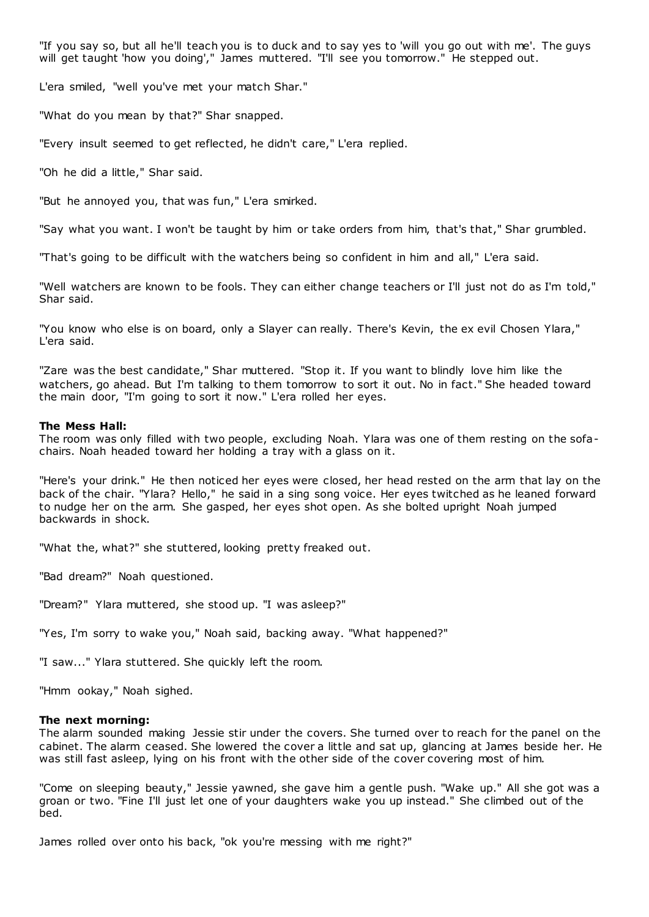"If you say so, but all he'll teach you is to duck and to say yes to 'will you go out with me'. The guys will get taught 'how you doing'," James muttered. "I'll see you tomorrow." He stepped out.

L'era smiled, "well you've met your match Shar."

"What do you mean by that?" Shar snapped.

"Every insult seemed to get reflected, he didn't care," L'era replied.

"Oh he did a little," Shar said.

"But he annoyed you, that was fun," L'era smirked.

"Say what you want. I won't be taught by him or take orders from him, that's that," Shar grumbled.

"That's going to be difficult with the watchers being so confident in him and all," L'era said.

"Well watchers are known to be fools. They can either change teachers or I'll just not do as I'm told," Shar said.

"You know who else is on board, only a Slayer can really. There's Kevin, the ex evil Chosen Ylara," L'era said.

"Zare was the best candidate," Shar muttered. "Stop it. If you want to blindly love him like the watchers, go ahead. But I'm talking to them tomorrow to sort it out. No in fact." She headed toward the main door, "I'm going to sort it now." L'era rolled her eyes.

**The Mess Hall:**
The room was only filled with two people, excluding Noah. Ylara was one of them resting on the sofa-chairs. Noah headed toward her holding a tray with a glass on it.

"Here's your drink." He then noticed her eyes were closed, her head rested on the arm that lay on the back of the chair. "Ylara? Hello," he said in a sing song voice. Her eyes twitched as he leaned forward to nudge her on the arm. She gasped, her eyes shot open. As she bolted upright Noah jumped backwards in shock.

"What the, what?" she stuttered, looking pretty freaked out.

"Bad dream?" Noah questioned.

"Dream?" Ylara muttered, she stood up. "I was asleep?"

"Yes, I'm sorry to wake you," Noah said, backing away. "What happened?"

"I saw..." Ylara stuttered. She quickly left the room.

"Hmm ookay," Noah sighed.

**The next morning:**
The alarm sounded making Jessie stir under the covers. She turned over to reach for the panel on the cabinet. The alarm ceased. She lowered the cover a little and sat up, glancing at James beside her. He was still fast asleep, lying on his front with the other side of the cover covering most of him.

"Come on sleeping beauty," Jessie yawned, she gave him a gentle push. "Wake up." All she got was a groan or two. "Fine I'll just let one of your daughters wake you up instead." She climbed out of the bed.

James rolled over onto his back, "ok you're messing with me right?"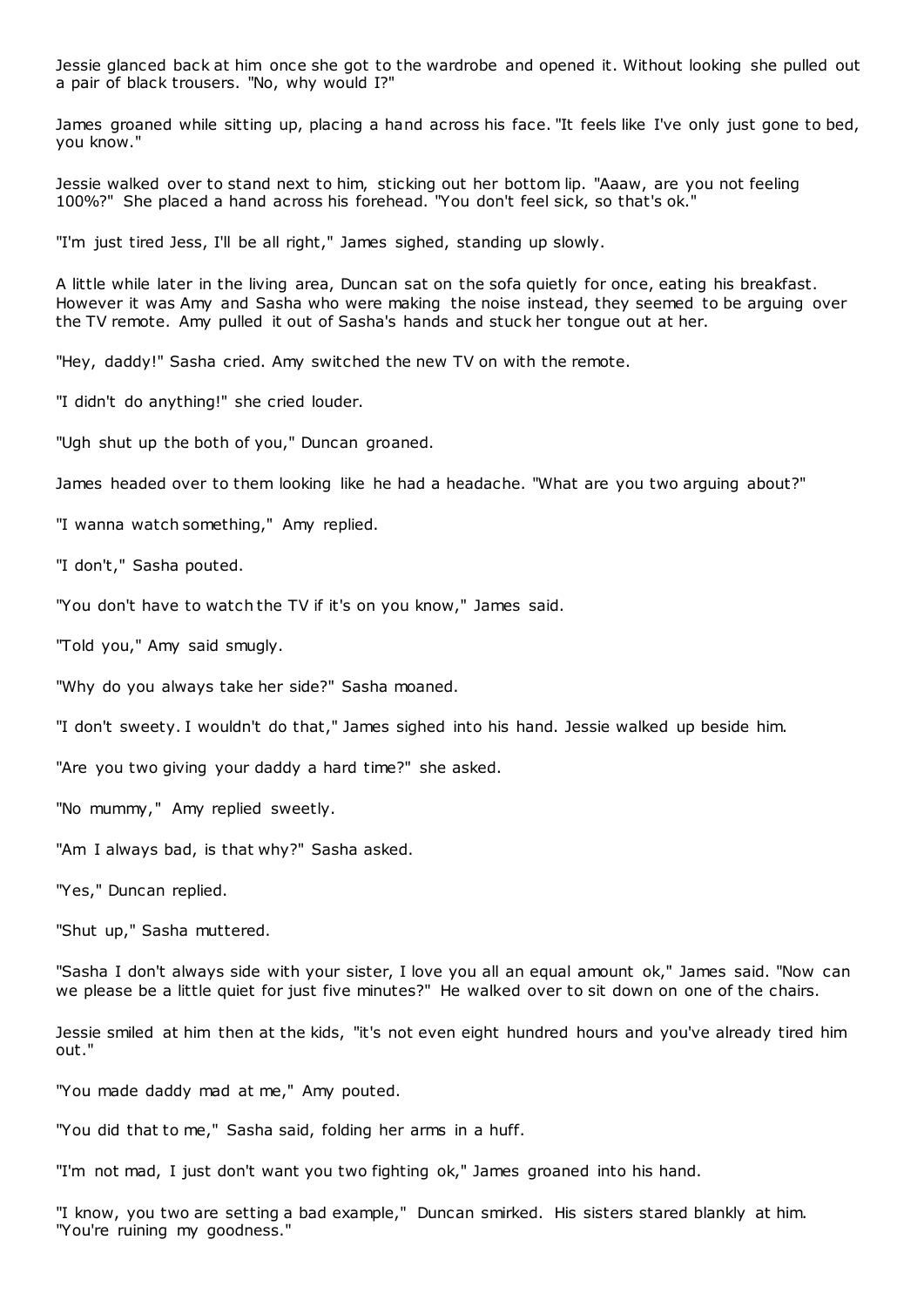Jessie glanced back at him once she got to the wardrobe and opened it. Without looking she pulled out a pair of black trousers. "No, why would I?"

James groaned while sitting up, placing a hand across his face. "It feels like I've only just gone to bed, you know."

Jessie walked over to stand next to him, sticking out her bottom lip. "Aaaw, are you not feeling 100%?" She placed a hand across his forehead. "You don't feel sick, so that's ok."

"I'm just tired Jess, I'll be all right," James sighed, standing up slowly.

A little while later in the living area, Duncan sat on the sofa quietly for once, eating his breakfast. However it was Amy and Sasha who were making the noise instead, they seemed to be arguing over the TV remote. Amy pulled it out of Sasha's hands and stuck her tongue out at her.

"Hey, daddy!" Sasha cried. Amy switched the new TV on with the remote.

"I didn't do anything!" she cried louder.

"Ugh shut up the both of you," Duncan groaned.

James headed over to them looking like he had a headache. "What are you two arguing about?"

"I wanna watch something," Amy replied.

"I don't," Sasha pouted.

"You don't have to watch the TV if it's on you know," James said.

"Told you," Amy said smugly.

"Why do you always take her side?" Sasha moaned.

"I don't sweety. I wouldn't do that," James sighed into his hand. Jessie walked up beside him.

"Are you two giving your daddy a hard time?" she asked.

"No mummy," Amy replied sweetly.

"Am I always bad, is that why?" Sasha asked.

"Yes," Duncan replied.

"Shut up," Sasha muttered.

"Sasha I don't always side with your sister, I love you all an equal amount ok," James said. "Now can we please be a little quiet for just five minutes?" He walked over to sit down on one of the chairs.

Jessie smiled at him then at the kids, "it's not even eight hundred hours and you've already tired him out."

"You made daddy mad at me," Amy pouted.

"You did that to me," Sasha said, folding her arms in a huff.

"I'm not mad, I just don't want you two fighting ok," James groaned into his hand.

"I know, you two are setting a bad example," Duncan smirked. His sisters stared blankly at him. "You're ruining my goodness."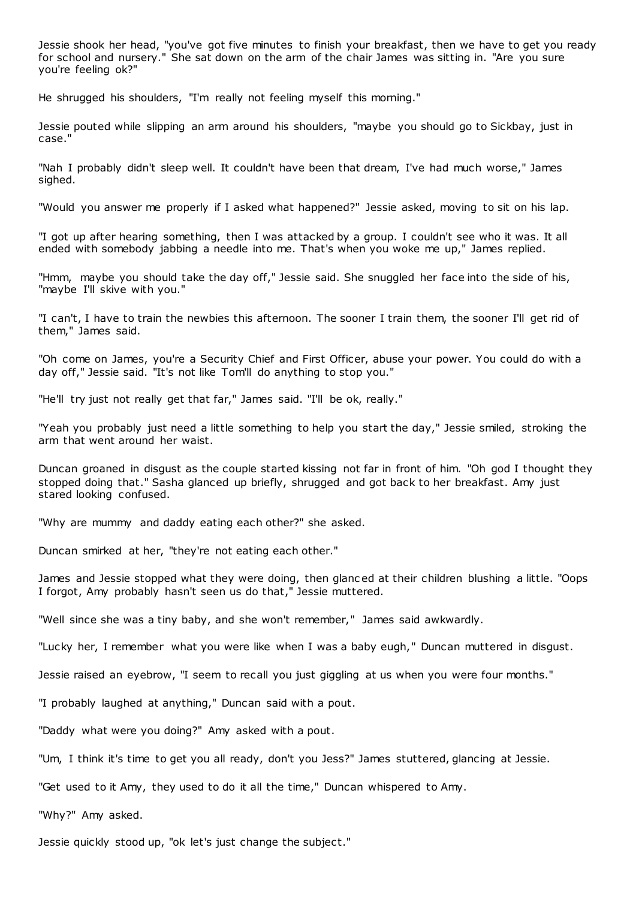Jessie shook her head, "you've got five minutes to finish your breakfast, then we have to get you ready for school and nursery." She sat down on the arm of the chair James was sitting in. "Are you sure you're feeling ok?"

He shrugged his shoulders, "I'm really not feeling myself this morning."

Jessie pouted while slipping an arm around his shoulders, "maybe you should go to Sickbay, just in case."

"Nah I probably didn't sleep well. It couldn't have been that dream, I've had much worse," James sighed.

"Would you answer me properly if I asked what happened?" Jessie asked, moving to sit on his lap.

"I got up after hearing something, then I was attacked by a group. I couldn't see who it was. It all ended with somebody jabbing a needle into me. That's when you woke me up," James replied.

"Hmm, maybe you should take the day off," Jessie said. She snuggled her face into the side of his, "maybe I'll skive with you."

"I can't, I have to train the newbies this afternoon. The sooner I train them, the sooner I'll get rid of them," James said.

"Oh come on James, you're a Security Chief and First Officer, abuse your power. You could do with a day off," Jessie said. "It's not like Tom'll do anything to stop you."

"He'll try just not really get that far," James said. "I'll be ok, really."

"Yeah you probably just need a little something to help you start the day," Jessie smiled, stroking the arm that went around her waist.

Duncan groaned in disgust as the couple started kissing not far in front of him. "Oh god I thought they stopped doing that." Sasha glanced up briefly, shrugged and got back to her breakfast. Amy just stared looking confused.

"Why are mummy and daddy eating each other?" she asked.

Duncan smirked at her, "they're not eating each other."

James and Jessie stopped what they were doing, then glanced at their children blushing a little. "Oops I forgot, Amy probably hasn't seen us do that," Jessie muttered.

"Well since she was a tiny baby, and she won't remember," James said awkwardly.

"Lucky her, I remember what you were like when I was a baby eugh," Duncan muttered in disgust.

Jessie raised an eyebrow, "I seem to recall you just giggling at us when you were four months."

"I probably laughed at anything," Duncan said with a pout.

"Daddy what were you doing?" Amy asked with a pout.

"Um, I think it's time to get you all ready, don't you Jess?" James stuttered, glancing at Jessie.

"Get used to it Amy, they used to do it all the time," Duncan whispered to Amy.

"Why?" Amy asked.

Jessie quickly stood up, "ok let's just change the subject."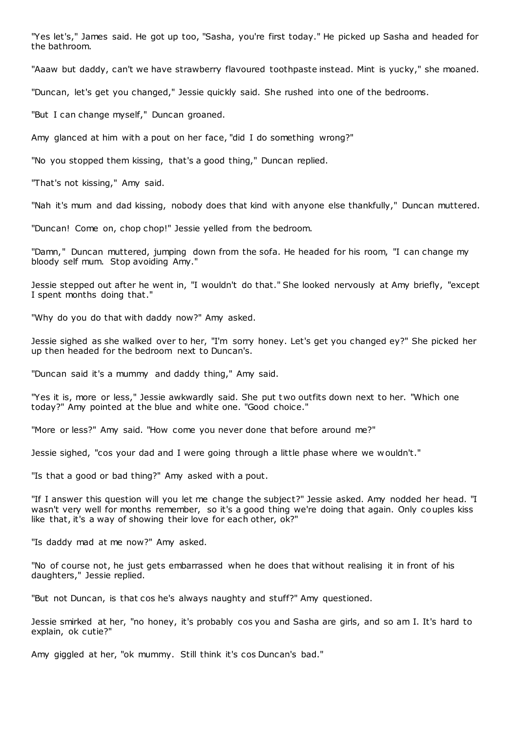"Yes let's," James said. He got up too, "Sasha, you're first today." He picked up Sasha and headed for the bathroom.

"Aaaw but daddy, can't we have strawberry flavoured toothpaste instead. Mint is yucky," she moaned.

"Duncan, let's get you changed," Jessie quickly said. She rushed into one of the bedrooms.

"But I can change myself," Duncan groaned.

Amy glanced at him with a pout on her face, "did I do something wrong?"

"No you stopped them kissing, that's a good thing," Duncan replied.

"That's not kissing," Amy said.

"Nah it's mum and dad kissing, nobody does that kind with anyone else thankfully," Duncan muttered.

"Duncan! Come on, chop chop!" Jessie yelled from the bedroom.

"Damn," Duncan muttered, jumping down from the sofa. He headed for his room, "I can change my bloody self mum. Stop avoiding Amy."

Jessie stepped out after he went in, "I wouldn't do that." She looked nervously at Amy briefly, "except I spent months doing that."

"Why do you do that with daddy now?" Amy asked.

Jessie sighed as she walked over to her, "I'm sorry honey. Let's get you changed ey?" She picked her up then headed for the bedroom next to Duncan's.

"Duncan said it's a mummy and daddy thing," Amy said.

"Yes it is, more or less," Jessie awkwardly said. She put two outfits down next to her. "Which one today?" Amy pointed at the blue and white one. "Good choice."

"More or less?" Amy said. "How come you never done that before around me?"

Jessie sighed, "cos your dad and I were going through a little phase where we wouldn't."

"Is that a good or bad thing?" Amy asked with a pout.

"If I answer this question will you let me change the subject?" Jessie asked. Amy nodded her head. "I wasn't very well for months remember, so it's a good thing we're doing that again. Only couples kiss like that, it's a way of showing their love for each other, ok?"

"Is daddy mad at me now?" Amy asked.

"No of course not, he just gets embarrassed when he does that without realising it in front of his daughters," Jessie replied.

"But not Duncan, is that cos he's always naughty and stuff?" Amy questioned.

Jessie smirked at her, "no honey, it's probably cos you and Sasha are girls, and so am I. It's hard to explain, ok cutie?"

Amy giggled at her, "ok mummy. Still think it's cos Duncan's bad."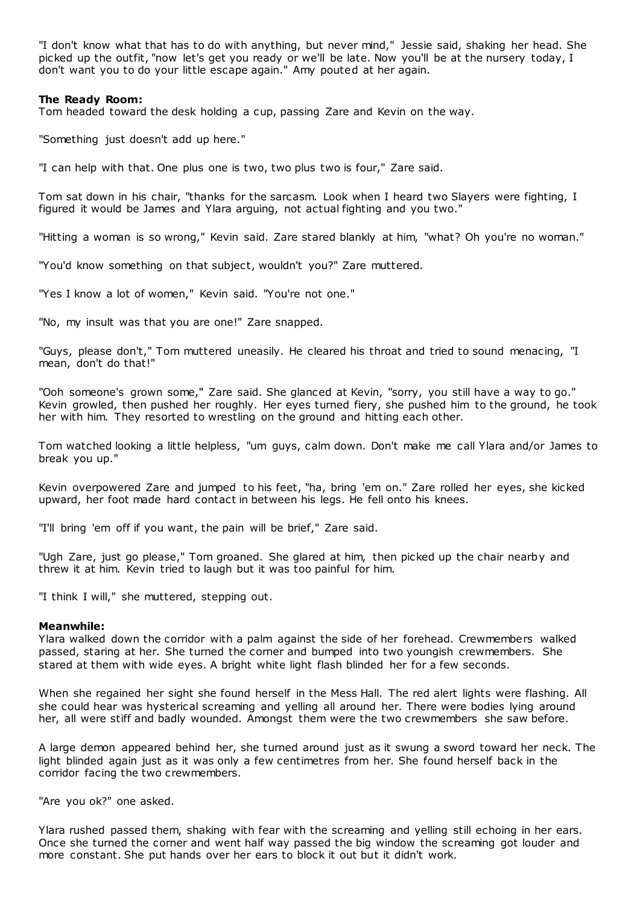"I don't know what that has to do with anything, but never mind," Jessie said, shaking her head. She picked up the outfit, "now let's get you ready or we'll be late. Now you'll be at the nursery today, I don't want you to do your little escape again." Amy pouted at her again.

**The Ready Room:**
Tom headed toward the desk holding a cup, passing Zare and Kevin on the way.

"Something just doesn't add up here."

"I can help with that. One plus one is two, two plus two is four," Zare said.

Tom sat down in his chair, "thanks for the sarcasm. Look when I heard two Slayers were fighting, I figured it would be James and Ylara arguing, not actual fighting and you two."

"Hitting a woman is so wrong," Kevin said. Zare stared blankly at him, "what? Oh you're no woman."

"You'd know something on that subject, wouldn't you?" Zare muttered.

"Yes I know a lot of women," Kevin said. "You're not one."

"No, my insult was that you are one!" Zare snapped.

"Guys, please don't," Tom muttered uneasily. He cleared his throat and tried to sound menacing, "I mean, don't do that!"

"Ooh someone's grown some," Zare said. She glanced at Kevin, "sorry, you still have a way to go." Kevin growled, then pushed her roughly. Her eyes turned fiery, she pushed him to the ground, he took her with him. They resorted to wrestling on the ground and hitting each other.

Tom watched looking a little helpless, "um guys, calm down. Don't make me call Ylara and/or James to break you up."

Kevin overpowered Zare and jumped to his feet, "ha, bring 'em on." Zare rolled her eyes, she kicked upward, her foot made hard contact in between his legs. He fell onto his knees.

"I'll bring 'em off if you want, the pain will be brief," Zare said.

"Ugh Zare, just go please," Tom groaned. She glared at him, then picked up the chair nearby and threw it at him. Kevin tried to laugh but it was too painful for him.

"I think I will," she muttered, stepping out.

**Meanwhile:**
Ylara walked down the corridor with a palm against the side of her forehead. Crewmembers walked passed, staring at her. She turned the corner and bumped into two youngish crewmembers. She stared at them with wide eyes. A bright white light flash blinded her for a few seconds.

When she regained her sight she found herself in the Mess Hall. The red alert lights were flashing. All she could hear was hysterical screaming and yelling all around her. There were bodies lying around her, all were stiff and badly wounded. Amongst them were the two crewmembers she saw before.

A large demon appeared behind her, she turned around just as it swung a sword toward her neck. The light blinded again just as it was only a few centimetres from her. She found herself back in the corridor facing the two crewmembers.

"Are you ok?" one asked.

Ylara rushed passed them, shaking with fear with the screaming and yelling still echoing in her ears. Once she turned the corner and went half way passed the big window the screaming got louder and more constant. She put hands over her ears to block it out but it didn't work.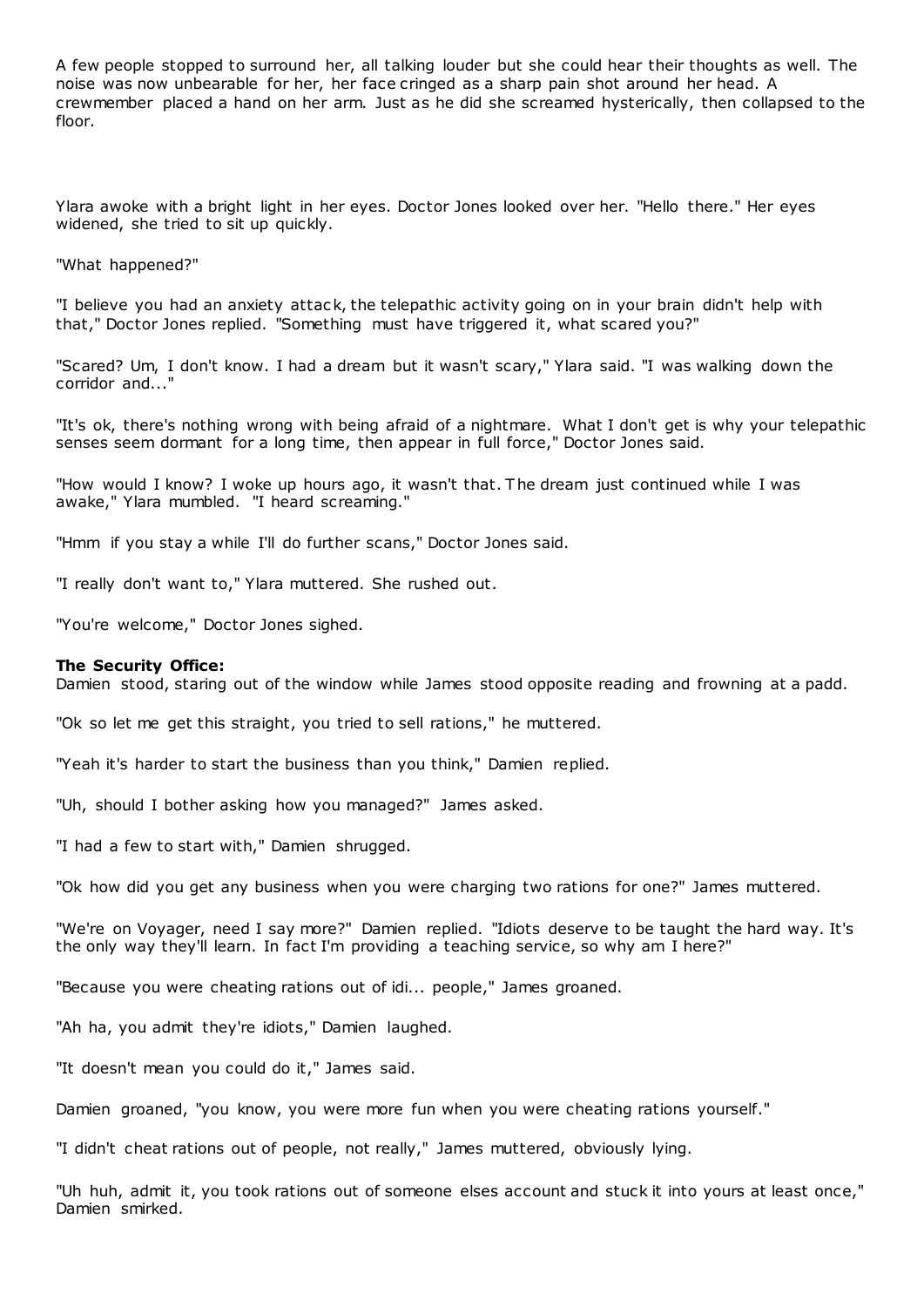A few people stopped to surround her, all talking louder but she could hear their thoughts as well. The noise was now unbearable for her, her face cringed as a sharp pain shot around her head. A crewmember placed a hand on her arm. Just as he did she screamed hysterically, then collapsed to the floor.

Ylara awoke with a bright light in her eyes. Doctor Jones looked over her. "Hello there." Her eyes widened, she tried to sit up quickly.

"What happened?"

"I believe you had an anxiety attack, the telepathic activity going on in your brain didn't help with that," Doctor Jones replied. "Something must have triggered it, what scared you?"

"Scared? Um, I don't know. I had a dream but it wasn't scary," Ylara said. "I was walking down the corridor and..."

"It's ok, there's nothing wrong with being afraid of a nightmare. What I don't get is why your telepathic senses seem dormant for a long time, then appear in full force," Doctor Jones said.

"How would I know? I woke up hours ago, it wasn't that. The dream just continued while I was awake," Ylara mumbled. "I heard screaming."

"Hmm if you stay a while I'll do further scans," Doctor Jones said.

"I really don't want to," Ylara muttered. She rushed out.

"You're welcome," Doctor Jones sighed.

**The Security Office:**
Damien stood, staring out of the window while James stood opposite reading and frowning at a padd.

"Ok so let me get this straight, you tried to sell rations," he muttered.

"Yeah it's harder to start the business than you think," Damien replied.

"Uh, should I bother asking how you managed?" James asked.

"I had a few to start with," Damien shrugged.

"Ok how did you get any business when you were charging two rations for one?" James muttered.

"We're on Voyager, need I say more?" Damien replied. "Idiots deserve to be taught the hard way. It's the only way they'll learn. In fact I'm providing a teaching service, so why am I here?"

"Because you were cheating rations out of idi... people," James groaned.

"Ah ha, you admit they're idiots," Damien laughed.

"It doesn't mean you could do it," James said.

Damien groaned, "you know, you were more fun when you were cheating rations yourself."

"I didn't cheat rations out of people, not really," James muttered, obviously lying.

"Uh huh, admit it, you took rations out of someone elses account and stuck it into yours at least once," Damien smirked.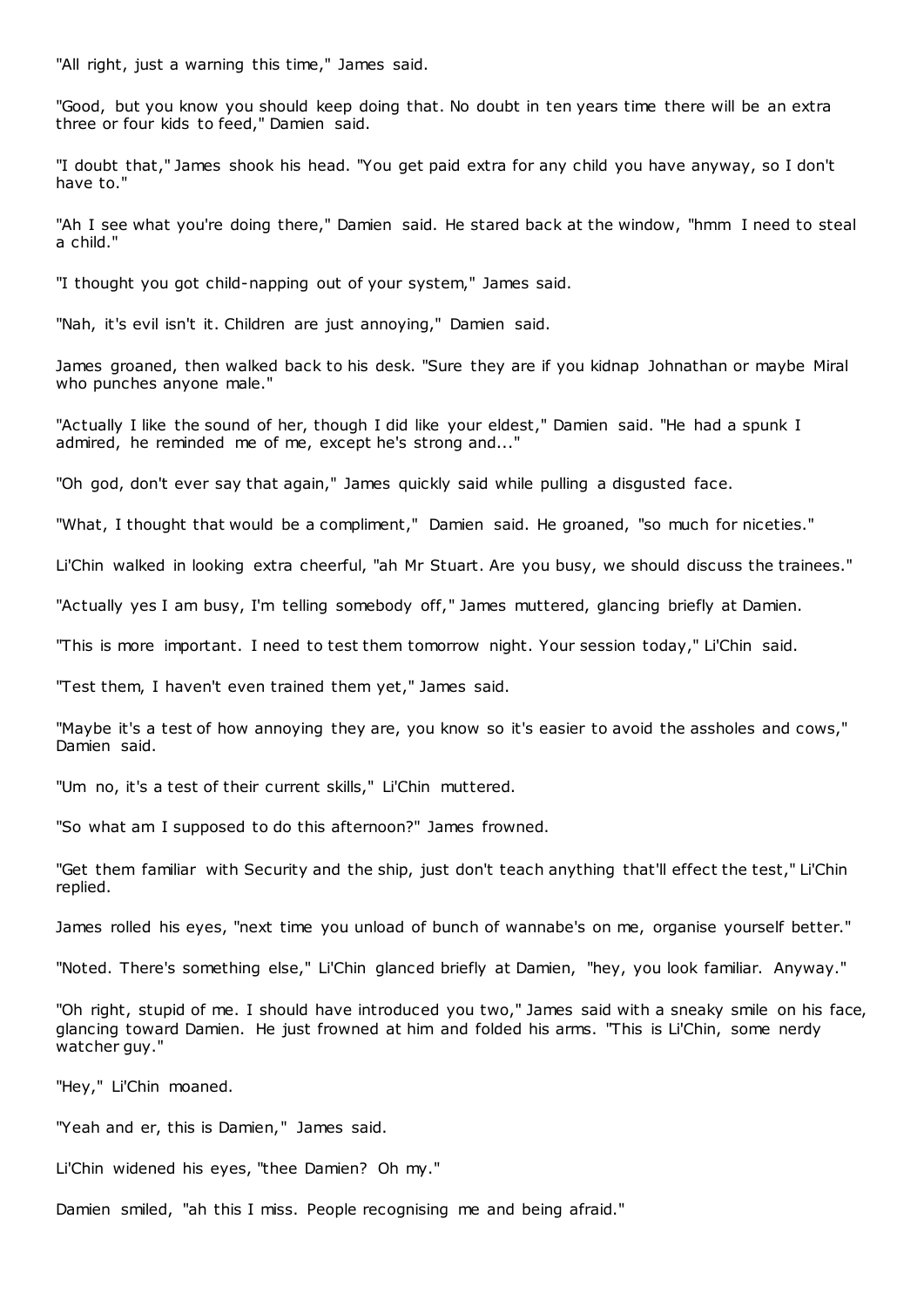"All right, just a warning this time," James said.

"Good, but you know you should keep doing that. No doubt in ten years time there will be an extra three or four kids to feed," Damien said.

"I doubt that," James shook his head. "You get paid extra for any child you have anyway, so I don't have to."

"Ah I see what you're doing there," Damien said. He stared back at the window, "hmm I need to steal a child."

"I thought you got child-napping out of your system," James said.

"Nah, it's evil isn't it. Children are just annoying," Damien said.

James groaned, then walked back to his desk. "Sure they are if you kidnap Johnathan or maybe Miral who punches anyone male."

"Actually I like the sound of her, though I did like your eldest," Damien said. "He had a spunk I admired, he reminded me of me, except he's strong and..."

"Oh god, don't ever say that again," James quickly said while pulling a disgusted face.

"What, I thought that would be a compliment," Damien said. He groaned, "so much for niceties."

Li'Chin walked in looking extra cheerful, "ah Mr Stuart. Are you busy, we should discuss the trainees."

"Actually yes I am busy, I'm telling somebody off," James muttered, glancing briefly at Damien.

"This is more important. I need to test them tomorrow night. Your session today," Li'Chin said.

"Test them, I haven't even trained them yet," James said.

"Maybe it's a test of how annoying they are, you know so it's easier to avoid the assholes and cows," Damien said.

"Um no, it's a test of their current skills," Li'Chin muttered.

"So what am I supposed to do this afternoon?" James frowned.

"Get them familiar with Security and the ship, just don't teach anything that'll effect the test," Li'Chin replied.

James rolled his eyes, "next time you unload of bunch of wannabe's on me, organise yourself better."

"Noted. There's something else," Li'Chin glanced briefly at Damien, "hey, you look familiar. Anyway."

"Oh right, stupid of me. I should have introduced you two," James said with a sneaky smile on his face, glancing toward Damien. He just frowned at him and folded his arms. "This is Li'Chin, some nerdy watcher guy."

"Hey," Li'Chin moaned.

"Yeah and er, this is Damien," James said.

Li'Chin widened his eyes, "thee Damien? Oh my."

Damien smiled, "ah this I miss. People recognising me and being afraid."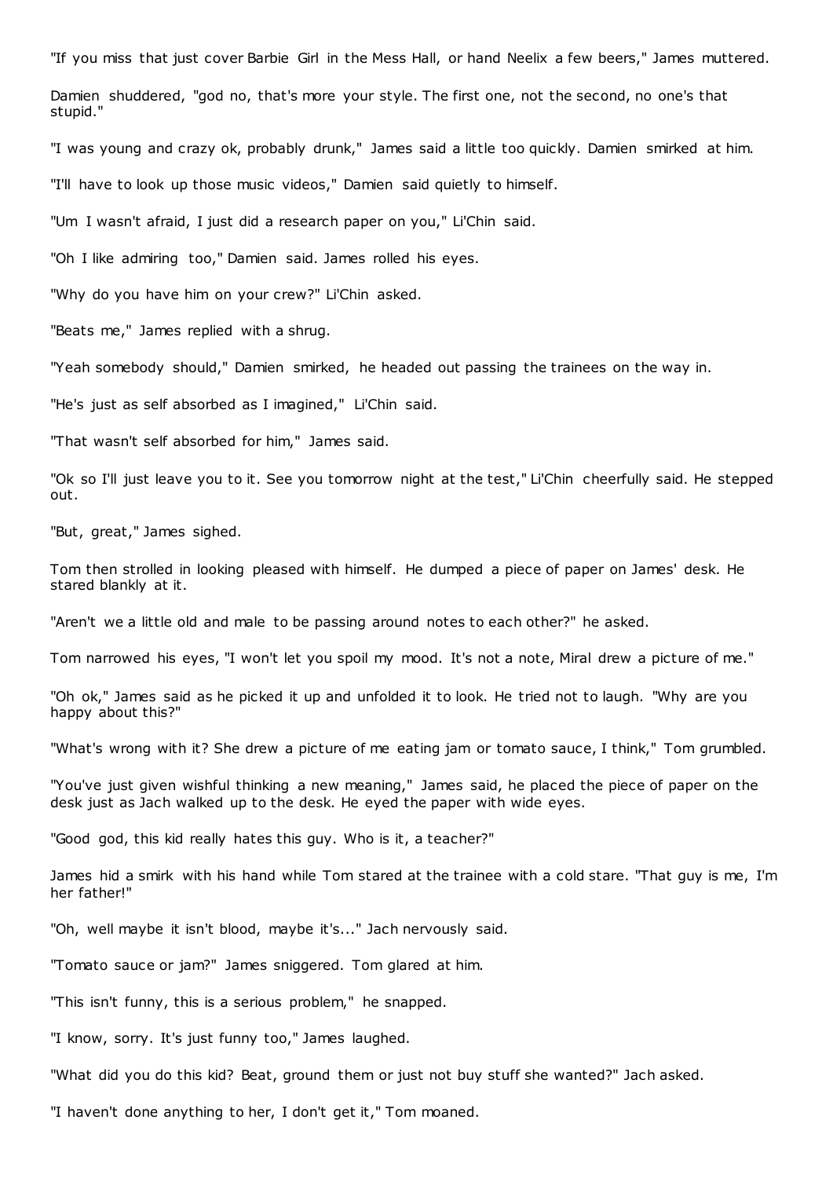"If you miss that just cover Barbie Girl in the Mess Hall, or hand Neelix a few beers," James muttered.

Damien shuddered, "god no, that's more your style. The first one, not the second, no one's that stupid."

"I was young and crazy ok, probably drunk," James said a little too quickly. Damien smirked at him.

"I'll have to look up those music videos," Damien said quietly to himself.

"Um I wasn't afraid, I just did a research paper on you," Li'Chin said.

"Oh I like admiring too," Damien said. James rolled his eyes.

"Why do you have him on your crew?" Li'Chin asked.

"Beats me," James replied with a shrug.

"Yeah somebody should," Damien smirked, he headed out passing the trainees on the way in.

"He's just as self absorbed as I imagined," Li'Chin said.

"That wasn't self absorbed for him," James said.

"Ok so I'll just leave you to it. See you tomorrow night at the test," Li'Chin cheerfully said. He stepped out.

"But, great," James sighed.

Tom then strolled in looking pleased with himself. He dumped a piece of paper on James' desk. He stared blankly at it.

"Aren't we a little old and male to be passing around notes to each other?" he asked.

Tom narrowed his eyes, "I won't let you spoil my mood. It's not a note, Miral drew a picture of me."

"Oh ok," James said as he picked it up and unfolded it to look. He tried not to laugh. "Why are you happy about this?"

"What's wrong with it? She drew a picture of me eating jam or tomato sauce, I think," Tom grumbled.

"You've just given wishful thinking a new meaning," James said, he placed the piece of paper on the desk just as Jach walked up to the desk. He eyed the paper with wide eyes.

"Good god, this kid really hates this guy. Who is it, a teacher?"

James hid a smirk with his hand while Tom stared at the trainee with a cold stare. "That guy is me, I'm her father!"

"Oh, well maybe it isn't blood, maybe it's..." Jach nervously said.

"Tomato sauce or jam?" James sniggered. Tom glared at him.

"This isn't funny, this is a serious problem," he snapped.

"I know, sorry. It's just funny too," James laughed.

"What did you do this kid? Beat, ground them or just not buy stuff she wanted?" Jach asked.

"I haven't done anything to her, I don't get it," Tom moaned.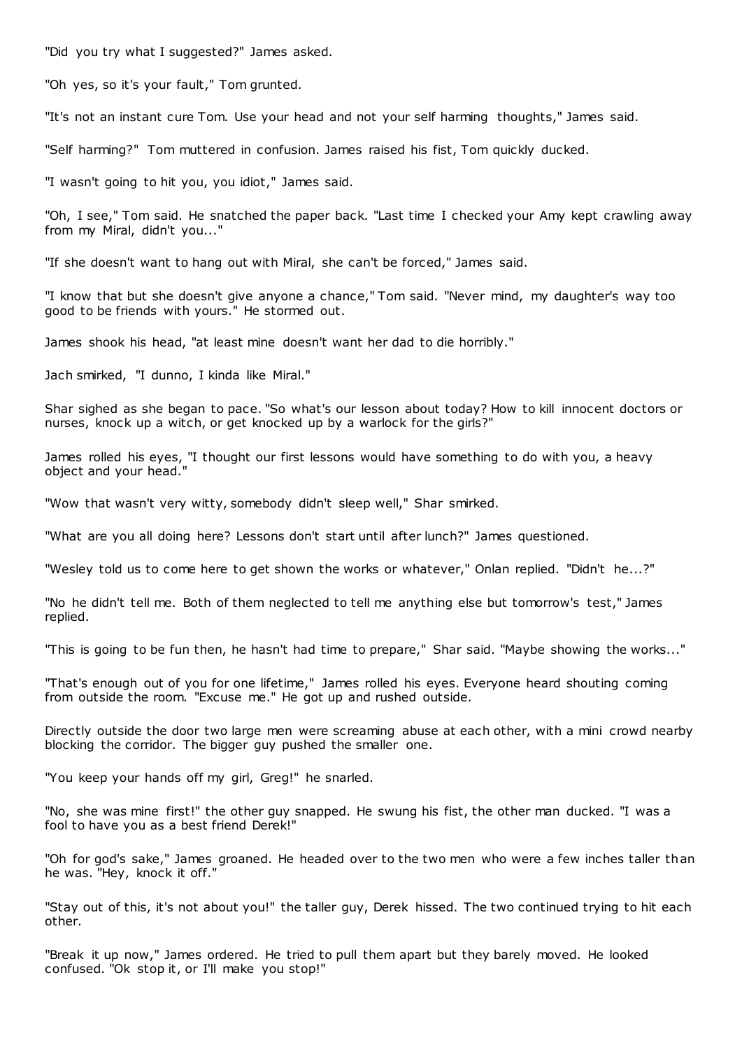"Did you try what I suggested?" James asked.

"Oh yes, so it's your fault," Tom grunted.

"It's not an instant cure Tom. Use your head and not your self harming thoughts," James said.

"Self harming?" Tom muttered in confusion. James raised his fist, Tom quickly ducked.

"I wasn't going to hit you, you idiot," James said.

"Oh, I see," Tom said. He snatched the paper back. "Last time I checked your Amy kept crawling away from my Miral, didn't you..."

"If she doesn't want to hang out with Miral, she can't be forced," James said.

"I know that but she doesn't give anyone a chance," Tom said. "Never mind, my daughter's way too good to be friends with yours." He stormed out.

James shook his head, "at least mine doesn't want her dad to die horribly."

Jach smirked, "I dunno, I kinda like Miral."

Shar sighed as she began to pace. "So what's our lesson about today? How to kill innocent doctors or nurses, knock up a witch, or get knocked up by a warlock for the girls?"

James rolled his eyes, "I thought our first lessons would have something to do with you, a heavy object and your head."

"Wow that wasn't very witty, somebody didn't sleep well," Shar smirked.

"What are you all doing here? Lessons don't start until after lunch?" James questioned.

"Wesley told us to come here to get shown the works or whatever," Onlan replied. "Didn't he...?"

"No he didn't tell me. Both of them neglected to tell me anything else but tomorrow's test," James replied.

"This is going to be fun then, he hasn't had time to prepare," Shar said. "Maybe showing the works..."

"That's enough out of you for one lifetime," James rolled his eyes. Everyone heard shouting coming from outside the room. "Excuse me." He got up and rushed outside.

Directly outside the door two large men were screaming abuse at each other, with a mini crowd nearby blocking the corridor. The bigger guy pushed the smaller one.

"You keep your hands off my girl, Greg!" he snarled.

"No, she was mine first!" the other guy snapped. He swung his fist, the other man ducked. "I was a fool to have you as a best friend Derek!"

"Oh for god's sake," James groaned. He headed over to the two men who were a few inches taller than he was. "Hey, knock it off."

"Stay out of this, it's not about you!" the taller guy, Derek hissed. The two continued trying to hit each other.

"Break it up now," James ordered. He tried to pull them apart but they barely moved. He looked confused. "Ok stop it, or I'll make you stop!"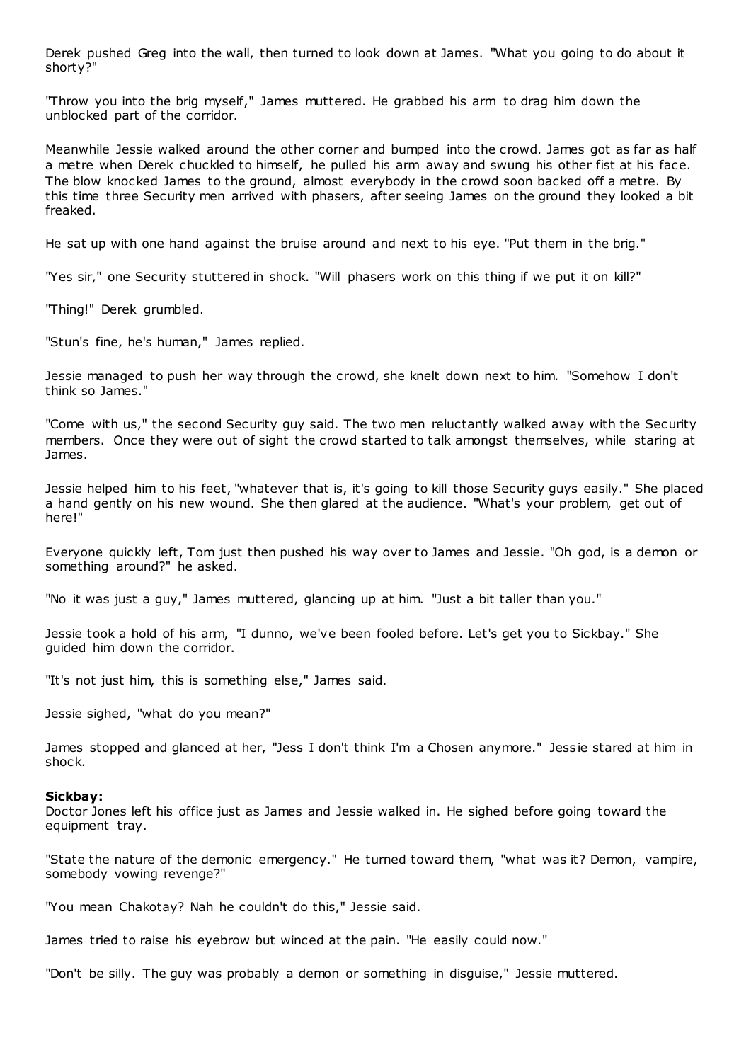Derek pushed Greg into the wall, then turned to look down at James. "What you going to do about it shorty?"

"Throw you into the brig myself," James muttered. He grabbed his arm to drag him down the unblocked part of the corridor.

Meanwhile Jessie walked around the other corner and bumped into the crowd. James got as far as half a metre when Derek chuckled to himself, he pulled his arm away and swung his other fist at his face. The blow knocked James to the ground, almost everybody in the crowd soon backed off a metre. By this time three Security men arrived with phasers, after seeing James on the ground they looked a bit freaked.

He sat up with one hand against the bruise around and next to his eye. "Put them in the brig."

"Yes sir," one Security stuttered in shock. "Will phasers work on this thing if we put it on kill?"

"Thing!" Derek grumbled.

"Stun's fine, he's human," James replied.

Jessie managed to push her way through the crowd, she knelt down next to him. "Somehow I don't think so James."

"Come with us," the second Security guy said. The two men reluctantly walked away with the Security members. Once they were out of sight the crowd started to talk amongst themselves, while staring at James.

Jessie helped him to his feet, "whatever that is, it's going to kill those Security guys easily." She placed a hand gently on his new wound. She then glared at the audience. "What's your problem, get out of here!"

Everyone quickly left, Tom just then pushed his way over to James and Jessie. "Oh god, is a demon or something around?" he asked.

"No it was just a guy," James muttered, glancing up at him. "Just a bit taller than you."

Jessie took a hold of his arm, "I dunno, we've been fooled before. Let's get you to Sickbay." She guided him down the corridor.

"It's not just him, this is something else," James said.

Jessie sighed, "what do you mean?"

James stopped and glanced at her, "Jess I don't think I'm a Chosen anymore." Jessie stared at him in shock.

**Sickbay:**
Doctor Jones left his office just as James and Jessie walked in. He sighed before going toward the equipment tray.

"State the nature of the demonic emergency." He turned toward them, "what was it? Demon, vampire, somebody vowing revenge?"

"You mean Chakotay? Nah he couldn't do this," Jessie said.

James tried to raise his eyebrow but winced at the pain. "He easily could now."

"Don't be silly. The guy was probably a demon or something in disguise," Jessie muttered.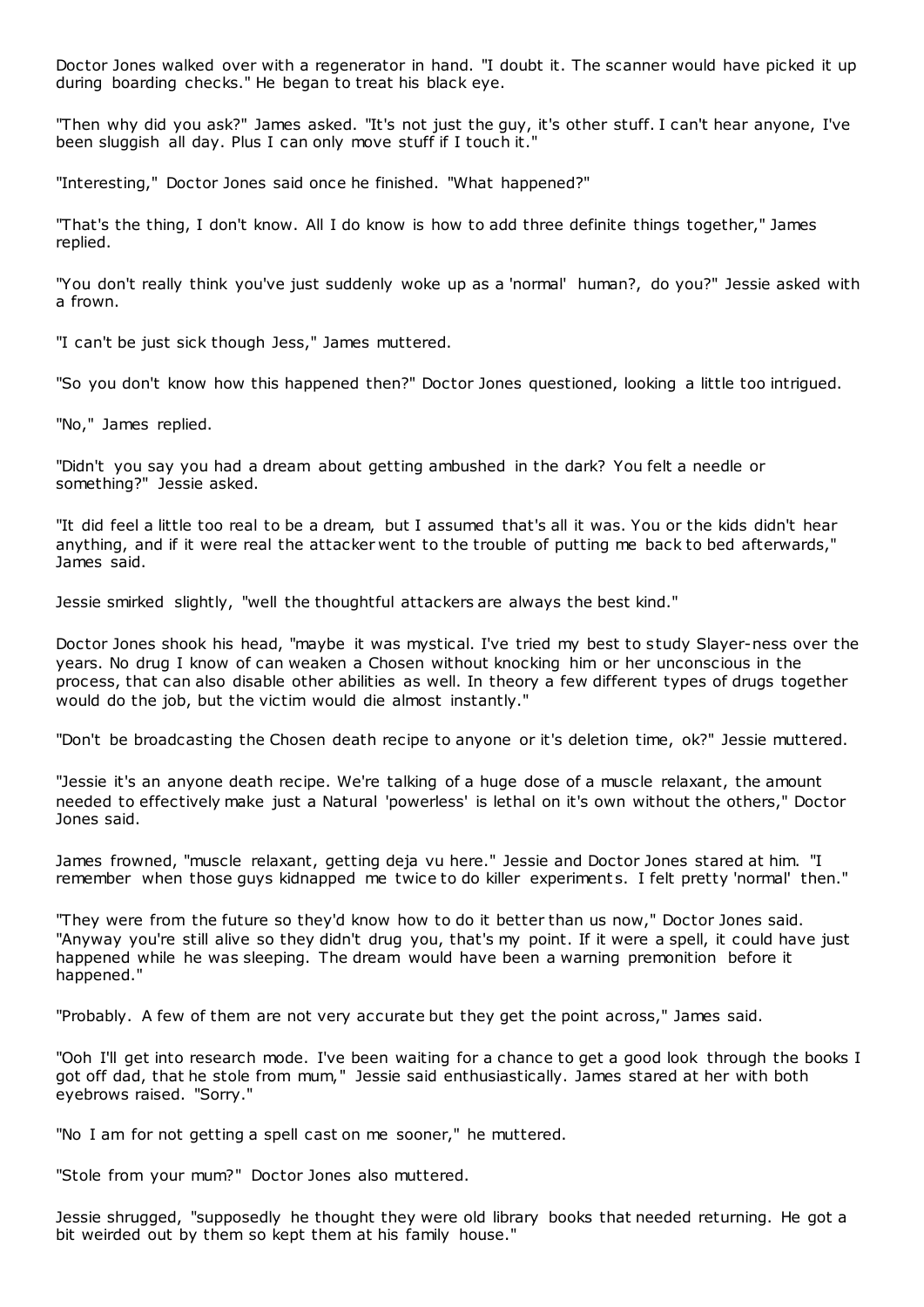Doctor Jones walked over with a regenerator in hand. "I doubt it. The scanner would have picked it up during boarding checks." He began to treat his black eye.

"Then why did you ask?" James asked. "It's not just the guy, it's other stuff. I can't hear anyone, I've been sluggish all day. Plus I can only move stuff if I touch it."

"Interesting," Doctor Jones said once he finished. "What happened?"

"That's the thing, I don't know. All I do know is how to add three definite things together," James replied.

"You don't really think you've just suddenly woke up as a 'normal' human?, do you?" Jessie asked with a frown.

"I can't be just sick though Jess," James muttered.

"So you don't know how this happened then?" Doctor Jones questioned, looking a little too intrigued.

"No," James replied.

"Didn't you say you had a dream about getting ambushed in the dark? You felt a needle or something?" Jessie asked.

"It did feel a little too real to be a dream, but I assumed that's all it was. You or the kids didn't hear anything, and if it were real the attacker went to the trouble of putting me back to bed afterwards," James said.

Jessie smirked slightly, "well the thoughtful attackers are always the best kind."

Doctor Jones shook his head, "maybe it was mystical. I've tried my best to study Slayer-ness over the years. No drug I know of can weaken a Chosen without knocking him or her unconscious in the process, that can also disable other abilities as well. In theory a few different types of drugs together would do the job, but the victim would die almost instantly."

"Don't be broadcasting the Chosen death recipe to anyone or it's deletion time, ok?" Jessie muttered.

"Jessie it's an anyone death recipe. We're talking of a huge dose of a muscle relaxant, the amount needed to effectively make just a Natural 'powerless' is lethal on it's own without the others," Doctor Jones said.

James frowned, "muscle relaxant, getting deja vu here." Jessie and Doctor Jones stared at him. "I remember when those guys kidnapped me twice to do killer experiments. I felt pretty 'normal' then."

"They were from the future so they'd know how to do it better than us now," Doctor Jones said. "Anyway you're still alive so they didn't drug you, that's my point. If it were a spell, it could have just happened while he was sleeping. The dream would have been a warning premonition before it happened."

"Probably. A few of them are not very accurate but they get the point across," James said.

"Ooh I'll get into research mode. I've been waiting for a chance to get a good look through the books I got off dad, that he stole from mum," Jessie said enthusiastically. James stared at her with both eyebrows raised. "Sorry."

"No I am for not getting a spell cast on me sooner," he muttered.

"Stole from your mum?" Doctor Jones also muttered.

Jessie shrugged, "supposedly he thought they were old library books that needed returning. He got a bit weirded out by them so kept them at his family house."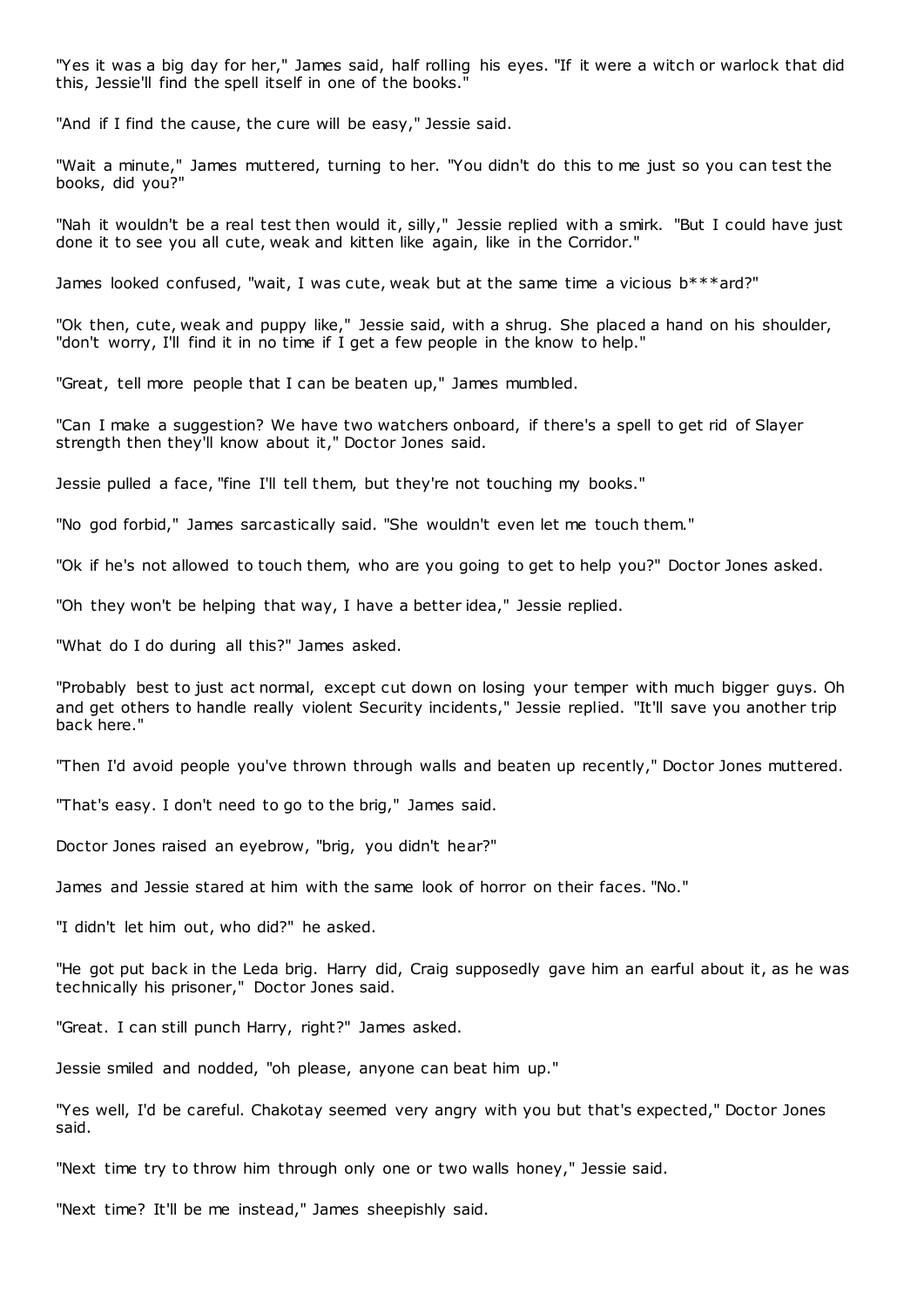"Yes it was a big day for her," James said, half rolling his eyes. "If it were a witch or warlock that did this, Jessie'll find the spell itself in one of the books."

"And if I find the cause, the cure will be easy," Jessie said.

"Wait a minute," James muttered, turning to her. "You didn't do this to me just so you can test the books, did you?"

"Nah it wouldn't be a real test then would it, silly," Jessie replied with a smirk. "But I could have just done it to see you all cute, weak and kitten like again, like in the Corridor."

James looked confused, "wait, I was cute, weak but at the same time a vicious b***ard?"

"Ok then, cute, weak and puppy like," Jessie said, with a shrug. She placed a hand on his shoulder, "don't worry, I'll find it in no time if I get a few people in the know to help."

"Great, tell more people that I can be beaten up," James mumbled.

"Can I make a suggestion? We have two watchers onboard, if there's a spell to get rid of Slayer strength then they'll know about it," Doctor Jones said.

Jessie pulled a face, "fine I'll tell them, but they're not touching my books."

"No god forbid," James sarcastically said. "She wouldn't even let me touch them."

"Ok if he's not allowed to touch them, who are you going to get to help you?" Doctor Jones asked.

"Oh they won't be helping that way, I have a better idea," Jessie replied.

"What do I do during all this?" James asked.

"Probably best to just act normal, except cut down on losing your temper with much bigger guys. Oh and get others to handle really violent Security incidents," Jessie replied. "It'll save you another trip back here."

"Then I'd avoid people you've thrown through walls and beaten up recently," Doctor Jones muttered.

"That's easy. I don't need to go to the brig," James said.

Doctor Jones raised an eyebrow, "brig, you didn't hear?"

James and Jessie stared at him with the same look of horror on their faces. "No."

"I didn't let him out, who did?" he asked.

"He got put back in the Leda brig. Harry did, Craig supposedly gave him an earful about it, as he was technically his prisoner," Doctor Jones said.

"Great. I can still punch Harry, right?" James asked.

Jessie smiled and nodded, "oh please, anyone can beat him up."

"Yes well, I'd be careful. Chakotay seemed very angry with you but that's expected," Doctor Jones said.

"Next time try to throw him through only one or two walls honey," Jessie said.

"Next time? It'll be me instead," James sheepishly said.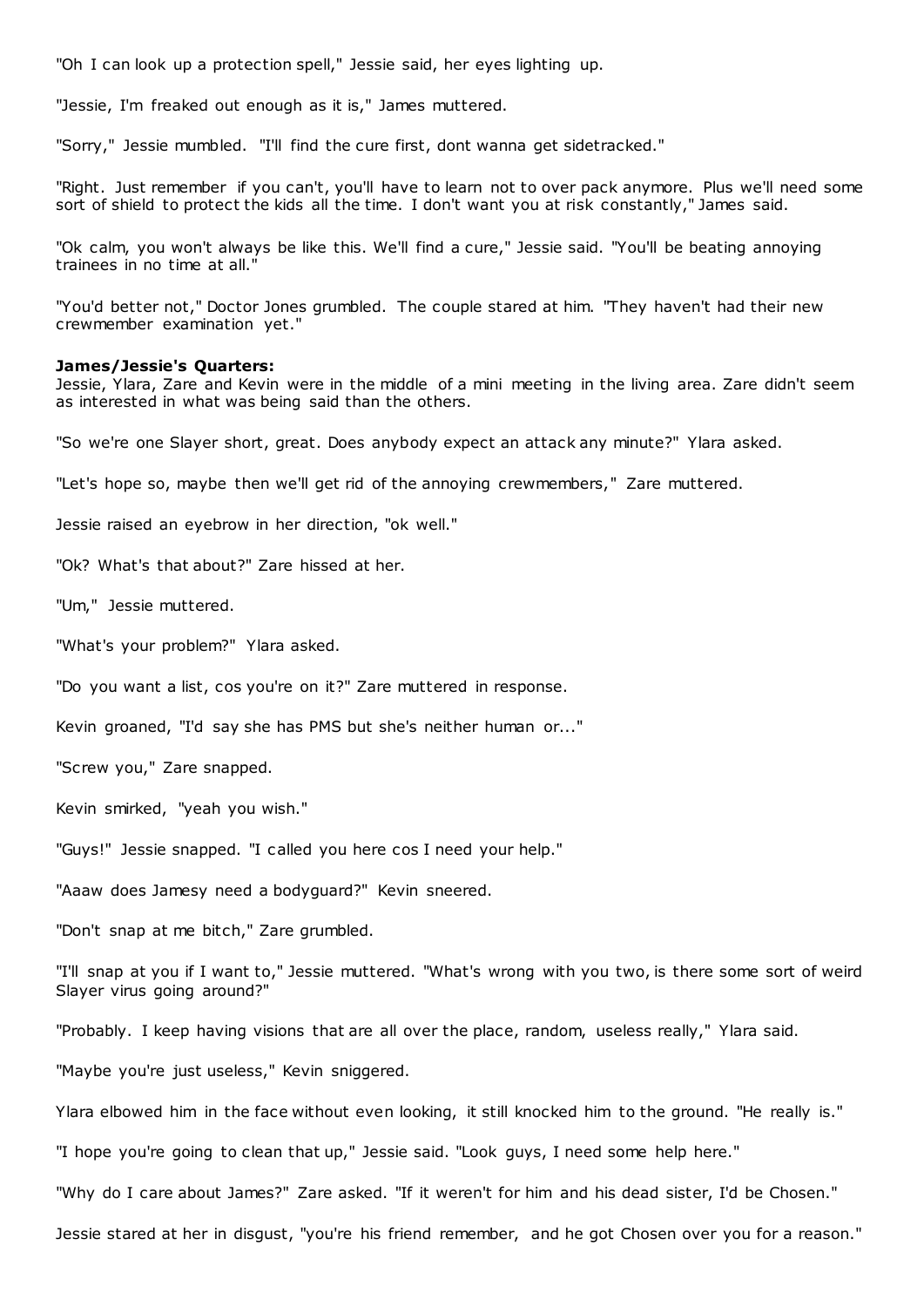"Oh I can look up a protection spell," Jessie said, her eyes lighting up.

"Jessie, I'm freaked out enough as it is," James muttered.

"Sorry," Jessie mumbled. "I'll find the cure first, dont wanna get sidetracked."

"Right. Just remember if you can't, you'll have to learn not to over pack anymore. Plus we'll need some sort of shield to protect the kids all the time. I don't want you at risk constantly," James said.

"Ok calm, you won't always be like this. We'll find a cure," Jessie said. "You'll be beating annoying trainees in no time at all."

"You'd better not," Doctor Jones grumbled. The couple stared at him. "They haven't had their new crewmember examination yet."

**James/Jessie's Quarters:**
Jessie, Ylara, Zare and Kevin were in the middle of a mini meeting in the living area. Zare didn't seem as interested in what was being said than the others.

"So we're one Slayer short, great. Does anybody expect an attack any minute?" Ylara asked.

"Let's hope so, maybe then we'll get rid of the annoying crewmembers," Zare muttered.

Jessie raised an eyebrow in her direction, "ok well."

"Ok? What's that about?" Zare hissed at her.

"Um," Jessie muttered.

"What's your problem?" Ylara asked.

"Do you want a list, cos you're on it?" Zare muttered in response.

Kevin groaned, "I'd say she has PMS but she's neither human or..."

"Screw you," Zare snapped.

Kevin smirked, "yeah you wish."

"Guys!" Jessie snapped. "I called you here cos I need your help."

"Aaaw does Jamesy need a bodyguard?" Kevin sneered.

"Don't snap at me bitch," Zare grumbled.

"I'll snap at you if I want to," Jessie muttered. "What's wrong with you two, is there some sort of weird Slayer virus going around?"

"Probably. I keep having visions that are all over the place, random, useless really," Ylara said.

"Maybe you're just useless," Kevin sniggered.

Ylara elbowed him in the face without even looking, it still knocked him to the ground. "He really is."

"I hope you're going to clean that up," Jessie said. "Look guys, I need some help here."

"Why do I care about James?" Zare asked. "If it weren't for him and his dead sister, I'd be Chosen."

Jessie stared at her in disgust, "you're his friend remember, and he got Chosen over you for a reason."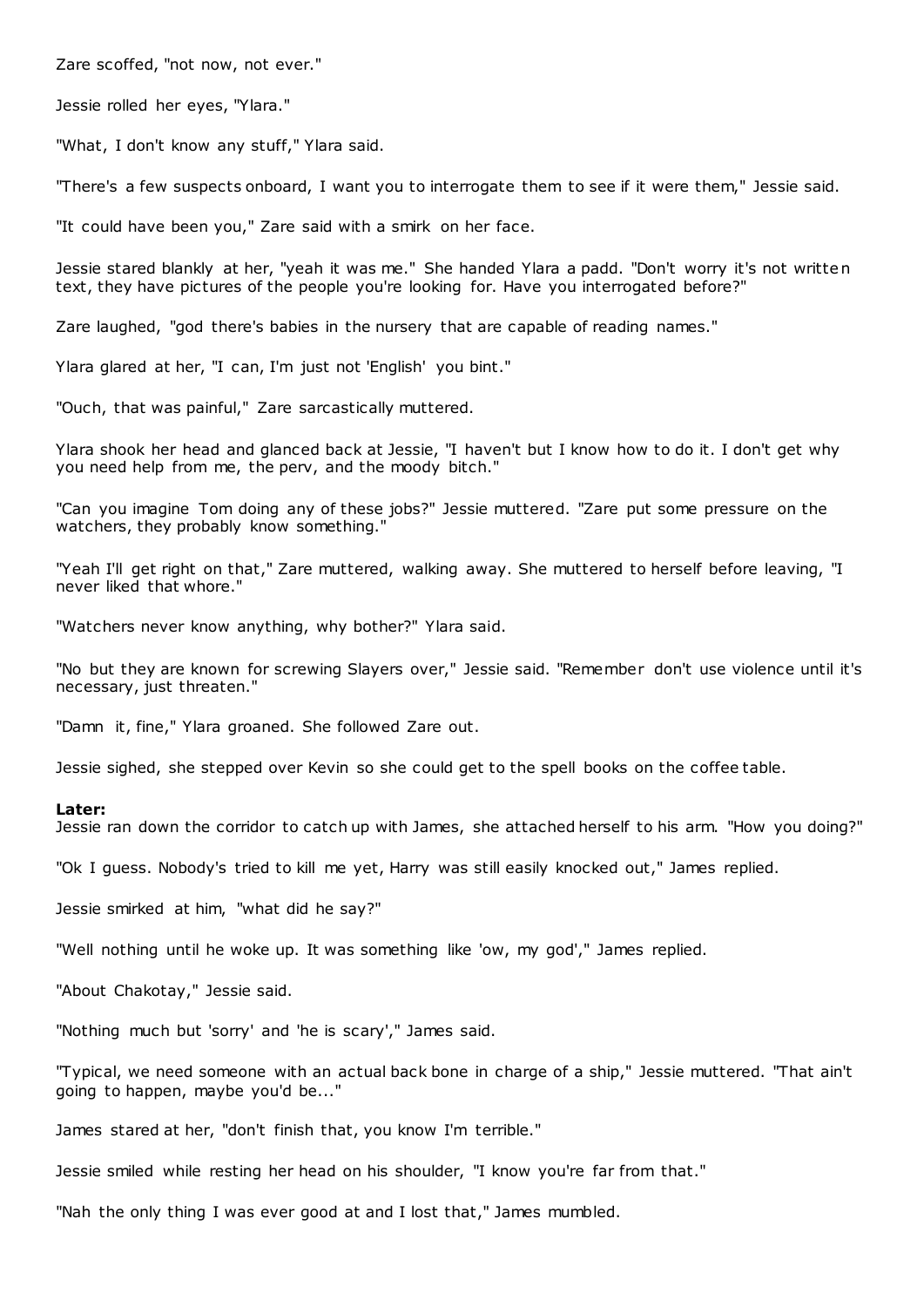Zare scoffed, "not now, not ever."

Jessie rolled her eyes, "Ylara."

"What, I don't know any stuff," Ylara said.

"There's a few suspects onboard, I want you to interrogate them to see if it were them," Jessie said.

"It could have been you," Zare said with a smirk on her face.

Jessie stared blankly at her, "yeah it was me." She handed Ylara a padd. "Don't worry it's not written text, they have pictures of the people you're looking for. Have you interrogated before?"

Zare laughed, "god there's babies in the nursery that are capable of reading names."

Ylara glared at her, "I can, I'm just not 'English' you bint."

"Ouch, that was painful," Zare sarcastically muttered.

Ylara shook her head and glanced back at Jessie, "I haven't but I know how to do it. I don't get why you need help from me, the perv, and the moody bitch."

"Can you imagine Tom doing any of these jobs?" Jessie muttered. "Zare put some pressure on the watchers, they probably know something."

"Yeah I'll get right on that," Zare muttered, walking away. She muttered to herself before leaving, "I never liked that whore."

"Watchers never know anything, why bother?" Ylara said.

"No but they are known for screwing Slayers over," Jessie said. "Remember don't use violence until it's necessary, just threaten."

"Damn it, fine," Ylara groaned. She followed Zare out.

Jessie sighed, she stepped over Kevin so she could get to the spell books on the coffee table.

**Later:**
Jessie ran down the corridor to catch up with James, she attached herself to his arm. "How you doing?"

"Ok I guess. Nobody's tried to kill me yet, Harry was still easily knocked out," James replied.

Jessie smirked at him, "what did he say?"

"Well nothing until he woke up. It was something like 'ow, my god'," James replied.

"About Chakotay," Jessie said.

"Nothing much but 'sorry' and 'he is scary'," James said.

"Typical, we need someone with an actual back bone in charge of a ship," Jessie muttered. "That ain't going to happen, maybe you'd be..."

James stared at her, "don't finish that, you know I'm terrible."

Jessie smiled while resting her head on his shoulder, "I know you're far from that."

"Nah the only thing I was ever good at and I lost that," James mumbled.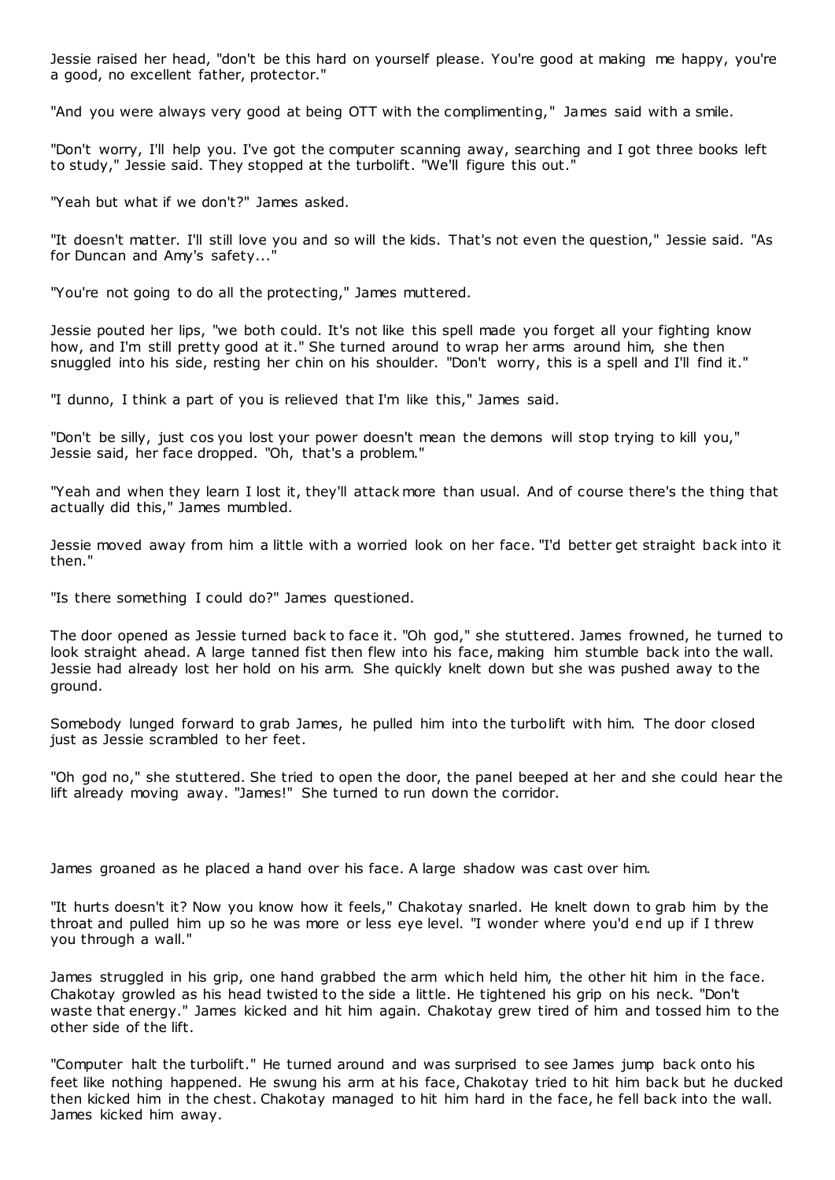Jessie raised her head, "don't be this hard on yourself please. You're good at making me happy, you're a good, no excellent father, protector."

"And you were always very good at being OTT with the complimenting," James said with a smile.

"Don't worry, I'll help you. I've got the computer scanning away, searching and I got three books left to study," Jessie said. They stopped at the turbolift. "We'll figure this out."

"Yeah but what if we don't?" James asked.

"It doesn't matter. I'll still love you and so will the kids. That's not even the question," Jessie said. "As for Duncan and Amy's safety..."

"You're not going to do all the protecting," James muttered.

Jessie pouted her lips, "we both could. It's not like this spell made you forget all your fighting know how, and I'm still pretty good at it." She turned around to wrap her arms around him, she then snuggled into his side, resting her chin on his shoulder. "Don't worry, this is a spell and I'll find it."

"I dunno, I think a part of you is relieved that I'm like this," James said.

"Don't be silly, just cos you lost your power doesn't mean the demons will stop trying to kill you," Jessie said, her face dropped. "Oh, that's a problem."

"Yeah and when they learn I lost it, they'll attack more than usual. And of course there's the thing that actually did this," James mumbled.

Jessie moved away from him a little with a worried look on her face. "I'd better get straight back into it then."

"Is there something I could do?" James questioned.

The door opened as Jessie turned back to face it. "Oh god," she stuttered. James frowned, he turned to look straight ahead. A large tanned fist then flew into his face, making him stumble back into the wall. Jessie had already lost her hold on his arm. She quickly knelt down but she was pushed away to the ground.

Somebody lunged forward to grab James, he pulled him into the turbolift with him. The door closed just as Jessie scrambled to her feet.

"Oh god no," she stuttered. She tried to open the door, the panel beeped at her and she could hear the lift already moving away. "James!" She turned to run down the corridor.

James groaned as he placed a hand over his face. A large shadow was cast over him.

"It hurts doesn't it? Now you know how it feels," Chakotay snarled. He knelt down to grab him by the throat and pulled him up so he was more or less eye level. "I wonder where you'd end up if I threw you through a wall."

James struggled in his grip, one hand grabbed the arm which held him, the other hit him in the face. Chakotay growled as his head twisted to the side a little. He tightened his grip on his neck. "Don't waste that energy." James kicked and hit him again. Chakotay grew tired of him and tossed him to the other side of the lift.

"Computer halt the turbolift." He turned around and was surprised to see James jump back onto his feet like nothing happened. He swung his arm at his face, Chakotay tried to hit him back but he ducked then kicked him in the chest. Chakotay managed to hit him hard in the face, he fell back into the wall. James kicked him away.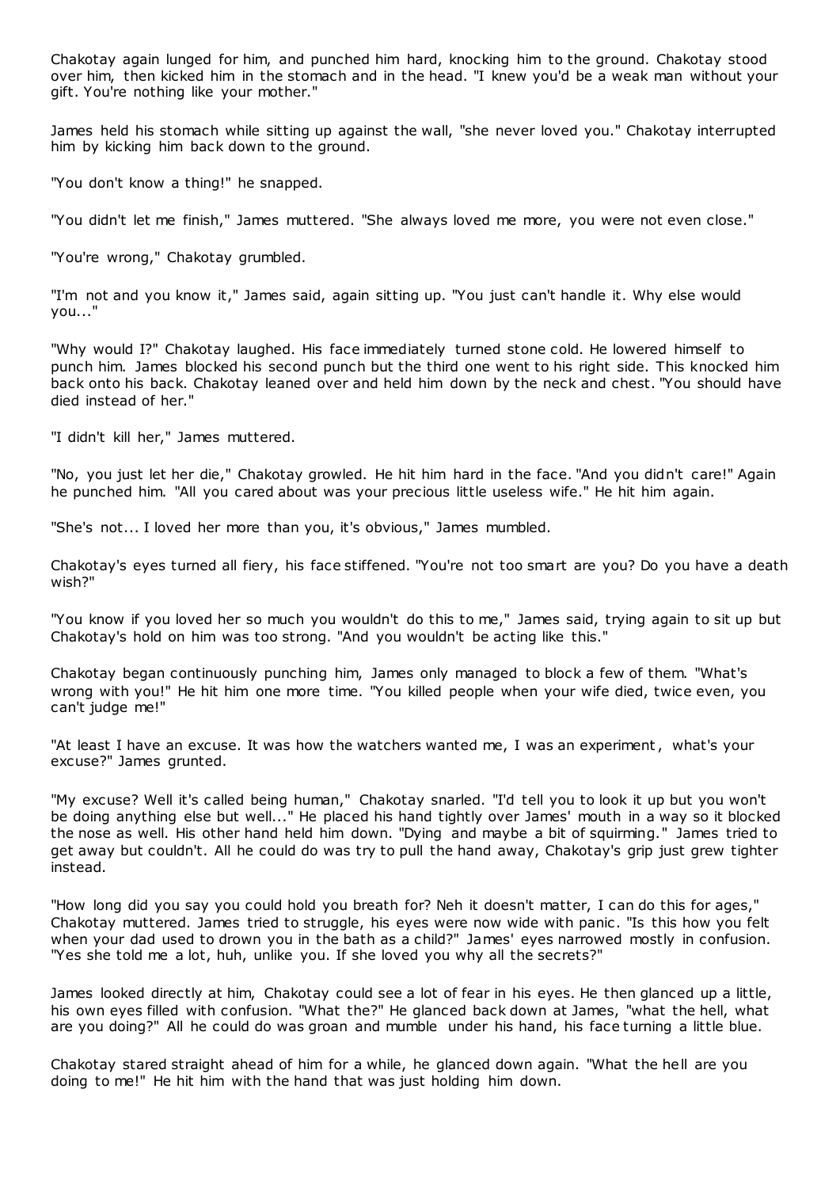Chakotay again lunged for him, and punched him hard, knocking him to the ground. Chakotay stood over him, then kicked him in the stomach and in the head. "I knew you'd be a weak man without your gift. You're nothing like your mother."

James held his stomach while sitting up against the wall, "she never loved you." Chakotay interrupted him by kicking him back down to the ground.

"You don't know a thing!" he snapped.

"You didn't let me finish," James muttered. "She always loved me more, you were not even close."

"You're wrong," Chakotay grumbled.

"I'm not and you know it," James said, again sitting up. "You just can't handle it. Why else would you..."

"Why would I?" Chakotay laughed. His face immediately turned stone cold. He lowered himself to punch him. James blocked his second punch but the third one went to his right side. This knocked him back onto his back. Chakotay leaned over and held him down by the neck and chest. "You should have died instead of her."

"I didn't kill her," James muttered.

"No, you just let her die," Chakotay growled. He hit him hard in the face. "And you didn't care!" Again he punched him. "All you cared about was your precious little useless wife." He hit him again.

"She's not... I loved her more than you, it's obvious," James mumbled.

Chakotay's eyes turned all fiery, his face stiffened. "You're not too smart are you? Do you have a death wish?"

"You know if you loved her so much you wouldn't do this to me," James said, trying again to sit up but Chakotay's hold on him was too strong. "And you wouldn't be acting like this."

Chakotay began continuously punching him, James only managed to block a few of them. "What's wrong with you!" He hit him one more time. "You killed people when your wife died, twice even, you can't judge me!"

"At least I have an excuse. It was how the watchers wanted me, I was an experiment, what's your excuse?" James grunted.

"My excuse? Well it's called being human," Chakotay snarled. "I'd tell you to look it up but you won't be doing anything else but well..." He placed his hand tightly over James' mouth in a way so it blocked the nose as well. His other hand held him down. "Dying and maybe a bit of squirming." James tried to get away but couldn't. All he could do was try to pull the hand away, Chakotay's grip just grew tighter instead.

"How long did you say you could hold you breath for? Neh it doesn't matter, I can do this for ages," Chakotay muttered. James tried to struggle, his eyes were now wide with panic. "Is this how you felt when your dad used to drown you in the bath as a child?" James' eyes narrowed mostly in confusion. "Yes she told me a lot, huh, unlike you. If she loved you why all the secrets?"

James looked directly at him, Chakotay could see a lot of fear in his eyes. He then glanced up a little, his own eyes filled with confusion. "What the?" He glanced back down at James, "what the hell, what are you doing?" All he could do was groan and mumble under his hand, his face turning a little blue.

Chakotay stared straight ahead of him for a while, he glanced down again. "What the hell are you doing to me!" He hit him with the hand that was just holding him down.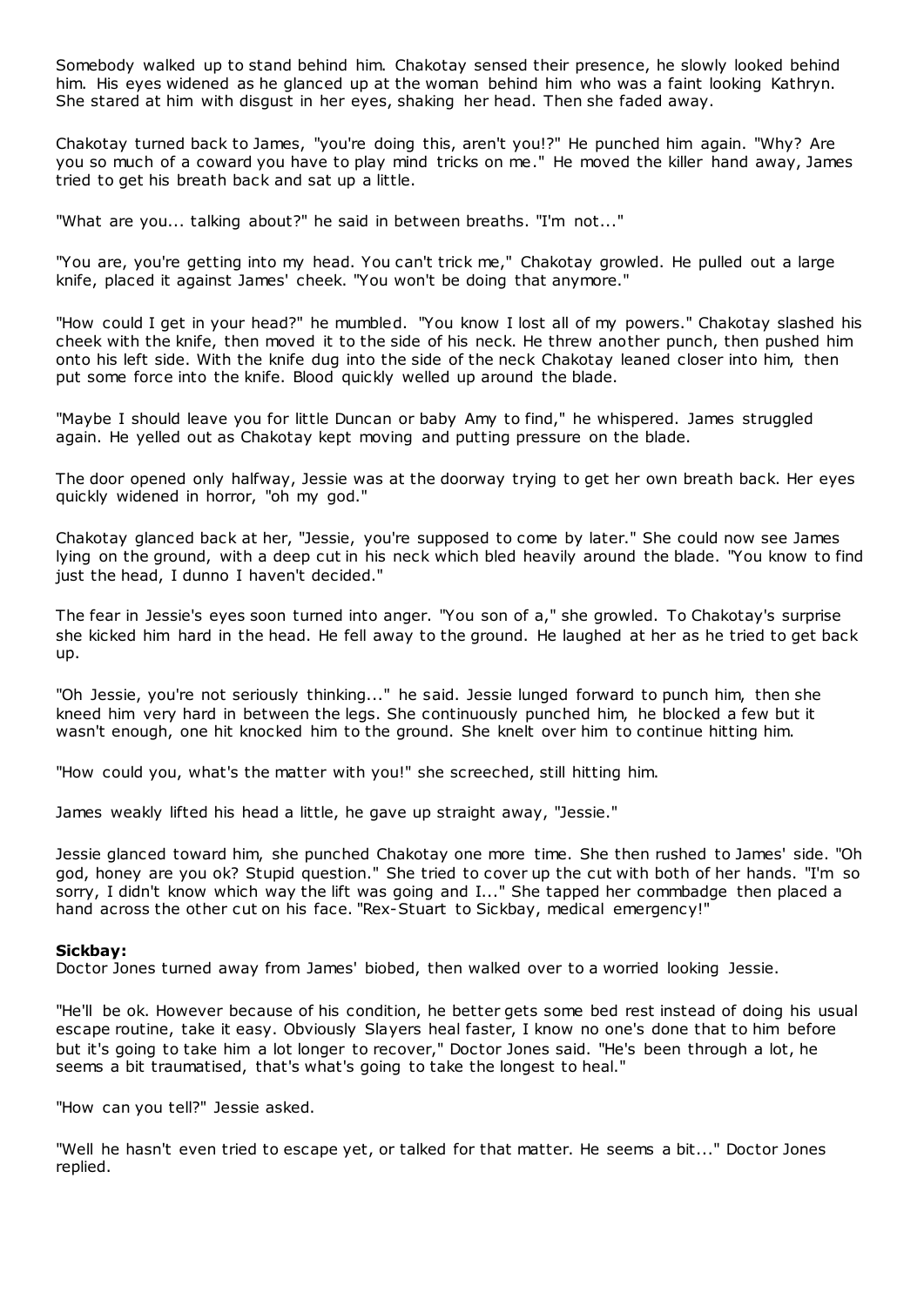Somebody walked up to stand behind him. Chakotay sensed their presence, he slowly looked behind him. His eyes widened as he glanced up at the woman behind him who was a faint looking Kathryn. She stared at him with disgust in her eyes, shaking her head. Then she faded away.

Chakotay turned back to James, "you're doing this, aren't you!?" He punched him again. "Why? Are you so much of a coward you have to play mind tricks on me." He moved the killer hand away, James tried to get his breath back and sat up a little.

"What are you... talking about?" he said in between breaths. "I'm not..."

"You are, you're getting into my head. You can't trick me," Chakotay growled. He pulled out a large knife, placed it against James' cheek. "You won't be doing that anymore."

"How could I get in your head?" he mumbled. "You know I lost all of my powers." Chakotay slashed his cheek with the knife, then moved it to the side of his neck. He threw another punch, then pushed him onto his left side. With the knife dug into the side of the neck Chakotay leaned closer into him, then put some force into the knife. Blood quickly welled up around the blade.

"Maybe I should leave you for little Duncan or baby Amy to find," he whispered. James struggled again. He yelled out as Chakotay kept moving and putting pressure on the blade.

The door opened only halfway, Jessie was at the doorway trying to get her own breath back. Her eyes quickly widened in horror, "oh my god."

Chakotay glanced back at her, "Jessie, you're supposed to come by later." She could now see James lying on the ground, with a deep cut in his neck which bled heavily around the blade. "You know to find just the head, I dunno I haven't decided."

The fear in Jessie's eyes soon turned into anger. "You son of a," she growled. To Chakotay's surprise she kicked him hard in the head. He fell away to the ground. He laughed at her as he tried to get back up.

"Oh Jessie, you're not seriously thinking..." he said. Jessie lunged forward to punch him, then she kneed him very hard in between the legs. She continuously punched him, he blocked a few but it wasn't enough, one hit knocked him to the ground. She knelt over him to continue hitting him.

"How could you, what's the matter with you!" she screeched, still hitting him.

James weakly lifted his head a little, he gave up straight away, "Jessie."

Jessie glanced toward him, she punched Chakotay one more time. She then rushed to James' side. "Oh god, honey are you ok? Stupid question." She tried to cover up the cut with both of her hands. "I'm so sorry, I didn't know which way the lift was going and I..." She tapped her commbadge then placed a hand across the other cut on his face. "Rex-Stuart to Sickbay, medical emergency!"

**Sickbay:**
Doctor Jones turned away from James' biobed, then walked over to a worried looking Jessie.

"He'll be ok. However because of his condition, he better gets some bed rest instead of doing his usual escape routine, take it easy. Obviously Slayers heal faster, I know no one's done that to him before but it's going to take him a lot longer to recover," Doctor Jones said. "He's been through a lot, he seems a bit traumatised, that's what's going to take the longest to heal."

"How can you tell?" Jessie asked.

"Well he hasn't even tried to escape yet, or talked for that matter. He seems a bit..." Doctor Jones replied.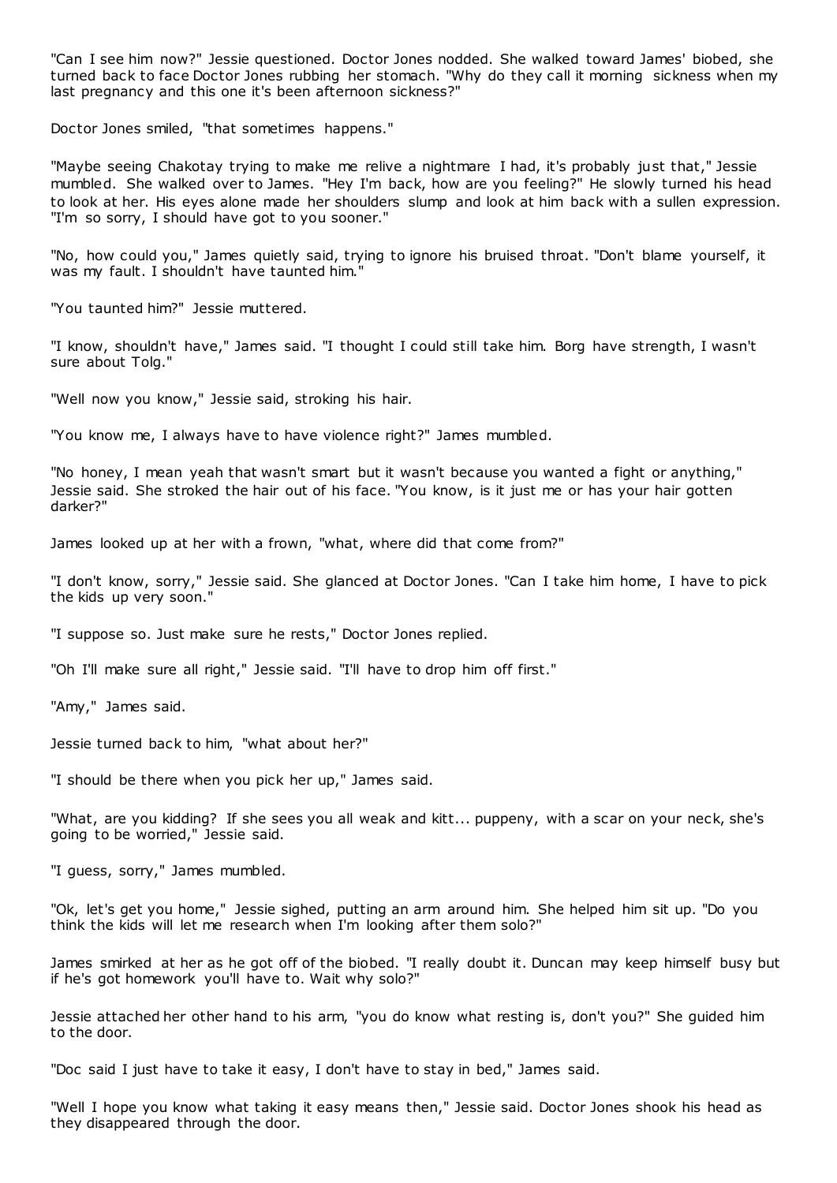"Can I see him now?" Jessie questioned. Doctor Jones nodded. She walked toward James' biobed, she turned back to face Doctor Jones rubbing her stomach. "Why do they call it morning sickness when my last pregnancy and this one it's been afternoon sickness?"

Doctor Jones smiled, "that sometimes happens."

"Maybe seeing Chakotay trying to make me relive a nightmare I had, it's probably just that," Jessie mumbled. She walked over to James. "Hey I'm back, how are you feeling?" He slowly turned his head to look at her. His eyes alone made her shoulders slump and look at him back with a sullen expression. "I'm so sorry, I should have got to you sooner."

"No, how could you," James quietly said, trying to ignore his bruised throat. "Don't blame yourself, it was my fault. I shouldn't have taunted him."

"You taunted him?" Jessie muttered.

"I know, shouldn't have," James said. "I thought I could still take him. Borg have strength, I wasn't sure about Tolg."

"Well now you know," Jessie said, stroking his hair.

"You know me, I always have to have violence right?" James mumbled.

"No honey, I mean yeah that wasn't smart but it wasn't because you wanted a fight or anything," Jessie said. She stroked the hair out of his face. "You know, is it just me or has your hair gotten darker?"

James looked up at her with a frown, "what, where did that come from?"

"I don't know, sorry," Jessie said. She glanced at Doctor Jones. "Can I take him home, I have to pick the kids up very soon."

"I suppose so. Just make sure he rests," Doctor Jones replied.

"Oh I'll make sure all right," Jessie said. "I'll have to drop him off first."

"Amy," James said.

Jessie turned back to him, "what about her?"

"I should be there when you pick her up," James said.

"What, are you kidding? If she sees you all weak and kitt... puppeny, with a scar on your neck, she's going to be worried," Jessie said.

"I guess, sorry," James mumbled.

"Ok, let's get you home," Jessie sighed, putting an arm around him. She helped him sit up. "Do you think the kids will let me research when I'm looking after them solo?"

James smirked at her as he got off of the biobed. "I really doubt it. Duncan may keep himself busy but if he's got homework you'll have to. Wait why solo?"

Jessie attached her other hand to his arm, "you do know what resting is, don't you?" She guided him to the door.

"Doc said I just have to take it easy, I don't have to stay in bed," James said.

"Well I hope you know what taking it easy means then," Jessie said. Doctor Jones shook his head as they disappeared through the door.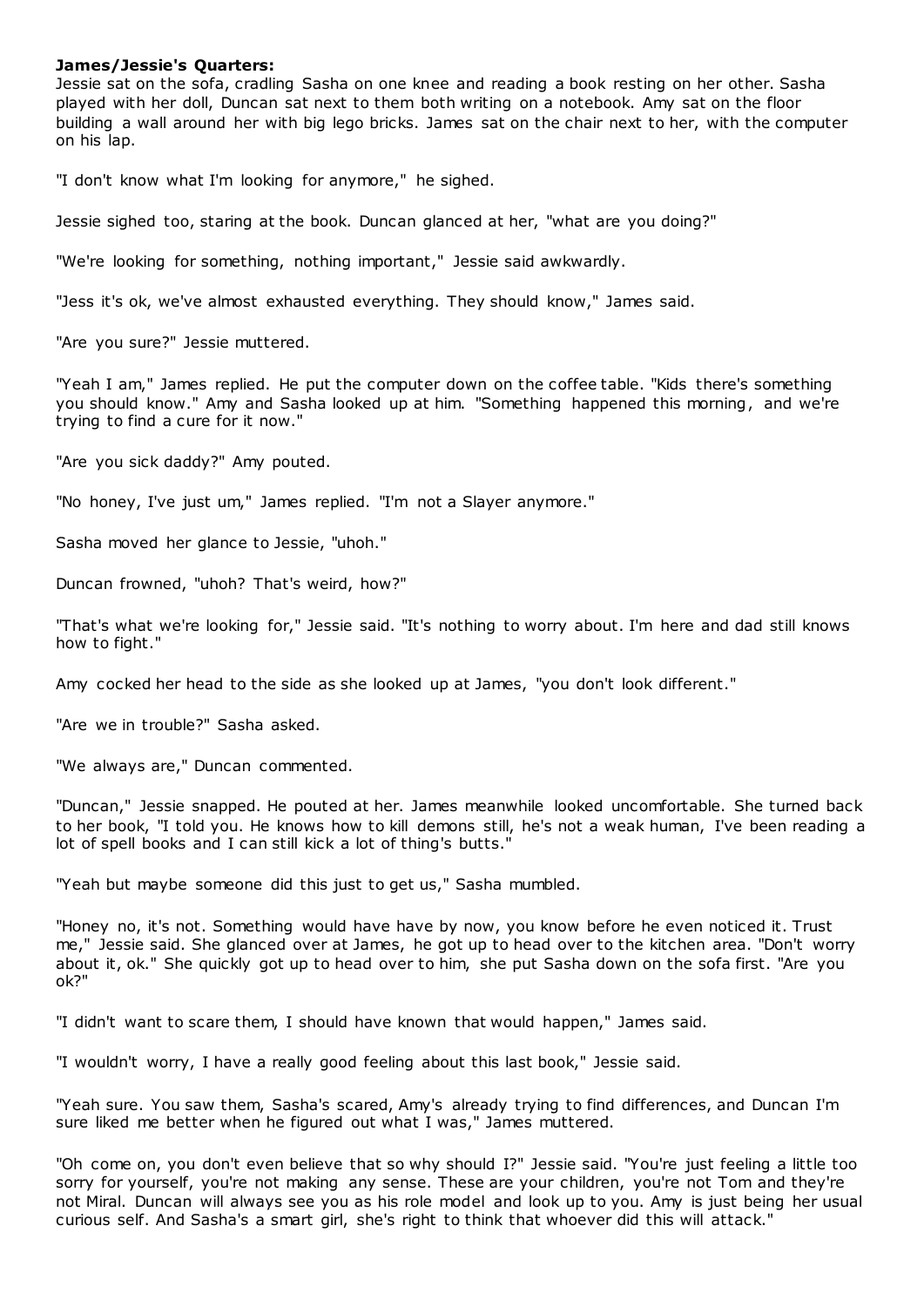**James/Jessie's Quarters:**

Jessie sat on the sofa, cradling Sasha on one knee and reading a book resting on her other. Sasha played with her doll, Duncan sat next to them both writing on a notebook. Amy sat on the floor building a wall around her with big lego bricks. James sat on the chair next to her, with the computer on his lap.

"I don't know what I'm looking for anymore," he sighed.

Jessie sighed too, staring at the book. Duncan glanced at her, "what are you doing?"

"We're looking for something, nothing important," Jessie said awkwardly.

"Jess it's ok, we've almost exhausted everything. They should know," James said.

"Are you sure?" Jessie muttered.

"Yeah I am," James replied. He put the computer down on the coffee table. "Kids there's something you should know." Amy and Sasha looked up at him. "Something happened this morning, and we're trying to find a cure for it now."

"Are you sick daddy?" Amy pouted.

"No honey, I've just um," James replied. "I'm not a Slayer anymore."

Sasha moved her glance to Jessie, "uhoh."

Duncan frowned, "uhoh? That's weird, how?"

"That's what we're looking for," Jessie said. "It's nothing to worry about. I'm here and dad still knows how to fight."

Amy cocked her head to the side as she looked up at James, "you don't look different."

"Are we in trouble?" Sasha asked.

"We always are," Duncan commented.

"Duncan," Jessie snapped. He pouted at her. James meanwhile looked uncomfortable. She turned back to her book, "I told you. He knows how to kill demons still, he's not a weak human, I've been reading a lot of spell books and I can still kick a lot of thing's butts."

"Yeah but maybe someone did this just to get us," Sasha mumbled.

"Honey no, it's not. Something would have have by now, you know before he even noticed it. Trust me," Jessie said. She glanced over at James, he got up to head over to the kitchen area. "Don't worry about it, ok." She quickly got up to head over to him, she put Sasha down on the sofa first. "Are you ok?"

"I didn't want to scare them, I should have known that would happen," James said.

"I wouldn't worry, I have a really good feeling about this last book," Jessie said.

"Yeah sure. You saw them, Sasha's scared, Amy's already trying to find differences, and Duncan I'm sure liked me better when he figured out what I was," James muttered.

"Oh come on, you don't even believe that so why should I?" Jessie said. "You're just feeling a little too sorry for yourself, you're not making any sense. These are your children, you're not Tom and they're not Miral. Duncan will always see you as his role model and look up to you. Amy is just being her usual curious self. And Sasha's a smart girl, she's right to think that whoever did this will attack."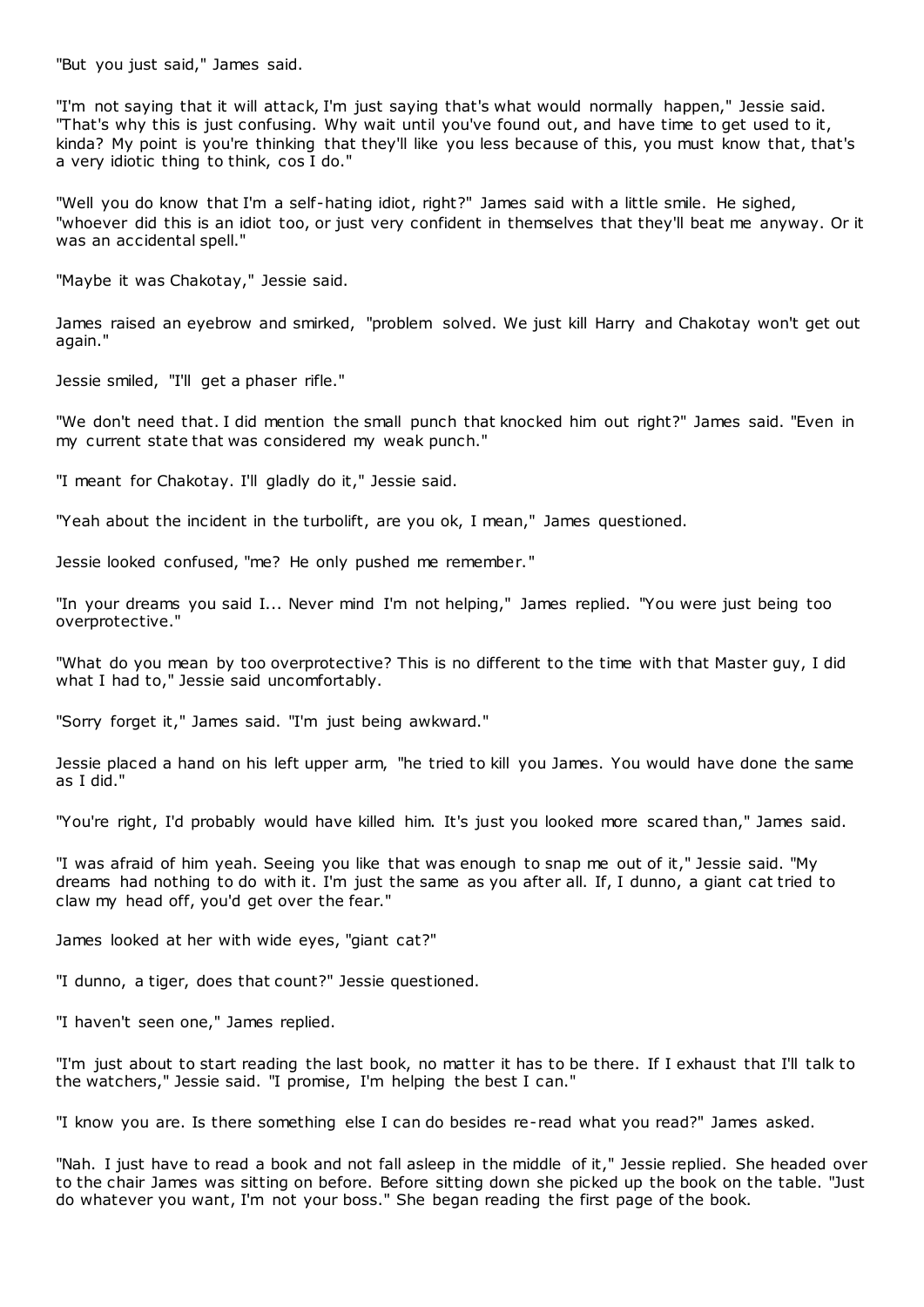"But you just said," James said.

"I'm not saying that it will attack, I'm just saying that's what would normally happen," Jessie said. "That's why this is just confusing. Why wait until you've found out, and have time to get used to it, kinda? My point is you're thinking that they'll like you less because of this, you must know that, that's a very idiotic thing to think, cos I do."

"Well you do know that I'm a self-hating idiot, right?" James said with a little smile. He sighed, "whoever did this is an idiot too, or just very confident in themselves that they'll beat me anyway. Or it was an accidental spell."

"Maybe it was Chakotay," Jessie said.

James raised an eyebrow and smirked, "problem solved. We just kill Harry and Chakotay won't get out again."

Jessie smiled, "I'll get a phaser rifle."

"We don't need that. I did mention the small punch that knocked him out right?" James said. "Even in my current state that was considered my weak punch."

"I meant for Chakotay. I'll gladly do it," Jessie said.

"Yeah about the incident in the turbolift, are you ok, I mean," James questioned.

Jessie looked confused, "me? He only pushed me remember."

"In your dreams you said I... Never mind I'm not helping," James replied. "You were just being too overprotective."

"What do you mean by too overprotective? This is no different to the time with that Master guy, I did what I had to," Jessie said uncomfortably.

"Sorry forget it," James said. "I'm just being awkward."

Jessie placed a hand on his left upper arm, "he tried to kill you James. You would have done the same as I did."

"You're right, I'd probably would have killed him. It's just you looked more scared than," James said.

"I was afraid of him yeah. Seeing you like that was enough to snap me out of it," Jessie said. "My dreams had nothing to do with it. I'm just the same as you after all. If, I dunno, a giant cat tried to claw my head off, you'd get over the fear."

James looked at her with wide eyes, "giant cat?"

"I dunno, a tiger, does that count?" Jessie questioned.

"I haven't seen one," James replied.

"I'm just about to start reading the last book, no matter it has to be there. If I exhaust that I'll talk to the watchers," Jessie said. "I promise, I'm helping the best I can."

"I know you are. Is there something else I can do besides re-read what you read?" James asked.

"Nah. I just have to read a book and not fall asleep in the middle of it," Jessie replied. She headed over to the chair James was sitting on before. Before sitting down she picked up the book on the table. "Just do whatever you want, I'm not your boss." She began reading the first page of the book.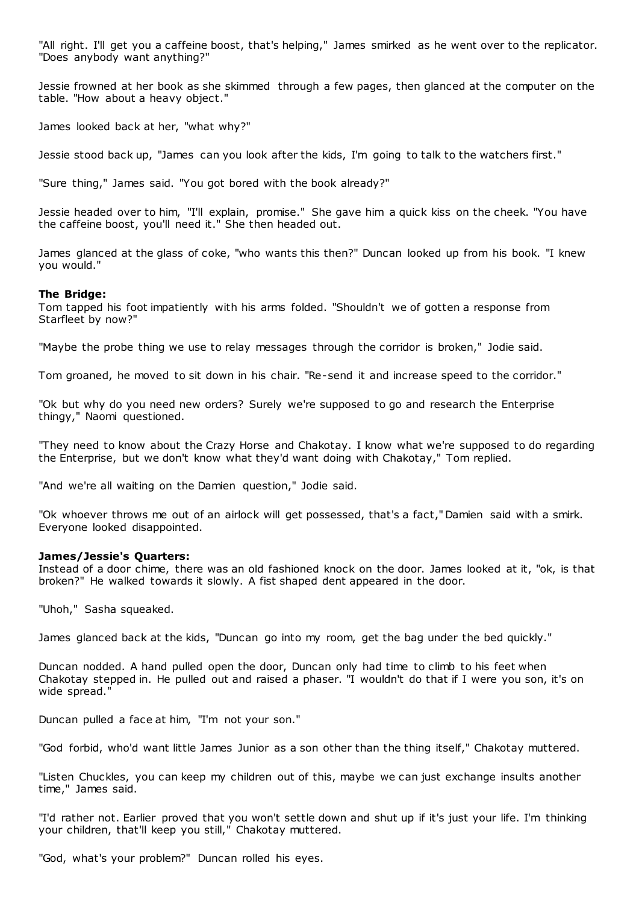"All right. I'll get you a caffeine boost, that's helping," James smirked as he went over to the replicator. "Does anybody want anything?"

Jessie frowned at her book as she skimmed through a few pages, then glanced at the computer on the table. "How about a heavy object."

James looked back at her, "what why?"

Jessie stood back up, "James can you look after the kids, I'm going to talk to the watchers first."

"Sure thing," James said. "You got bored with the book already?"

Jessie headed over to him, "I'll explain, promise." She gave him a quick kiss on the cheek. "You have the caffeine boost, you'll need it." She then headed out.

James glanced at the glass of coke, "who wants this then?" Duncan looked up from his book. "I knew you would."

**The Bridge:**
Tom tapped his foot impatiently with his arms folded. "Shouldn't we of gotten a response from Starfleet by now?"

"Maybe the probe thing we use to relay messages through the corridor is broken," Jodie said.

Tom groaned, he moved to sit down in his chair. "Re-send it and increase speed to the corridor."

"Ok but why do you need new orders? Surely we're supposed to go and research the Enterprise thingy," Naomi questioned.

"They need to know about the Crazy Horse and Chakotay. I know what we're supposed to do regarding the Enterprise, but we don't know what they'd want doing with Chakotay," Tom replied.

"And we're all waiting on the Damien question," Jodie said.

"Ok whoever throws me out of an airlock will get possessed, that's a fact," Damien said with a smirk. Everyone looked disappointed.

**James/Jessie's Quarters:**
Instead of a door chime, there was an old fashioned knock on the door. James looked at it, "ok, is that broken?" He walked towards it slowly. A fist shaped dent appeared in the door.

"Uhoh," Sasha squeaked.

James glanced back at the kids, "Duncan go into my room, get the bag under the bed quickly."

Duncan nodded. A hand pulled open the door, Duncan only had time to climb to his feet when Chakotay stepped in. He pulled out and raised a phaser. "I wouldn't do that if I were you son, it's on wide spread."

Duncan pulled a face at him, "I'm not your son."

"God forbid, who'd want little James Junior as a son other than the thing itself," Chakotay muttered.

"Listen Chuckles, you can keep my children out of this, maybe we can just exchange insults another time," James said.

"I'd rather not. Earlier proved that you won't settle down and shut up if it's just your life. I'm thinking your children, that'll keep you still," Chakotay muttered.

"God, what's your problem?" Duncan rolled his eyes.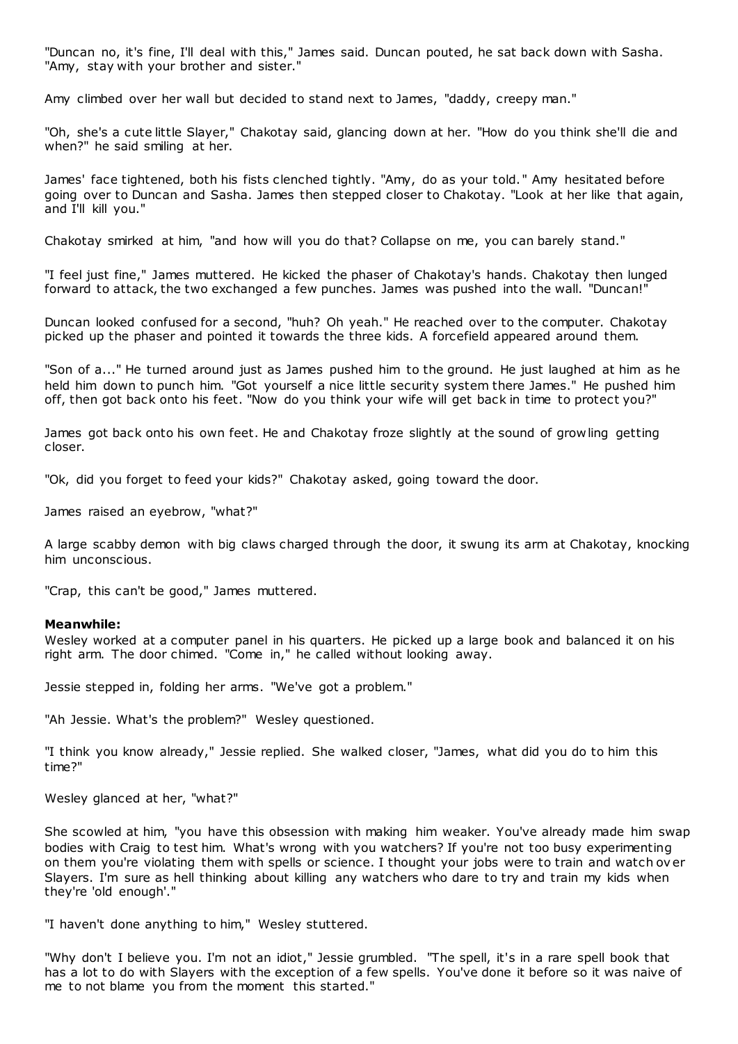"Duncan no, it's fine, I'll deal with this," James said. Duncan pouted, he sat back down with Sasha. "Amy, stay with your brother and sister."

Amy climbed over her wall but decided to stand next to James, "daddy, creepy man."

"Oh, she's a cute little Slayer," Chakotay said, glancing down at her. "How do you think she'll die and when?" he said smiling at her.

James' face tightened, both his fists clenched tightly. "Amy, do as your told." Amy hesitated before going over to Duncan and Sasha. James then stepped closer to Chakotay. "Look at her like that again, and I'll kill you."

Chakotay smirked at him, "and how will you do that? Collapse on me, you can barely stand."

"I feel just fine," James muttered. He kicked the phaser of Chakotay's hands. Chakotay then lunged forward to attack, the two exchanged a few punches. James was pushed into the wall. "Duncan!"

Duncan looked confused for a second, "huh? Oh yeah." He reached over to the computer. Chakotay picked up the phaser and pointed it towards the three kids. A forcefield appeared around them.

"Son of a..." He turned around just as James pushed him to the ground. He just laughed at him as he held him down to punch him. "Got yourself a nice little security system there James." He pushed him off, then got back onto his feet. "Now do you think your wife will get back in time to protect you?"

James got back onto his own feet. He and Chakotay froze slightly at the sound of growling getting closer.

"Ok, did you forget to feed your kids?" Chakotay asked, going toward the door.

James raised an eyebrow, "what?"

A large scabby demon with big claws charged through the door, it swung its arm at Chakotay, knocking him unconscious.

"Crap, this can't be good," James muttered.

**Meanwhile:**
Wesley worked at a computer panel in his quarters. He picked up a large book and balanced it on his right arm. The door chimed. "Come in," he called without looking away.

Jessie stepped in, folding her arms. "We've got a problem."

"Ah Jessie. What's the problem?" Wesley questioned.

"I think you know already," Jessie replied. She walked closer, "James, what did you do to him this time?"

Wesley glanced at her, "what?"

She scowled at him, "you have this obsession with making him weaker. You've already made him swap bodies with Craig to test him. What's wrong with you watchers? If you're not too busy experimenting on them you're violating them with spells or science. I thought your jobs were to train and watch over Slayers. I'm sure as hell thinking about killing any watchers who dare to try and train my kids when they're 'old enough'."

"I haven't done anything to him," Wesley stuttered.

"Why don't I believe you. I'm not an idiot," Jessie grumbled. "The spell, it's in a rare spell book that has a lot to do with Slayers with the exception of a few spells. You've done it before so it was naive of me to not blame you from the moment this started."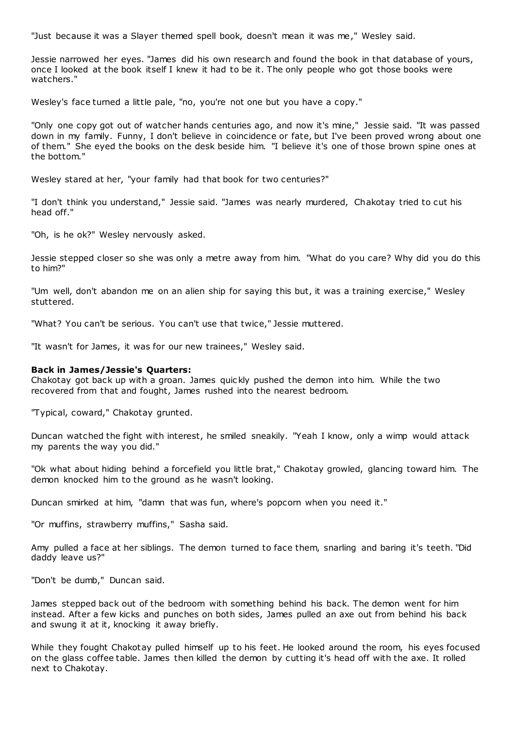"Just because it was a Slayer themed spell book, doesn't mean it was me," Wesley said.

Jessie narrowed her eyes. "James did his own research and found the book in that database of yours, once I looked at the book itself I knew it had to be it. The only people who got those books were watchers."

Wesley's face turned a little pale, "no, you're not one but you have a copy."

"Only one copy got out of watcher hands centuries ago, and now it's mine," Jessie said. "It was passed down in my family. Funny, I don't believe in coincidence or fate, but I've been proved wrong about one of them." She eyed the books on the desk beside him. "I believe it's one of those brown spine ones at the bottom."

Wesley stared at her, "your family had that book for two centuries?"

"I don't think you understand," Jessie said. "James was nearly murdered, Chakotay tried to cut his head off."

"Oh, is he ok?" Wesley nervously asked.

Jessie stepped closer so she was only a metre away from him. "What do you care? Why did you do this to him?"

"Um well, don't abandon me on an alien ship for saying this but, it was a training exercise," Wesley stuttered.

"What? You can't be serious. You can't use that twice," Jessie muttered.

"It wasn't for James, it was for our new trainees," Wesley said.

**Back in James/Jessie's Quarters:**
Chakotay got back up with a groan. James quickly pushed the demon into him. While the two recovered from that and fought, James rushed into the nearest bedroom.

"Typical, coward," Chakotay grunted.

Duncan watched the fight with interest, he smiled sneakily. "Yeah I know, only a wimp would attack my parents the way you did."

"Ok what about hiding behind a forcefield you little brat," Chakotay growled, glancing toward him. The demon knocked him to the ground as he wasn't looking.

Duncan smirked at him, "damn that was fun, where's popcorn when you need it."

"Or muffins, strawberry muffins," Sasha said.

Amy pulled a face at her siblings. The demon turned to face them, snarling and baring it's teeth. "Did daddy leave us?"

"Don't be dumb," Duncan said.

James stepped back out of the bedroom with something behind his back. The demon went for him instead. After a few kicks and punches on both sides, James pulled an axe out from behind his back and swung it at it, knocking it away briefly.

While they fought Chakotay pulled himself up to his feet. He looked around the room, his eyes focused on the glass coffee table. James then killed the demon by cutting it's head off with the axe. It rolled next to Chakotay.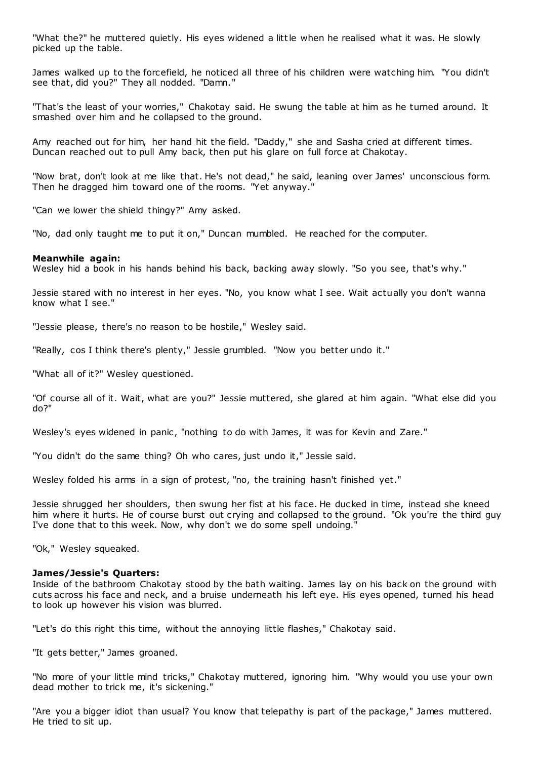"What the?" he muttered quietly. His eyes widened a little when he realised what it was. He slowly picked up the table.

James walked up to the forcefield, he noticed all three of his children were watching him. "You didn't see that, did you?" They all nodded. "Damn."

"That's the least of your worries," Chakotay said. He swung the table at him as he turned around. It smashed over him and he collapsed to the ground.

Amy reached out for him, her hand hit the field. "Daddy," she and Sasha cried at different times. Duncan reached out to pull Amy back, then put his glare on full force at Chakotay.

"Now brat, don't look at me like that. He's not dead," he said, leaning over James' unconscious form. Then he dragged him toward one of the rooms. "Yet anyway."

"Can we lower the shield thingy?" Amy asked.

"No, dad only taught me to put it on," Duncan mumbled. He reached for the computer.

**Meanwhile again:**
Wesley hid a book in his hands behind his back, backing away slowly. "So you see, that's why."

Jessie stared with no interest in her eyes. "No, you know what I see. Wait actually you don't wanna know what I see."

"Jessie please, there's no reason to be hostile," Wesley said.

"Really, cos I think there's plenty," Jessie grumbled. "Now you better undo it."

"What all of it?" Wesley questioned.

"Of course all of it. Wait, what are you?" Jessie muttered, she glared at him again. "What else did you do?"

Wesley's eyes widened in panic, "nothing to do with James, it was for Kevin and Zare."

"You didn't do the same thing? Oh who cares, just undo it," Jessie said.

Wesley folded his arms in a sign of protest, "no, the training hasn't finished yet."

Jessie shrugged her shoulders, then swung her fist at his face. He ducked in time, instead she kneed him where it hurts. He of course burst out crying and collapsed to the ground. "Ok you're the third guy I've done that to this week. Now, why don't we do some spell undoing."

"Ok," Wesley squeaked.

**James/Jessie's Quarters:**
Inside of the bathroom Chakotay stood by the bath waiting. James lay on his back on the ground with cuts across his face and neck, and a bruise underneath his left eye. His eyes opened, turned his head to look up however his vision was blurred.

"Let's do this right this time, without the annoying little flashes," Chakotay said.

"It gets better," James groaned.

"No more of your little mind tricks," Chakotay muttered, ignoring him. "Why would you use your own dead mother to trick me, it's sickening."

"Are you a bigger idiot than usual? You know that telepathy is part of the package," James muttered. He tried to sit up.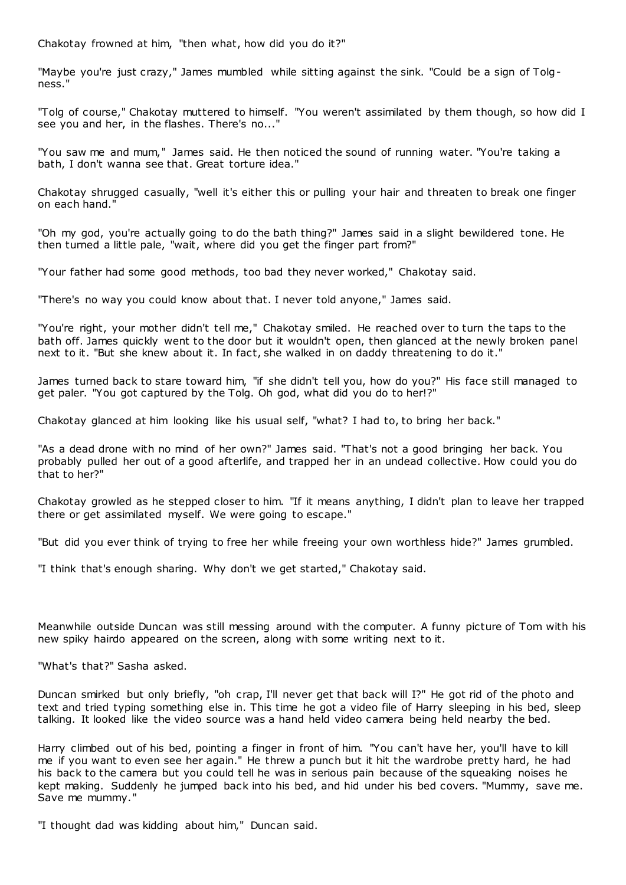Chakotay frowned at him, "then what, how did you do it?"

"Maybe you're just crazy," James mumbled while sitting against the sink. "Could be a sign of Tolg-ness."

"Tolg of course," Chakotay muttered to himself. "You weren't assimilated by them though, so how did I see you and her, in the flashes. There's no..."

"You saw me and mum," James said. He then noticed the sound of running water. "You're taking a bath, I don't wanna see that. Great torture idea."

Chakotay shrugged casually, "well it's either this or pulling your hair and threaten to break one finger on each hand."

"Oh my god, you're actually going to do the bath thing?" James said in a slight bewildered tone. He then turned a little pale, "wait, where did you get the finger part from?"

"Your father had some good methods, too bad they never worked," Chakotay said.

"There's no way you could know about that. I never told anyone," James said.

"You're right, your mother didn't tell me," Chakotay smiled. He reached over to turn the taps to the bath off. James quickly went to the door but it wouldn't open, then glanced at the newly broken panel next to it. "But she knew about it. In fact, she walked in on daddy threatening to do it."

James turned back to stare toward him, "if she didn't tell you, how do you?" His face still managed to get paler. "You got captured by the Tolg. Oh god, what did you do to her!?"

Chakotay glanced at him looking like his usual self, "what? I had to, to bring her back."

"As a dead drone with no mind of her own?" James said. "That's not a good bringing her back. You probably pulled her out of a good afterlife, and trapped her in an undead collective. How could you do that to her?"

Chakotay growled as he stepped closer to him. "If it means anything, I didn't plan to leave her trapped there or get assimilated myself. We were going to escape."

"But did you ever think of trying to free her while freeing your own worthless hide?" James grumbled.

"I think that's enough sharing. Why don't we get started," Chakotay said.

Meanwhile outside Duncan was still messing around with the computer. A funny picture of Tom with his new spiky hairdo appeared on the screen, along with some writing next to it.

"What's that?" Sasha asked.

Duncan smirked but only briefly, "oh crap, I'll never get that back will I?" He got rid of the photo and text and tried typing something else in. This time he got a video file of Harry sleeping in his bed, sleep talking. It looked like the video source was a hand held video camera being held nearby the bed.

Harry climbed out of his bed, pointing a finger in front of him. "You can't have her, you'll have to kill me if you want to even see her again." He threw a punch but it hit the wardrobe pretty hard, he had his back to the camera but you could tell he was in serious pain because of the squeaking noises he kept making. Suddenly he jumped back into his bed, and hid under his bed covers. "Mummy, save me. Save me mummy."

"I thought dad was kidding about him," Duncan said.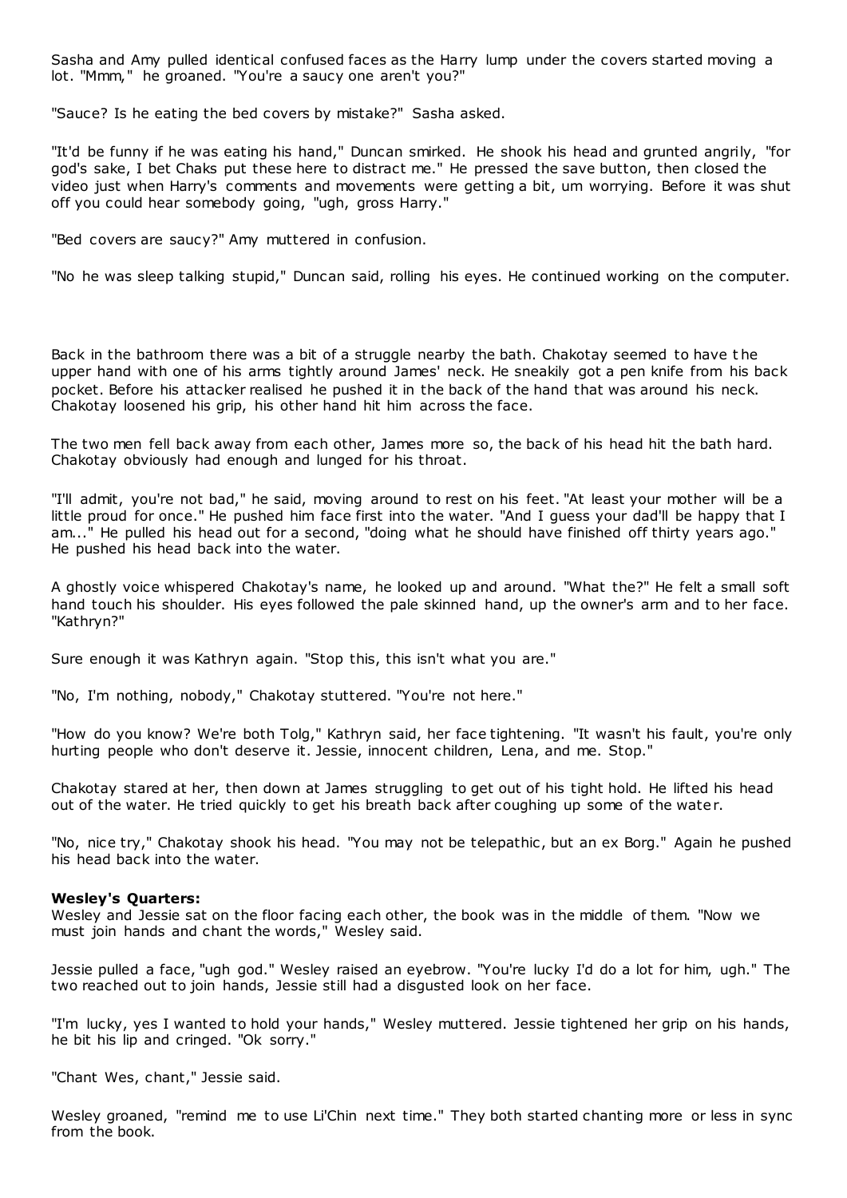Sasha and Amy pulled identical confused faces as the Harry lump under the covers started moving a lot. "Mmm," he groaned. "You're a saucy one aren't you?"

"Sauce? Is he eating the bed covers by mistake?" Sasha asked.

"It'd be funny if he was eating his hand," Duncan smirked. He shook his head and grunted angrily, "for god's sake, I bet Chaks put these here to distract me." He pressed the save button, then closed the video just when Harry's comments and movements were getting a bit, um worrying. Before it was shut off you could hear somebody going, "ugh, gross Harry."

"Bed covers are saucy?" Amy muttered in confusion.

"No he was sleep talking stupid," Duncan said, rolling his eyes. He continued working on the computer.

Back in the bathroom there was a bit of a struggle nearby the bath. Chakotay seemed to have the upper hand with one of his arms tightly around James' neck. He sneakily got a pen knife from his back pocket. Before his attacker realised he pushed it in the back of the hand that was around his neck. Chakotay loosened his grip, his other hand hit him across the face.

The two men fell back away from each other, James more so, the back of his head hit the bath hard. Chakotay obviously had enough and lunged for his throat.

"I'll admit, you're not bad," he said, moving around to rest on his feet. "At least your mother will be a little proud for once." He pushed him face first into the water. "And I guess your dad'll be happy that I am..." He pulled his head out for a second, "doing what he should have finished off thirty years ago." He pushed his head back into the water.

A ghostly voice whispered Chakotay's name, he looked up and around. "What the?" He felt a small soft hand touch his shoulder. His eyes followed the pale skinned hand, up the owner's arm and to her face. "Kathryn?"

Sure enough it was Kathryn again. "Stop this, this isn't what you are."

"No, I'm nothing, nobody," Chakotay stuttered. "You're not here."

"How do you know? We're both Tolg," Kathryn said, her face tightening. "It wasn't his fault, you're only hurting people who don't deserve it. Jessie, innocent children, Lena, and me. Stop."

Chakotay stared at her, then down at James struggling to get out of his tight hold. He lifted his head out of the water. He tried quickly to get his breath back after coughing up some of the water.

"No, nice try," Chakotay shook his head. "You may not be telepathic, but an ex Borg." Again he pushed his head back into the water.

**Wesley's Quarters:**
Wesley and Jessie sat on the floor facing each other, the book was in the middle of them. "Now we must join hands and chant the words," Wesley said.

Jessie pulled a face, "ugh god." Wesley raised an eyebrow. "You're lucky I'd do a lot for him, ugh." The two reached out to join hands, Jessie still had a disgusted look on her face.

"I'm lucky, yes I wanted to hold your hands," Wesley muttered. Jessie tightened her grip on his hands, he bit his lip and cringed. "Ok sorry."

"Chant Wes, chant," Jessie said.

Wesley groaned, "remind me to use Li'Chin next time." They both started chanting more or less in sync from the book.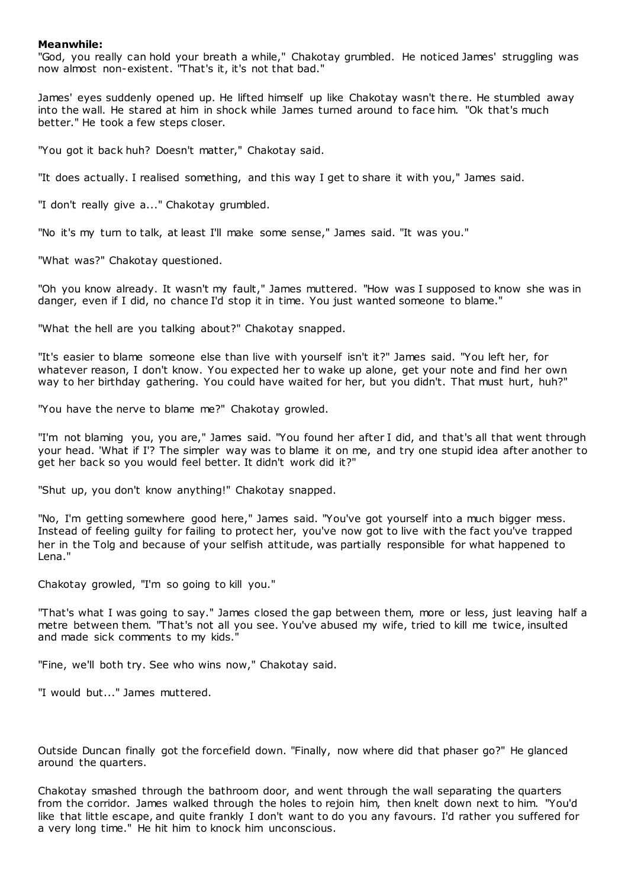**Meanwhile:**

"God, you really can hold your breath a while," Chakotay grumbled. He noticed James' struggling was now almost non-existent. "That's it, it's not that bad."

James' eyes suddenly opened up. He lifted himself up like Chakotay wasn't there. He stumbled away into the wall. He stared at him in shock while James turned around to face him. "Ok that's much better." He took a few steps closer.

"You got it back huh? Doesn't matter," Chakotay said.

"It does actually. I realised something, and this way I get to share it with you," James said.

"I don't really give a..." Chakotay grumbled.

"No it's my turn to talk, at least I'll make some sense," James said. "It was you."

"What was?" Chakotay questioned.

"Oh you know already. It wasn't my fault," James muttered. "How was I supposed to know she was in danger, even if I did, no chance I'd stop it in time. You just wanted someone to blame."

"What the hell are you talking about?" Chakotay snapped.

"It's easier to blame someone else than live with yourself isn't it?" James said. "You left her, for whatever reason, I don't know. You expected her to wake up alone, get your note and find her own way to her birthday gathering. You could have waited for her, but you didn't. That must hurt, huh?"

"You have the nerve to blame me?" Chakotay growled.

"I'm not blaming you, you are," James said. "You found her after I did, and that's all that went through your head. 'What if I'? The simpler way was to blame it on me, and try one stupid idea after another to get her back so you would feel better. It didn't work did it?"

"Shut up, you don't know anything!" Chakotay snapped.

"No, I'm getting somewhere good here," James said. "You've got yourself into a much bigger mess. Instead of feeling guilty for failing to protect her, you've now got to live with the fact you've trapped her in the Tolg and because of your selfish attitude, was partially responsible for what happened to Lena."

Chakotay growled, "I'm so going to kill you."

"That's what I was going to say." James closed the gap between them, more or less, just leaving half a metre between them. "That's not all you see. You've abused my wife, tried to kill me twice, insulted and made sick comments to my kids."

"Fine, we'll both try. See who wins now," Chakotay said.

"I would but..." James muttered.

Outside Duncan finally got the forcefield down. "Finally, now where did that phaser go?" He glanced around the quarters.

Chakotay smashed through the bathroom door, and went through the wall separating the quarters from the corridor. James walked through the holes to rejoin him, then knelt down next to him. "You'd like that little escape, and quite frankly I don't want to do you any favours. I'd rather you suffered for a very long time." He hit him to knock him unconscious.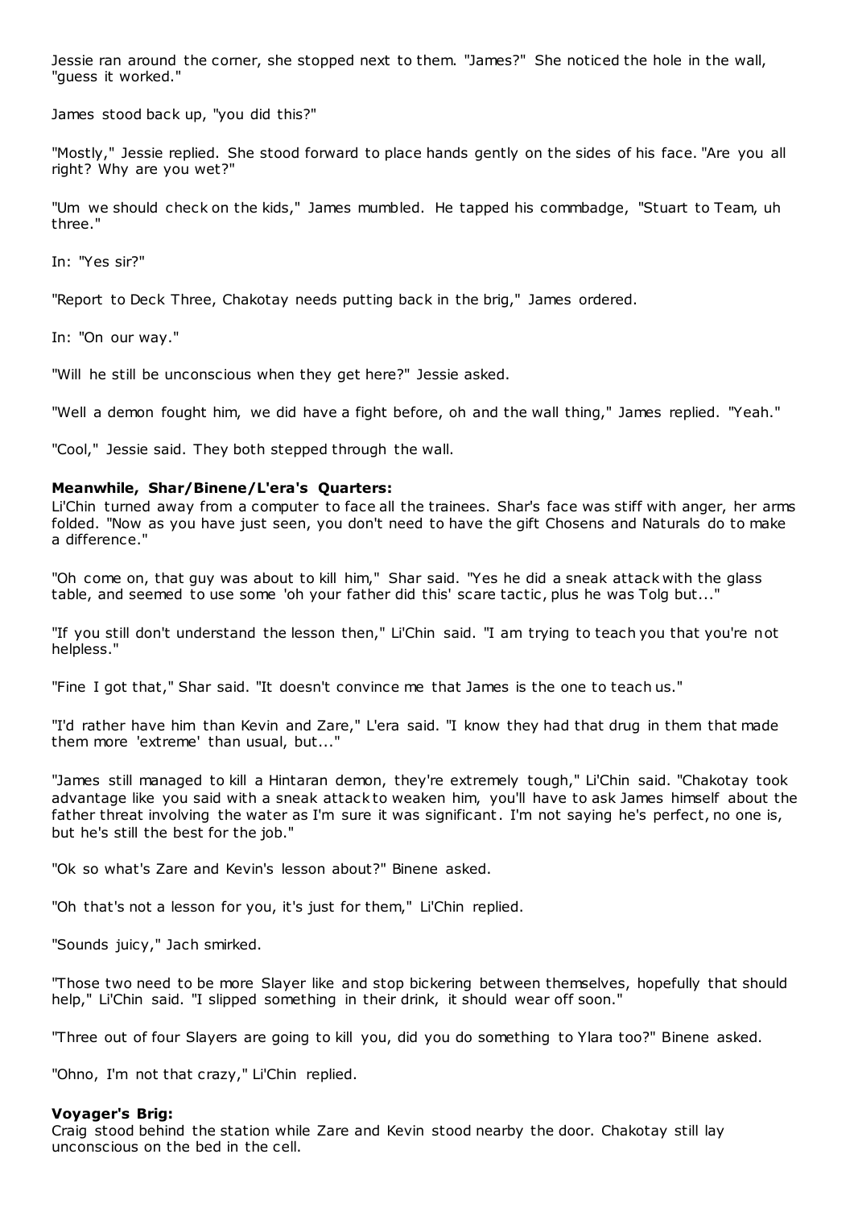Jessie ran around the corner, she stopped next to them. "James?" She noticed the hole in the wall, "guess it worked."

James stood back up, "you did this?"

"Mostly," Jessie replied. She stood forward to place hands gently on the sides of his face. "Are you all right? Why are you wet?"

"Um we should check on the kids," James mumbled. He tapped his commbadge, "Stuart to Team, uh three."

In: "Yes sir?"

"Report to Deck Three, Chakotay needs putting back in the brig," James ordered.

In: "On our way."

"Will he still be unconscious when they get here?" Jessie asked.

"Well a demon fought him, we did have a fight before, oh and the wall thing," James replied. "Yeah."

"Cool," Jessie said. They both stepped through the wall.

**Meanwhile, Shar/Binene/L'era's Quarters:**

Li'Chin turned away from a computer to face all the trainees. Shar's face was stiff with anger, her arms folded. "Now as you have just seen, you don't need to have the gift Chosens and Naturals do to make a difference."

"Oh come on, that guy was about to kill him," Shar said. "Yes he did a sneak attack with the glass table, and seemed to use some 'oh your father did this' scare tactic, plus he was Tolg but..."

"If you still don't understand the lesson then," Li'Chin said. "I am trying to teach you that you're not helpless."

"Fine I got that," Shar said. "It doesn't convince me that James is the one to teach us."

"I'd rather have him than Kevin and Zare," L'era said. "I know they had that drug in them that made them more 'extreme' than usual, but..."

"James still managed to kill a Hintaran demon, they're extremely tough," Li'Chin said. "Chakotay took advantage like you said with a sneak attack to weaken him, you'll have to ask James himself about the father threat involving the water as I'm sure it was significant. I'm not saying he's perfect, no one is, but he's still the best for the job."

"Ok so what's Zare and Kevin's lesson about?" Binene asked.

"Oh that's not a lesson for you, it's just for them," Li'Chin replied.

"Sounds juicy," Jach smirked.

"Those two need to be more Slayer like and stop bickering between themselves, hopefully that should help," Li'Chin said. "I slipped something in their drink, it should wear off soon."

"Three out of four Slayers are going to kill you, did you do something to Ylara too?" Binene asked.

"Ohno, I'm not that crazy," Li'Chin replied.

**Voyager's Brig:**

Craig stood behind the station while Zare and Kevin stood nearby the door. Chakotay still lay unconscious on the bed in the cell.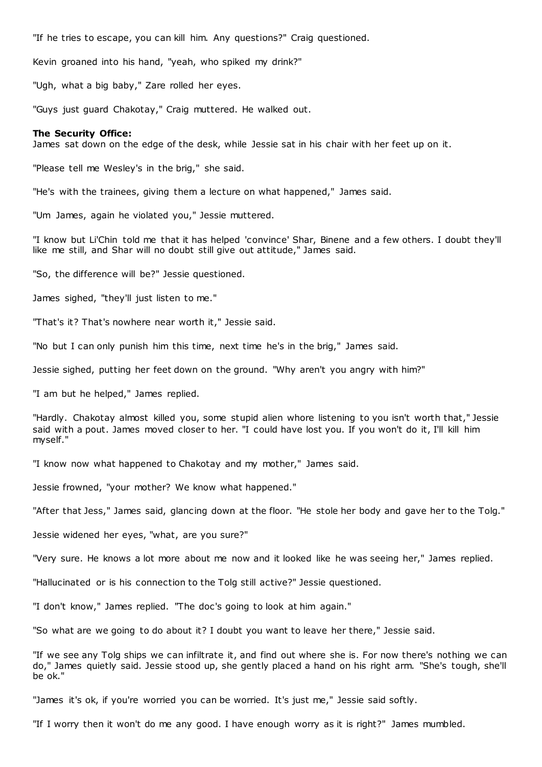"If he tries to escape, you can kill him. Any questions?" Craig questioned.

Kevin groaned into his hand, "yeah, who spiked my drink?"

"Ugh, what a big baby," Zare rolled her eyes.

"Guys just guard Chakotay," Craig muttered. He walked out.

**The Security Office:**
James sat down on the edge of the desk, while Jessie sat in his chair with her feet up on it.

"Please tell me Wesley's in the brig," she said.

"He's with the trainees, giving them a lecture on what happened," James said.

"Um James, again he violated you," Jessie muttered.

"I know but Li'Chin told me that it has helped 'convince' Shar, Binene and a few others. I doubt they'll like me still, and Shar will no doubt still give out attitude," James said.

"So, the difference will be?" Jessie questioned.

James sighed, "they'll just listen to me."

"That's it? That's nowhere near worth it," Jessie said.

"No but I can only punish him this time, next time he's in the brig," James said.

Jessie sighed, putting her feet down on the ground. "Why aren't you angry with him?"

"I am but he helped," James replied.

"Hardly. Chakotay almost killed you, some stupid alien whore listening to you isn't worth that," Jessie said with a pout. James moved closer to her. "I could have lost you. If you won't do it, I'll kill him myself."

"I know now what happened to Chakotay and my mother," James said.

Jessie frowned, "your mother? We know what happened."

"After that Jess," James said, glancing down at the floor. "He stole her body and gave her to the Tolg."

Jessie widened her eyes, "what, are you sure?"

"Very sure. He knows a lot more about me now and it looked like he was seeing her," James replied.

"Hallucinated or is his connection to the Tolg still active?" Jessie questioned.

"I don't know," James replied. "The doc's going to look at him again."

"So what are we going to do about it? I doubt you want to leave her there," Jessie said.

"If we see any Tolg ships we can infiltrate it, and find out where she is. For now there's nothing we can do," James quietly said. Jessie stood up, she gently placed a hand on his right arm. "She's tough, she'll be ok."

"James it's ok, if you're worried you can be worried. It's just me," Jessie said softly.

"If I worry then it won't do me any good. I have enough worry as it is right?" James mumbled.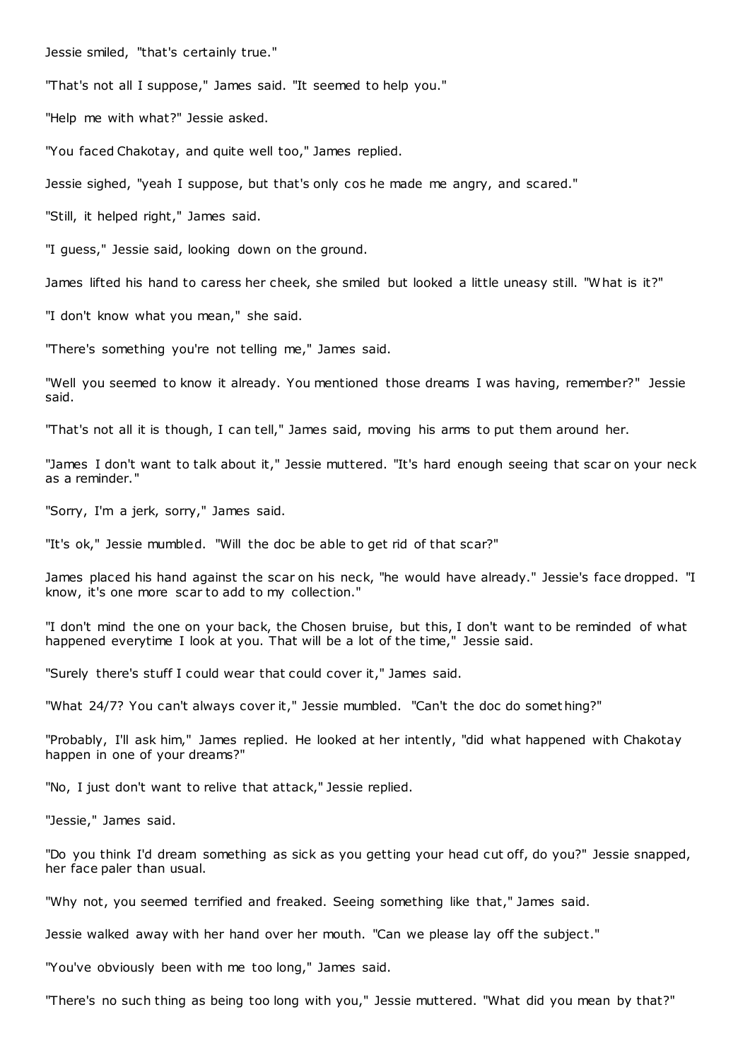Jessie smiled, "that's certainly true."

"That's not all I suppose," James said. "It seemed to help you."

"Help me with what?" Jessie asked.

"You faced Chakotay, and quite well too," James replied.

Jessie sighed, "yeah I suppose, but that's only cos he made me angry, and scared."

"Still, it helped right," James said.

"I guess," Jessie said, looking down on the ground.

James lifted his hand to caress her cheek, she smiled but looked a little uneasy still. "What is it?"

"I don't know what you mean," she said.

"There's something you're not telling me," James said.

"Well you seemed to know it already. You mentioned those dreams I was having, remember?" Jessie said.

"That's not all it is though, I can tell," James said, moving his arms to put them around her.

"James I don't want to talk about it," Jessie muttered. "It's hard enough seeing that scar on your neck as a reminder."

"Sorry, I'm a jerk, sorry," James said.

"It's ok," Jessie mumbled. "Will the doc be able to get rid of that scar?"

James placed his hand against the scar on his neck, "he would have already." Jessie's face dropped. "I know, it's one more scar to add to my collection."

"I don't mind the one on your back, the Chosen bruise, but this, I don't want to be reminded of what happened everytime I look at you. That will be a lot of the time," Jessie said.

"Surely there's stuff I could wear that could cover it," James said.

"What 24/7? You can't always cover it," Jessie mumbled. "Can't the doc do something?"

"Probably, I'll ask him," James replied. He looked at her intently, "did what happened with Chakotay happen in one of your dreams?"

"No, I just don't want to relive that attack," Jessie replied.

"Jessie," James said.

"Do you think I'd dream something as sick as you getting your head cut off, do you?" Jessie snapped, her face paler than usual.

"Why not, you seemed terrified and freaked. Seeing something like that," James said.

Jessie walked away with her hand over her mouth. "Can we please lay off the subject."

"You've obviously been with me too long," James said.

"There's no such thing as being too long with you," Jessie muttered. "What did you mean by that?"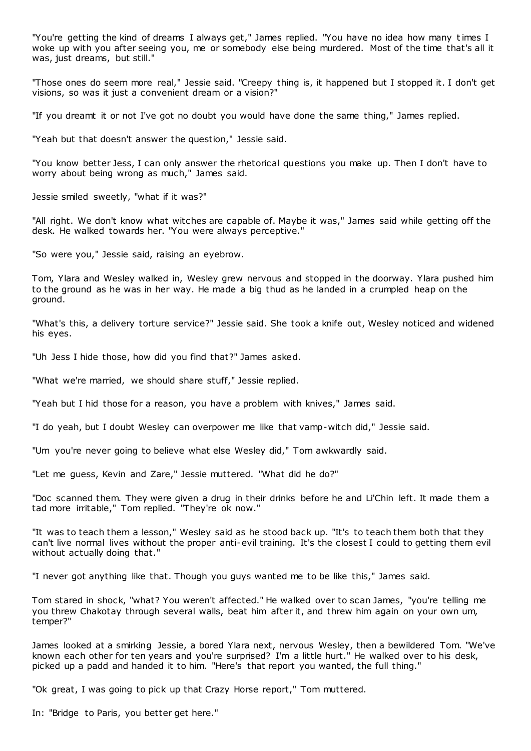"You're getting the kind of dreams I always get," James replied. "You have no idea how many times I woke up with you after seeing you, me or somebody else being murdered. Most of the time that's all it was, just dreams, but still."

"Those ones do seem more real," Jessie said. "Creepy thing is, it happened but I stopped it. I don't get visions, so was it just a convenient dream or a vision?"

"If you dreamt it or not I've got no doubt you would have done the same thing," James replied.

"Yeah but that doesn't answer the question," Jessie said.

"You know better Jess, I can only answer the rhetorical questions you make up. Then I don't have to worry about being wrong as much," James said.

Jessie smiled sweetly, "what if it was?"

"All right. We don't know what witches are capable of. Maybe it was," James said while getting off the desk. He walked towards her. "You were always perceptive."

"So were you," Jessie said, raising an eyebrow.

Tom, Ylara and Wesley walked in, Wesley grew nervous and stopped in the doorway. Ylara pushed him to the ground as he was in her way. He made a big thud as he landed in a crumpled heap on the ground.

"What's this, a delivery torture service?" Jessie said. She took a knife out, Wesley noticed and widened his eyes.

"Uh Jess I hide those, how did you find that?" James asked.

"What we're married, we should share stuff," Jessie replied.

"Yeah but I hid those for a reason, you have a problem with knives," James said.

"I do yeah, but I doubt Wesley can overpower me like that vamp-witch did," Jessie said.

"Um you're never going to believe what else Wesley did," Tom awkwardly said.

"Let me guess, Kevin and Zare," Jessie muttered. "What did he do?"

"Doc scanned them. They were given a drug in their drinks before he and Li'Chin left. It made them a tad more irritable," Tom replied. "They're ok now."

"It was to teach them a lesson," Wesley said as he stood back up. "It's to teach them both that they can't live normal lives without the proper anti-evil training. It's the closest I could to getting them evil without actually doing that."

"I never got anything like that. Though you guys wanted me to be like this," James said.

Tom stared in shock, "what? You weren't affected." He walked over to scan James, "you're telling me you threw Chakotay through several walls, beat him after it, and threw him again on your own um, temper?"

James looked at a smirking Jessie, a bored Ylara next, nervous Wesley, then a bewildered Tom. "We've known each other for ten years and you're surprised? I'm a little hurt." He walked over to his desk, picked up a padd and handed it to him. "Here's that report you wanted, the full thing."

"Ok great, I was going to pick up that Crazy Horse report," Tom muttered.

In: "Bridge to Paris, you better get here."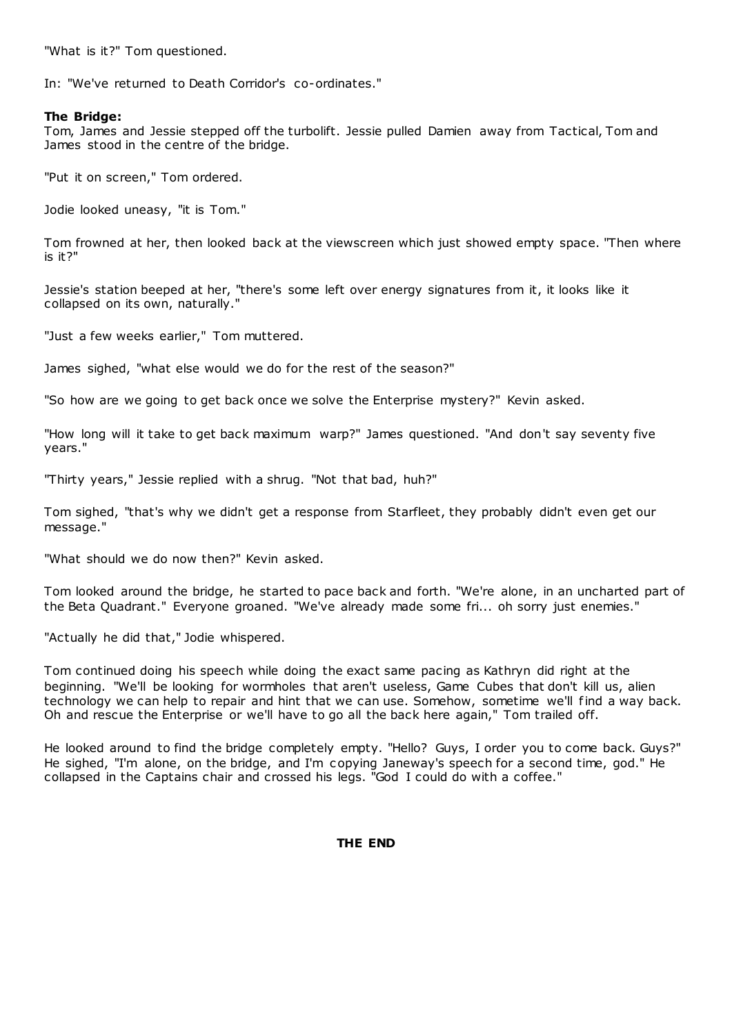"What is it?" Tom questioned.

In: "We've returned to Death Corridor's co-ordinates."

**The Bridge:**
Tom, James and Jessie stepped off the turbolift. Jessie pulled Damien away from Tactical, Tom and James stood in the centre of the bridge.

"Put it on screen," Tom ordered.

Jodie looked uneasy, "it is Tom."

Tom frowned at her, then looked back at the viewscreen which just showed empty space. "Then where is it?"

Jessie's station beeped at her, "there's some left over energy signatures from it, it looks like it collapsed on its own, naturally."

"Just a few weeks earlier," Tom muttered.

James sighed, "what else would we do for the rest of the season?"

"So how are we going to get back once we solve the Enterprise mystery?" Kevin asked.

"How long will it take to get back maximum warp?" James questioned. "And don't say seventy five years."

"Thirty years," Jessie replied with a shrug. "Not that bad, huh?"

Tom sighed, "that's why we didn't get a response from Starfleet, they probably didn't even get our message."

"What should we do now then?" Kevin asked.

Tom looked around the bridge, he started to pace back and forth. "We're alone, in an uncharted part of the Beta Quadrant." Everyone groaned. "We've already made some fri... oh sorry just enemies."

"Actually he did that," Jodie whispered.

Tom continued doing his speech while doing the exact same pacing as Kathryn did right at the beginning. "We'll be looking for wormholes that aren't useless, Game Cubes that don't kill us, alien technology we can help to repair and hint that we can use. Somehow, sometime we'll find a way back. Oh and rescue the Enterprise or we'll have to go all the back here again," Tom trailed off.

He looked around to find the bridge completely empty. "Hello? Guys, I order you to come back. Guys?" He sighed, "I'm alone, on the bridge, and I'm copying Janeway's speech for a second time, god." He collapsed in the Captains chair and crossed his legs. "God I could do with a coffee."

**THE END**